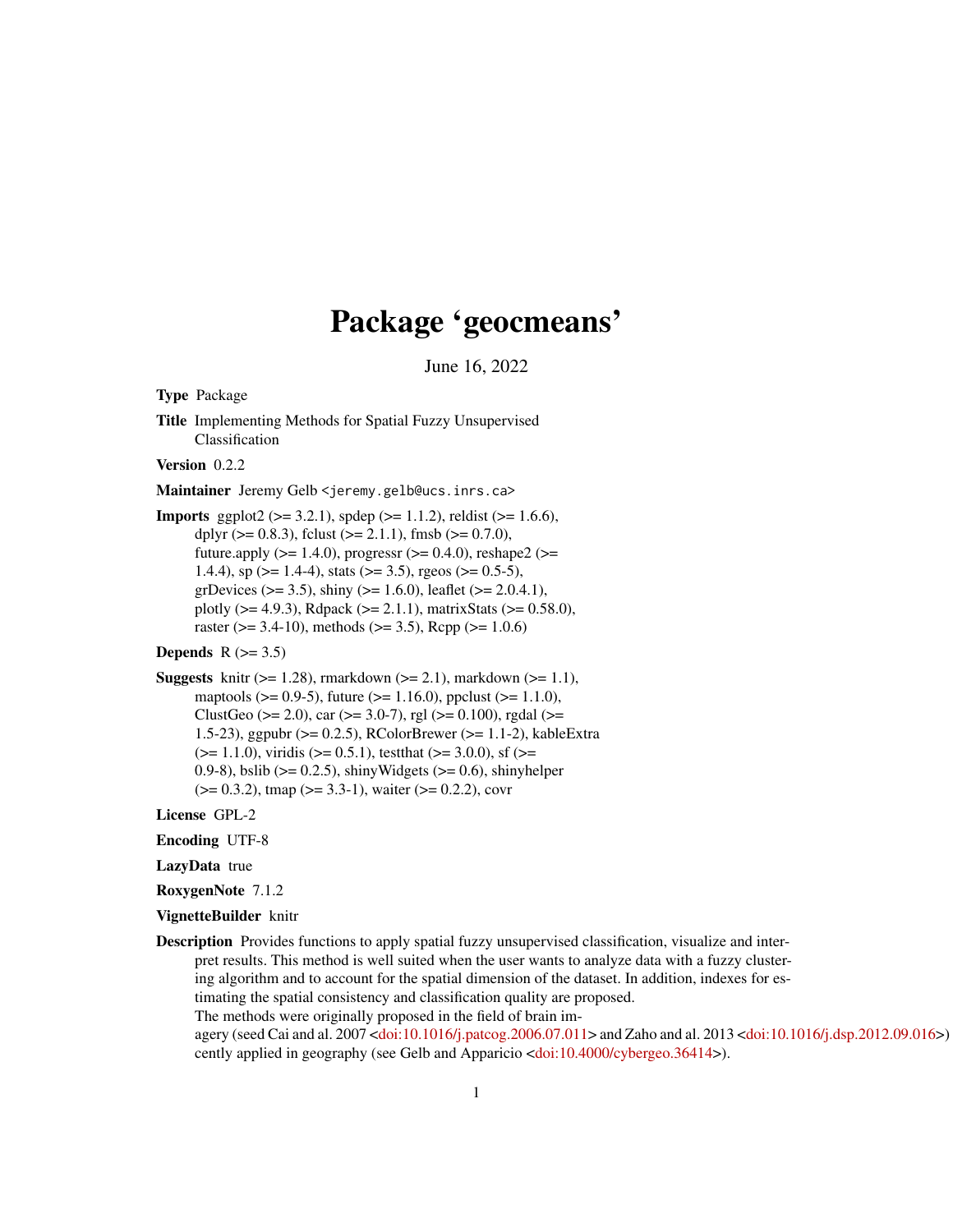# Package 'geocmeans'

June 16, 2022

**Type** Package

**Title** Implementing Methods for Spatial Fuzzy Unsupervised Classification

**Version** 0.2.2

**Maintainer** Jeremy Gelb <jeremy.gelb@ucs.inrs.ca>

**Imports** ggplot2 (>= 3.2.1), spdep (>= 1.1.2), reldist (>= 1.6.6), dplyr (>= 0.8.3), fclust (>= 2.1.1), fmsb (>= 0.7.0), future.apply (>= 1.4.0), progressr (>= 0.4.0), reshape2 (>= 1.4.4), sp (>= 1.4-4), stats (>= 3.5), rgeos (>= 0.5-5), grDevices (>= 3.5), shiny (>= 1.6.0), leaflet (>= 2.0.4.1), plotly (>= 4.9.3), Rdpack (>= 2.1.1), matrixStats (>= 0.58.0), raster (>= 3.4-10), methods (>= 3.5), Rcpp (>= 1.0.6)

**Depends** R (>= 3.5)

**Suggests** knitr (>= 1.28), rmarkdown (>= 2.1), markdown (>= 1.1), maptools (>= 0.9-5), future (>= 1.16.0), ppclust (>= 1.1.0), ClustGeo (>= 2.0), car (>= 3.0-7), rgl (>= 0.100), rgdal (>= 1.5-23), ggpubr (>= 0.2.5), RColorBrewer (>= 1.1-2), kableExtra (>= 1.1.0), viridis (>= 0.5.1), testthat (>= 3.0.0), sf (>= 0.9-8), bslib (>= 0.2.5), shinyWidgets (>= 0.6), shinyhelper (>= 0.3.2), tmap (>= 3.3-1), waiter (>= 0.2.2), covr

**License** GPL-2

**Encoding** UTF-8

**LazyData** true

**RoxygenNote** 7.1.2

**VignetteBuilder** knitr

**Description** Provides functions to apply spatial fuzzy unsupervised classification, visualize and interpret results. This method is well suited when the user wants to analyze data with a fuzzy clustering algorithm and to account for the spatial dimension of the dataset. In addition, indexes for estimating the spatial consistency and classification quality are proposed.
The methods were originally proposed in the field of brain imagery (seed Cai and al. 2007 <doi:10.1016/j.patcog.2006.07.011> and Zaho and al. 2013 <doi:10.1016/j.dsp.2012.09.016>) and recently applied in geography (see Gelb and Apparicio <doi:10.4000/cybergeo.36414>).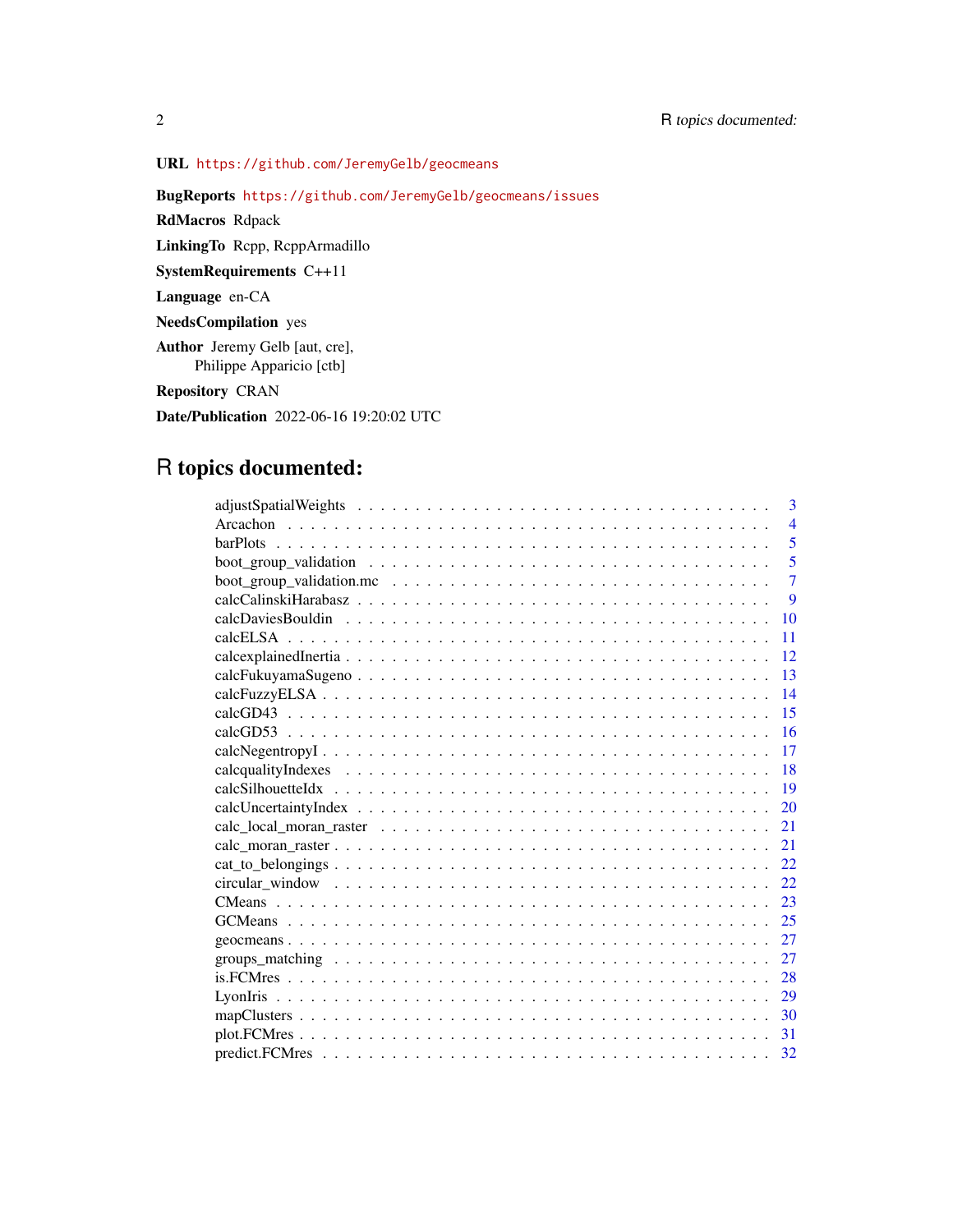**URL** https://github.com/JeremyGelb/geocmeans

**BugReports** https://github.com/JeremyGelb/geocmeans/issues

**RdMacros** Rdpack

**LinkingTo** Rcpp, RcppArmadillo

**SystemRequirements** C++11

**Language** en-CA

**NeedsCompilation** yes

**Author** Jeremy Gelb [aut, cre],
Philippe Apparicio [ctb]

**Repository** CRAN

**Date/Publication** 2022-06-16 19:20:02 UTC

# R topics documented:

| | |
|---|---|
| adjustSpatialWeights | 3 |
| Arcachon | 4 |
| barPlots | 5 |
| boot_group_validation | 5 |
| boot_group_validation.mc | 7 |
| calcCalinskiHarabasz | 9 |
| calcDaviesBouldin | 10 |
| calcELSA | 11 |
| calcexplainedInertia | 12 |
| calcFukuyamaSugeno | 13 |
| calcFuzzyELSA | 14 |
| calcGD43 | 15 |
| calcGD53 | 16 |
| calcNegentropyI | 17 |
| calcqualityIndexes | 18 |
| calcSilhouetteIdx | 19 |
| calcUncertaintyIndex | 20 |
| calc_local_moran_raster | 21 |
| calc_moran_raster | 21 |
| cat_to_belongings | 22 |
| circular_window | 22 |
| CMeans | 23 |
| GCMeans | 25 |
| geocmeans | 27 |
| groups_matching | 27 |
| is.FCMres | 28 |
| LyonIris | 29 |
| mapClusters | 30 |
| plot.FCMres | 31 |
| predict.FCMres | 32 |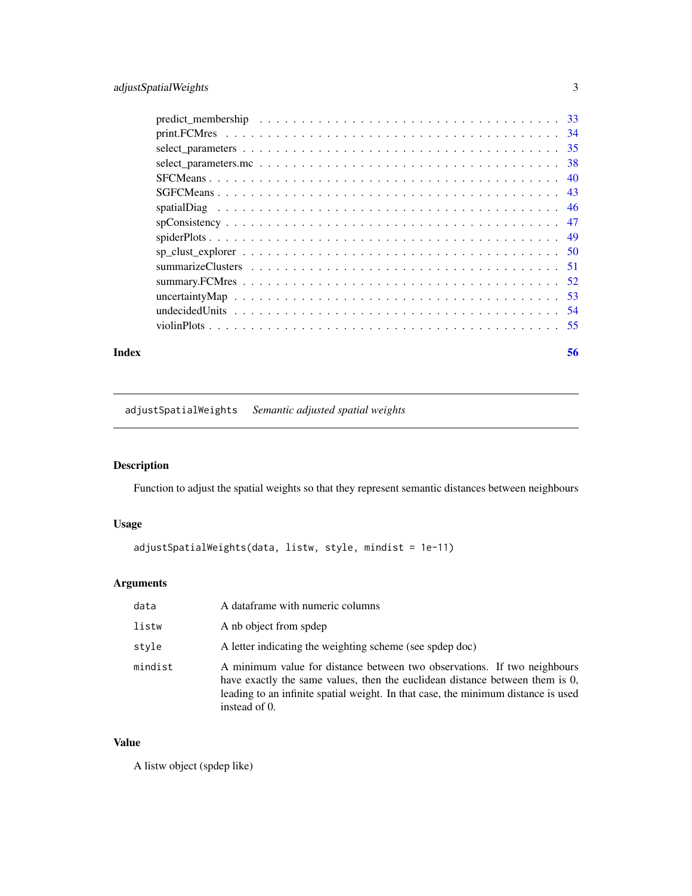| | |
|---|---|
| predict_membership | 33 |
| print.FCMres | 34 |
| select_parameters | 35 |
| select_parameters.mc | 38 |
| SFCMeans | 40 |
| SGFCMeans | 43 |
| spatialDiag | 46 |
| spConsistency | 47 |
| spiderPlots | 49 |
| sp_clust_explorer | 50 |
| summarizeClusters | 51 |
| summary.FCMres | 52 |
| uncertaintyMap | 53 |
| undecidedUnits | 54 |
| violinPlots | 55 |

**Index** **56**

---

## adjustSpatialWeights *Semantic adjusted spatial weights*

---

### Description

Function to adjust the spatial weights so that they represent semantic distances between neighbours

### Usage

```
adjustSpatialWeights(data, listw, style, mindist = 1e-11)
```

### Arguments

| | |
|---|---|
| data | A dataframe with numeric columns |
| listw | A nb object from spdep |
| style | A letter indicating the weighting scheme (see spdep doc) |
| mindist | A minimum value for distance between two observations. If two neighbours have exactly the same values, then the euclidean distance between them is 0, leading to an infinite spatial weight. In that case, the minimum distance is used instead of 0. |

### Value

A listw object (spdep like)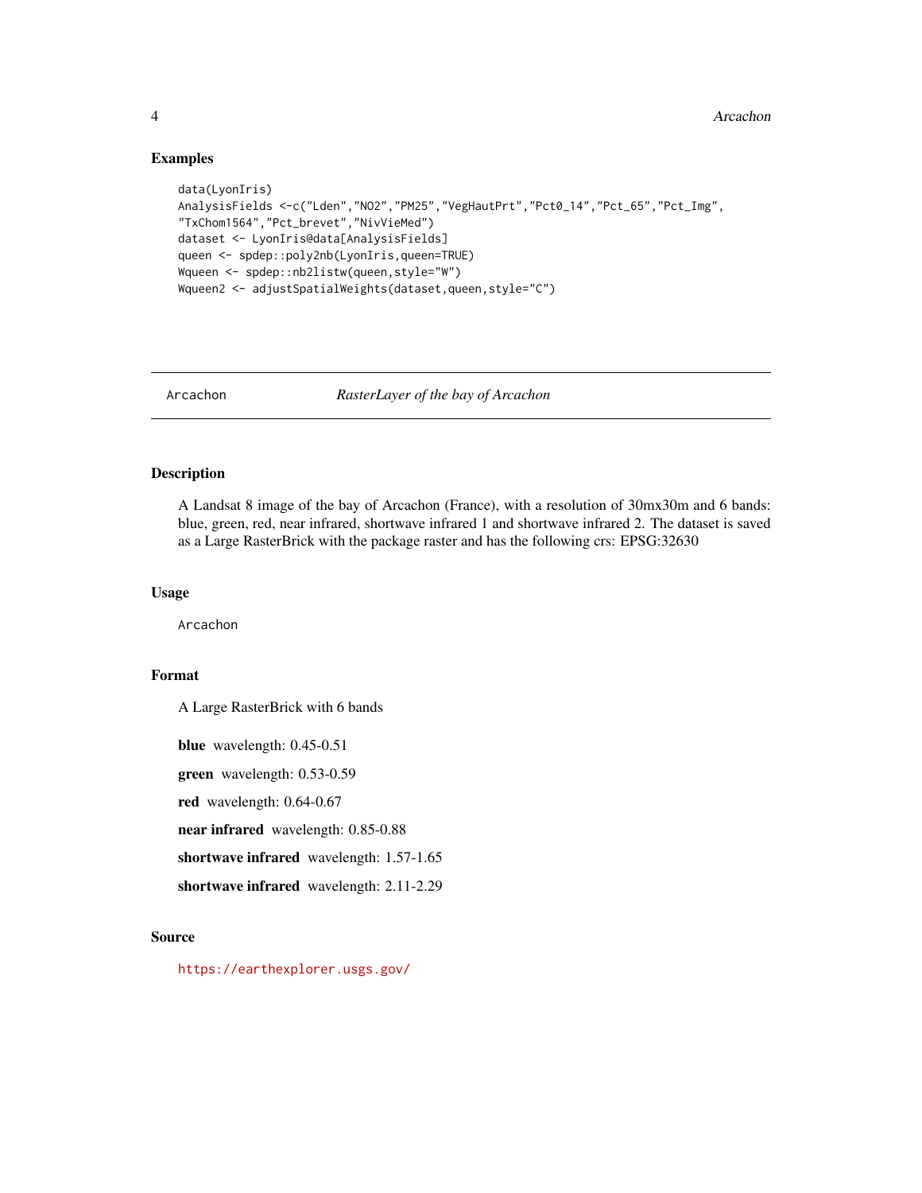## Examples

```
data(LyonIris)
AnalysisFields <-c("Lden","NO2","PM25","VegHautPrt","Pct0_14","Pct_65","Pct_Img",
"TxChom1564","Pct_brevet","NivVieMed")
dataset <- LyonIris@data[AnalysisFields]
queen <- spdep::poly2nb(LyonIris,queen=TRUE)
Wqueen <- spdep::nb2listw(queen,style="W")
Wqueen2 <- adjustSpatialWeights(dataset,queen,style="C")
```

---

# Arcachon — *RasterLayer of the bay of Arcachon*

## Description

A Landsat 8 image of the bay of Arcachon (France), with a resolution of 30mx30m and 6 bands: blue, green, red, near infrared, shortwave infrared 1 and shortwave infrared 2. The dataset is saved as a Large RasterBrick with the package raster and has the following crs: EPSG:32630

## Usage

```
Arcachon
```

## Format

A Large RasterBrick with 6 bands

**blue** wavelength: 0.45-0.51

**green** wavelength: 0.53-0.59

**red** wavelength: 0.64-0.67

**near infrared** wavelength: 0.85-0.88

**shortwave infrared** wavelength: 1.57-1.65

**shortwave infrared** wavelength: 2.11-2.29

## Source

https://earthexplorer.usgs.gov/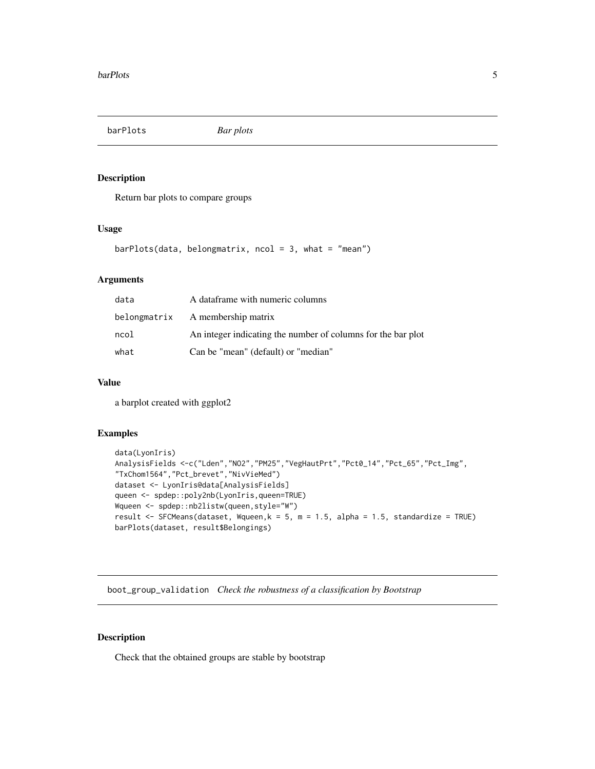## barPlots *Bar plots*

### Description

Return bar plots to compare groups

### Usage

```
barPlots(data, belongmatrix, ncol = 3, what = "mean")
```

### Arguments

| | |
|---|---|
| data | A dataframe with numeric columns |
| belongmatrix | A membership matrix |
| ncol | An integer indicating the number of columns for the bar plot |
| what | Can be "mean" (default) or "median" |

### Value

a barplot created with ggplot2

### Examples

```
data(LyonIris)
AnalysisFields <-c("Lden","NO2","PM25","VegHautPrt","Pct0_14","Pct_65","Pct_Img",
"TxChom1564","Pct_brevet","NivVieMed")
dataset <- LyonIris@data[AnalysisFields]
queen <- spdep::poly2nb(LyonIris,queen=TRUE)
Wqueen <- spdep::nb2listw(queen,style="W")
result <- SFCMeans(dataset, Wqueen,k = 5, m = 1.5, alpha = 1.5, standardize = TRUE)
barPlots(dataset, result$Belongings)
```

## boot_group_validation *Check the robustness of a classification by Bootstrap*

### Description

Check that the obtained groups are stable by bootstrap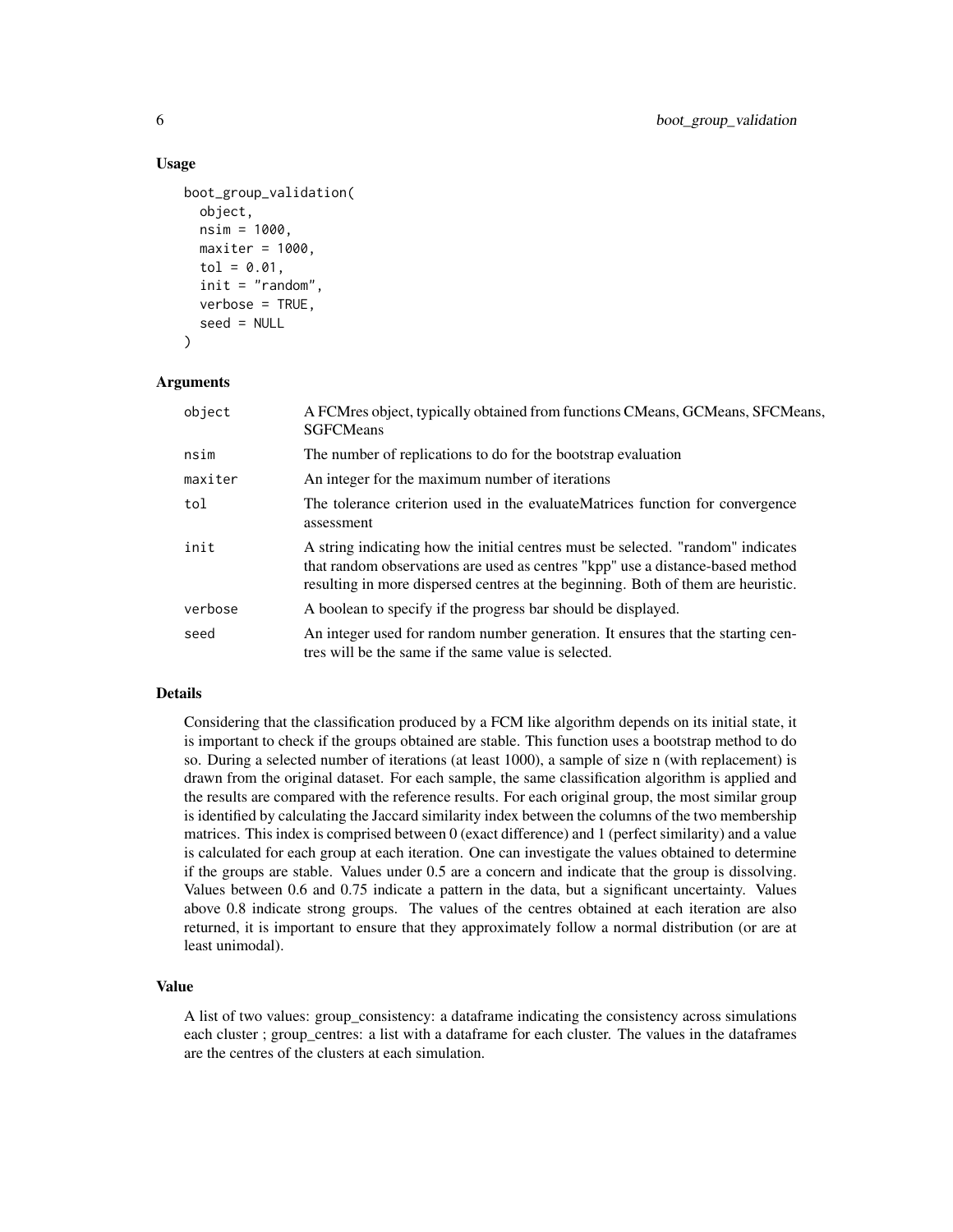### Usage

```
boot_group_validation(
  object,
  nsim = 1000,
  maxiter = 1000,
  tol = 0.01,
  init = "random",
  verbose = TRUE,
  seed = NULL
)
```

### Arguments

| | |
|---|---|
| `object` | A FCMres object, typically obtained from functions CMeans, GCMeans, SFCMeans, SGFCMeans |
| `nsim` | The number of replications to do for the bootstrap evaluation |
| `maxiter` | An integer for the maximum number of iterations |
| `tol` | The tolerance criterion used in the evaluateMatrices function for convergence assessment |
| `init` | A string indicating how the initial centres must be selected. "random" indicates that random observations are used as centres "kpp" use a distance-based method resulting in more dispersed centres at the beginning. Both of them are heuristic. |
| `verbose` | A boolean to specify if the progress bar should be displayed. |
| `seed` | An integer used for random number generation. It ensures that the starting centres will be the same if the same value is selected. |

### Details

Considering that the classification produced by a FCM like algorithm depends on its initial state, it is important to check if the groups obtained are stable. This function uses a bootstrap method to do so. During a selected number of iterations (at least 1000), a sample of size n (with replacement) is drawn from the original dataset. For each sample, the same classification algorithm is applied and the results are compared with the reference results. For each original group, the most similar group is identified by calculating the Jaccard similarity index between the columns of the two membership matrices. This index is comprised between 0 (exact difference) and 1 (perfect similarity) and a value is calculated for each group at each iteration. One can investigate the values obtained to determine if the groups are stable. Values under 0.5 are a concern and indicate that the group is dissolving. Values between 0.6 and 0.75 indicate a pattern in the data, but a significant uncertainty. Values above 0.8 indicate strong groups. The values of the centres obtained at each iteration are also returned, it is important to ensure that they approximately follow a normal distribution (or are at least unimodal).

### Value

A list of two values: group_consistency: a dataframe indicating the consistency across simulations each cluster ; group_centres: a list with a dataframe for each cluster. The values in the dataframes are the centres of the clusters at each simulation.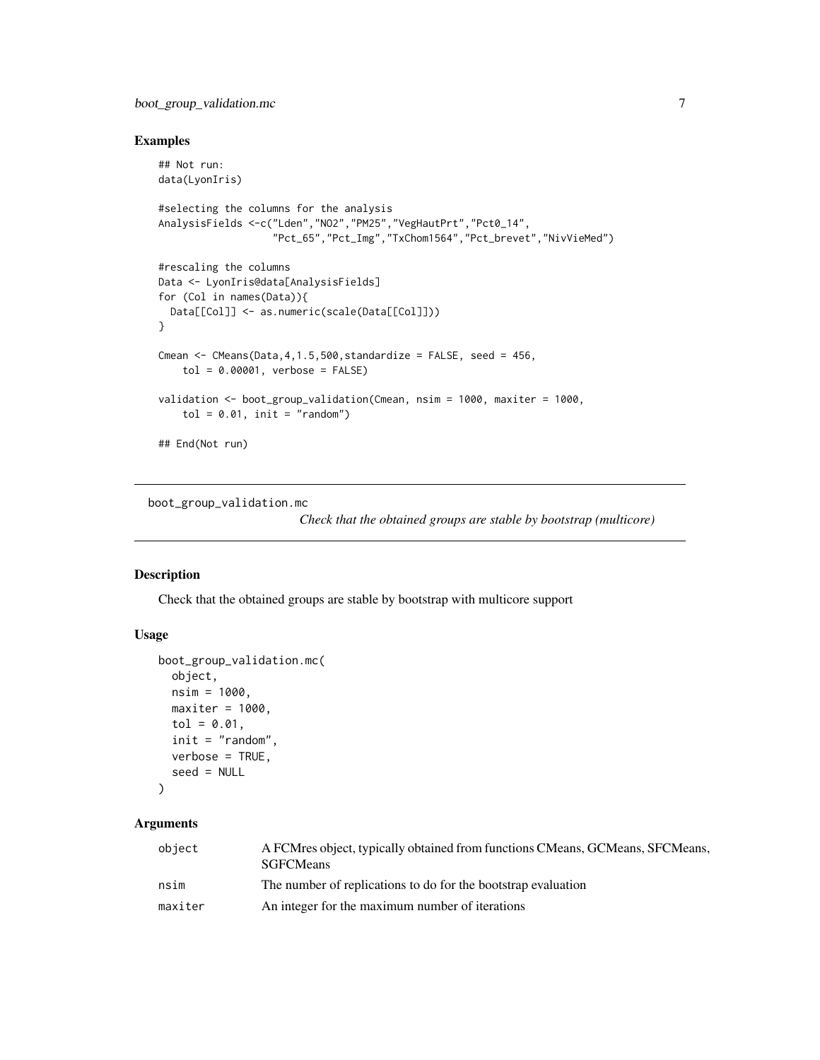## Examples

```
## Not run:
data(LyonIris)

#selecting the columns for the analysis
AnalysisFields <-c("Lden","NO2","PM25","VegHautPrt","Pct0_14",
                   "Pct_65","Pct_Img","TxChom1564","Pct_brevet","NivVieMed")

#rescaling the columns
Data <- LyonIris@data[AnalysisFields]
for (Col in names(Data)){
  Data[[Col]] <- as.numeric(scale(Data[[Col]]))
}

Cmean <- CMeans(Data,4,1.5,500,standardize = FALSE, seed = 456,
    tol = 0.00001, verbose = FALSE)

validation <- boot_group_validation(Cmean, nsim = 1000, maxiter = 1000,
    tol = 0.01, init = "random")

## End(Not run)
```

---

# boot_group_validation.mc

*Check that the obtained groups are stable by bootstrap (multicore)*

## Description

Check that the obtained groups are stable by bootstrap with multicore support

## Usage

```
boot_group_validation.mc(
  object,
  nsim = 1000,
  maxiter = 1000,
  tol = 0.01,
  init = "random",
  verbose = TRUE,
  seed = NULL
)
```

## Arguments

| | |
|---|---|
| object | A FCMres object, typically obtained from functions CMeans, GCMeans, SFCMeans, SGFCMeans |
| nsim | The number of replications to do for the bootstrap evaluation |
| maxiter | An integer for the maximum number of iterations |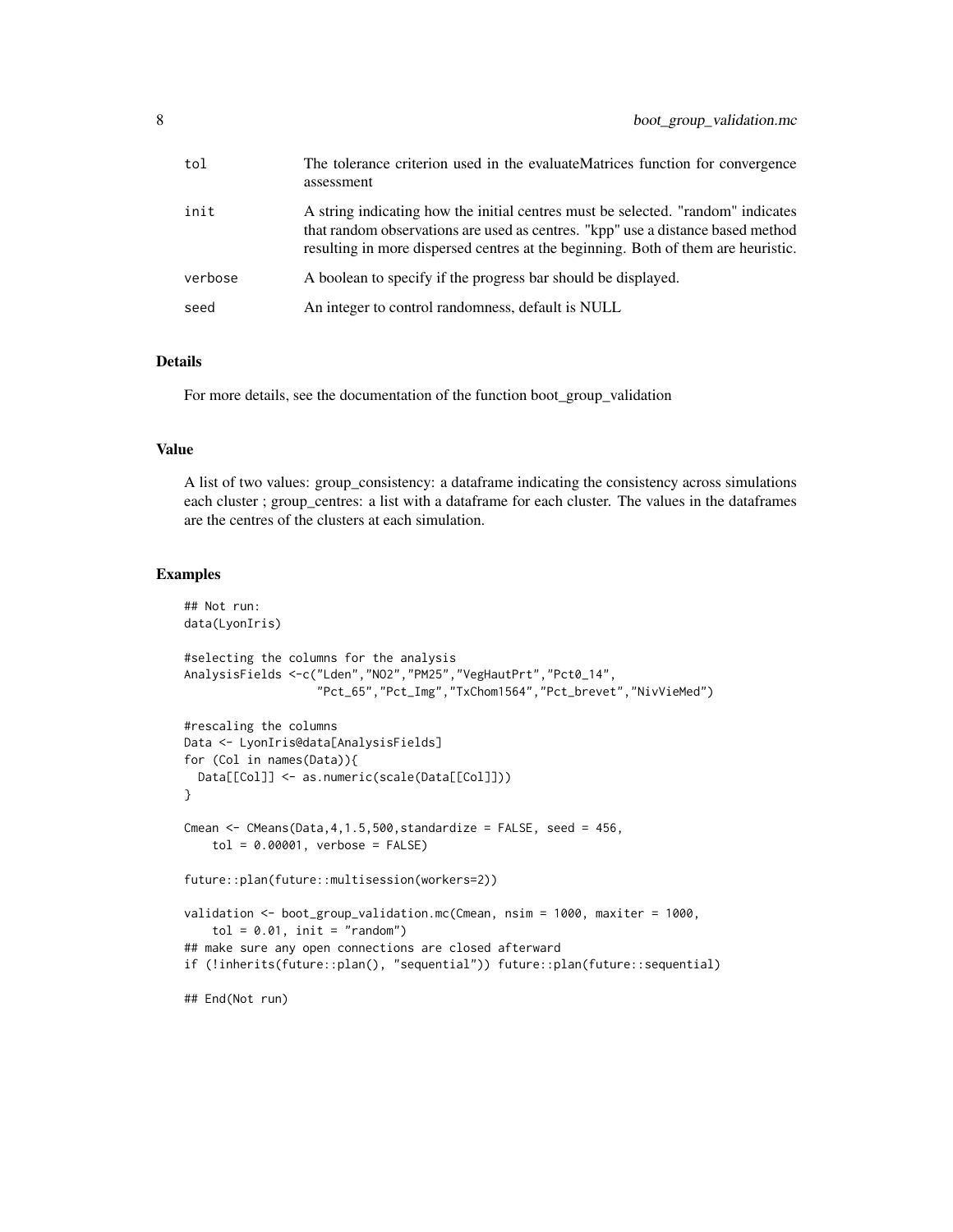| | |
|---|---|
| tol | The tolerance criterion used in the evaluateMatrices function for convergence assessment |
| init | A string indicating how the initial centres must be selected. "random" indicates that random observations are used as centres. "kpp" use a distance based method resulting in more dispersed centres at the beginning. Both of them are heuristic. |
| verbose | A boolean to specify if the progress bar should be displayed. |
| seed | An integer to control randomness, default is NULL |

### Details

For more details, see the documentation of the function boot_group_validation

### Value

A list of two values: group_consistency: a dataframe indicating the consistency across simulations each cluster ; group_centres: a list with a dataframe for each cluster. The values in the dataframes are the centres of the clusters at each simulation.

### Examples

```
## Not run:
data(LyonIris)

#selecting the columns for the analysis
AnalysisFields <-c("Lden","NO2","PM25","VegHautPrt","Pct0_14",
                   "Pct_65","Pct_Img","TxChom1564","Pct_brevet","NivVieMed")

#rescaling the columns
Data <- LyonIris@data[AnalysisFields]
for (Col in names(Data)){
  Data[[Col]] <- as.numeric(scale(Data[[Col]]))
}

Cmean <- CMeans(Data,4,1.5,500,standardize = FALSE, seed = 456,
    tol = 0.00001, verbose = FALSE)

future::plan(future::multisession(workers=2))

validation <- boot_group_validation.mc(Cmean, nsim = 1000, maxiter = 1000,
    tol = 0.01, init = "random")
## make sure any open connections are closed afterward
if (!inherits(future::plan(), "sequential")) future::plan(future::sequential)

## End(Not run)
```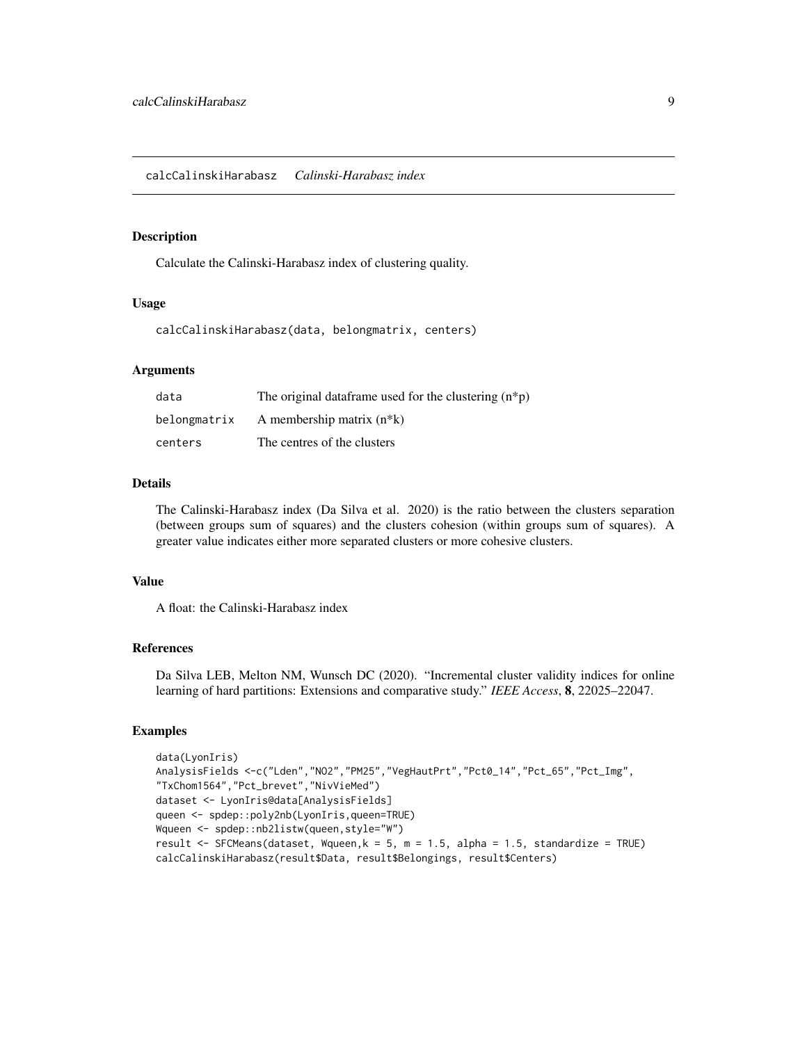## calcCalinskiHarabasz *Calinski-Harabasz index*

### Description

Calculate the Calinski-Harabasz index of clustering quality.

### Usage

```
calcCalinskiHarabasz(data, belongmatrix, centers)
```

### Arguments

| | |
|---|---|
| data | The original dataframe used for the clustering (n*p) |
| belongmatrix | A membership matrix (n*k) |
| centers | The centres of the clusters |

### Details

The Calinski-Harabasz index (Da Silva et al. 2020) is the ratio between the clusters separation (between groups sum of squares) and the clusters cohesion (within groups sum of squares). A greater value indicates either more separated clusters or more cohesive clusters.

### Value

A float: the Calinski-Harabasz index

### References

Da Silva LEB, Melton NM, Wunsch DC (2020). "Incremental cluster validity indices for online learning of hard partitions: Extensions and comparative study." *IEEE Access*, **8**, 22025–22047.

### Examples

```
data(LyonIris)
AnalysisFields <-c("Lden","NO2","PM25","VegHautPrt","Pct0_14","Pct_65","Pct_Img",
"TxChom1564","Pct_brevet","NivVieMed")
dataset <- LyonIris@data[AnalysisFields]
queen <- spdep::poly2nb(LyonIris,queen=TRUE)
Wqueen <- spdep::nb2listw(queen,style="W")
result <- SFCMeans(dataset, Wqueen,k = 5, m = 1.5, alpha = 1.5, standardize = TRUE)
calcCalinskiHarabasz(result$Data, result$Belongings, result$Centers)
```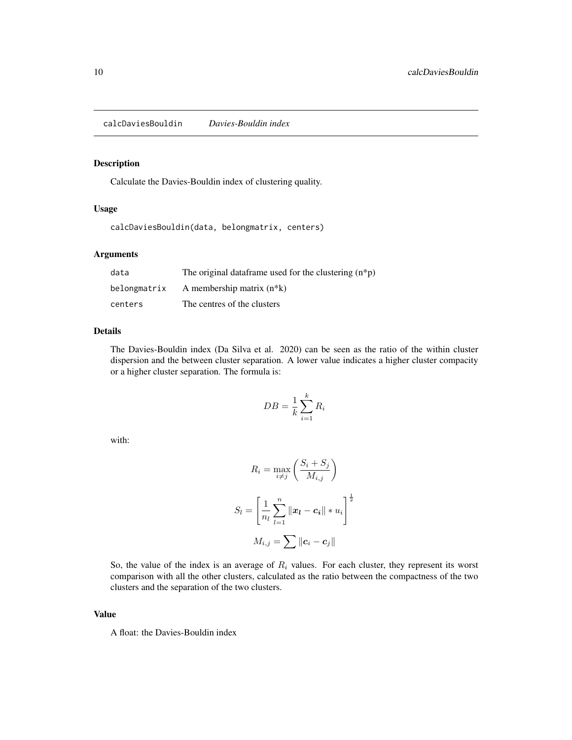## calcDaviesBouldin    *Davies-Bouldin index*

### Description

Calculate the Davies-Bouldin index of clustering quality.

### Usage

```
calcDaviesBouldin(data, belongmatrix, centers)
```

### Arguments

| | |
|---|---|
| data | The original dataframe used for the clustering (n*p) |
| belongmatrix | A membership matrix (n*k) |
| centers | The centres of the clusters |

### Details

The Davies-Bouldin index (Da Silva et al. 2020) can be seen as the ratio of the within cluster dispersion and the between cluster separation. A lower value indicates a higher cluster compacity or a higher cluster separation. The formula is:

$$DB = \frac{1}{k}\sum_{i=1}^{k} R_i$$

with:

$$R_i = \max_{i \neq j}\left(\frac{S_i + S_j}{M_{i,j}}\right)$$

$$S_l = \left[\frac{1}{n_l}\sum_{l=1}^{n} \|\boldsymbol{x_l} - \boldsymbol{c_i}\| * u_i\right]^{\frac{1}{2}}$$

$$M_{i,j} = \sum \|\boldsymbol{c}_i - \boldsymbol{c}_j\|$$

So, the value of the index is an average of $R_i$ values. For each cluster, they represent its worst comparison with all the other clusters, calculated as the ratio between the compactness of the two clusters and the separation of the two clusters.

### Value

A float: the Davies-Bouldin index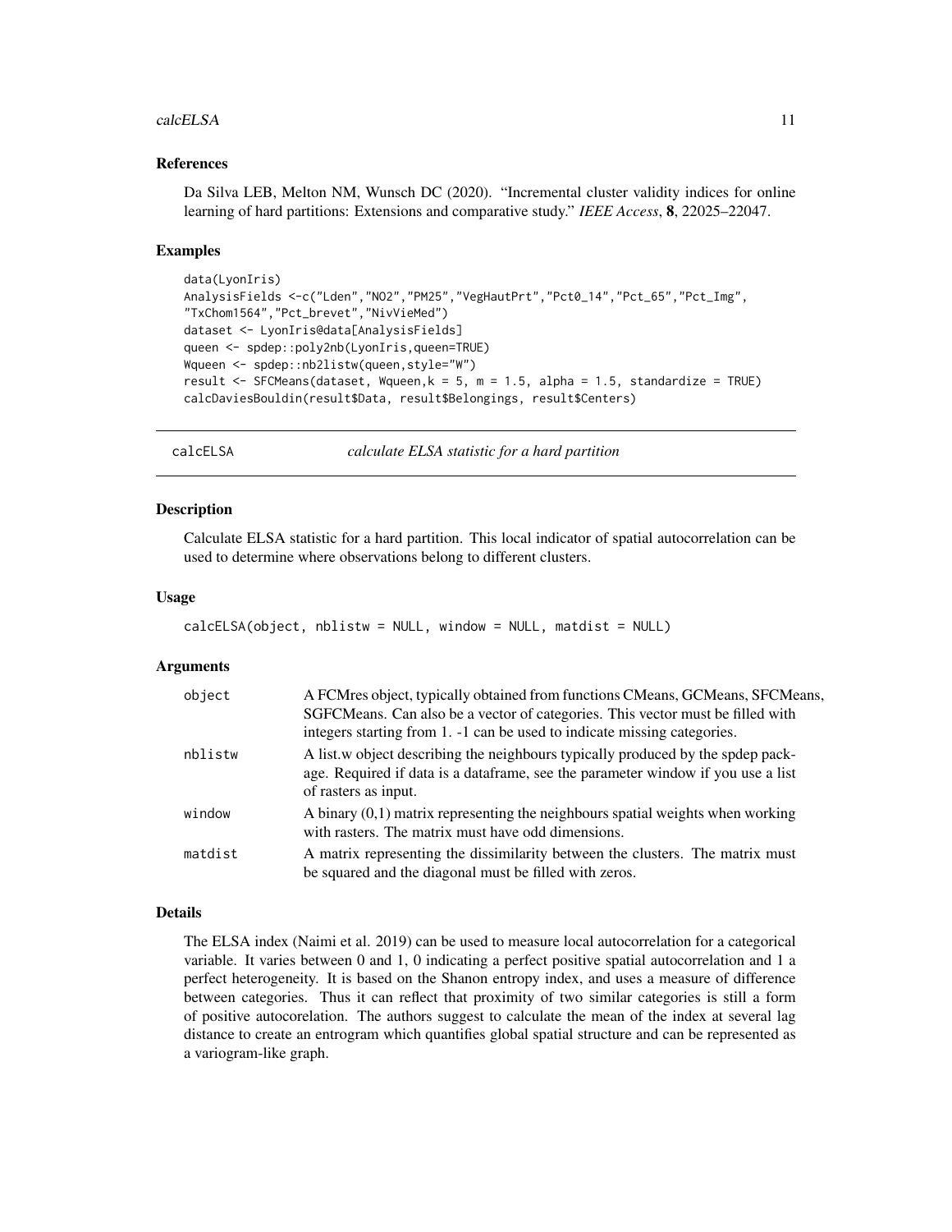### References

Da Silva LEB, Melton NM, Wunsch DC (2020). "Incremental cluster validity indices for online learning of hard partitions: Extensions and comparative study." *IEEE Access*, **8**, 22025–22047.

### Examples

```
data(LyonIris)
AnalysisFields <-c("Lden","NO2","PM25","VegHautPrt","Pct0_14","Pct_65","Pct_Img",
"TxChom1564","Pct_brevet","NivVieMed")
dataset <- LyonIris@data[AnalysisFields]
queen <- spdep::poly2nb(LyonIris,queen=TRUE)
Wqueen <- spdep::nb2listw(queen,style="W")
result <- SFCMeans(dataset, Wqueen,k = 5, m = 1.5, alpha = 1.5, standardize = TRUE)
calcDaviesBouldin(result$Data, result$Belongings, result$Centers)
```

---

## calcELSA — *calculate ELSA statistic for a hard partition*

### Description

Calculate ELSA statistic for a hard partition. This local indicator of spatial autocorrelation can be used to determine where observations belong to different clusters.

### Usage

```
calcELSA(object, nblistw = NULL, window = NULL, matdist = NULL)
```

### Arguments

| | |
|---|---|
| object | A FCMres object, typically obtained from functions CMeans, GCMeans, SFCMeans, SGFCMeans. Can also be a vector of categories. This vector must be filled with integers starting from 1. -1 can be used to indicate missing categories. |
| nblistw | A list.w object describing the neighbours typically produced by the spdep package. Required if data is a dataframe, see the parameter window if you use a list of rasters as input. |
| window | A binary (0,1) matrix representing the neighbours spatial weights when working with rasters. The matrix must have odd dimensions. |
| matdist | A matrix representing the dissimilarity between the clusters. The matrix must be squared and the diagonal must be filled with zeros. |

### Details

The ELSA index (Naimi et al. 2019) can be used to measure local autocorrelation for a categorical variable. It varies between 0 and 1, 0 indicating a perfect positive spatial autocorrelation and 1 a perfect heterogeneity. It is based on the Shanon entropy index, and uses a measure of difference between categories. Thus it can reflect that proximity of two similar categories is still a form of positive autocorelation. The authors suggest to calculate the mean of the index at several lag distance to create an entrogram which quantifies global spatial structure and can be represented as a variogram-like graph.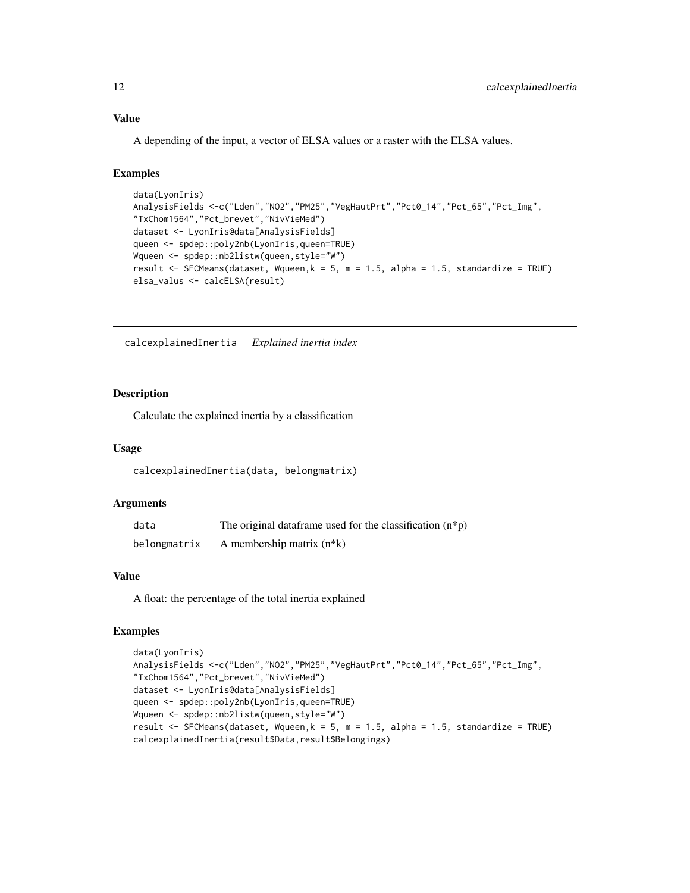### Value

A depending of the input, a vector of ELSA values or a raster with the ELSA values.

### Examples

```
data(LyonIris)
AnalysisFields <-c("Lden","NO2","PM25","VegHautPrt","Pct0_14","Pct_65","Pct_Img",
"TxChom1564","Pct_brevet","NivVieMed")
dataset <- LyonIris@data[AnalysisFields]
queen <- spdep::poly2nb(LyonIris,queen=TRUE)
Wqueen <- spdep::nb2listw(queen,style="W")
result <- SFCMeans(dataset, Wqueen,k = 5, m = 1.5, alpha = 1.5, standardize = TRUE)
elsa_valus <- calcELSA(result)
```

---

## calcexplainedInertia    *Explained inertia index*

---

### Description

Calculate the explained inertia by a classification

### Usage

```
calcexplainedInertia(data, belongmatrix)
```

### Arguments

| | |
|---|---|
| data | The original dataframe used for the classification (n*p) |
| belongmatrix | A membership matrix (n*k) |

### Value

A float: the percentage of the total inertia explained

### Examples

```
data(LyonIris)
AnalysisFields <-c("Lden","NO2","PM25","VegHautPrt","Pct0_14","Pct_65","Pct_Img",
"TxChom1564","Pct_brevet","NivVieMed")
dataset <- LyonIris@data[AnalysisFields]
queen <- spdep::poly2nb(LyonIris,queen=TRUE)
Wqueen <- spdep::nb2listw(queen,style="W")
result <- SFCMeans(dataset, Wqueen,k = 5, m = 1.5, alpha = 1.5, standardize = TRUE)
calcexplainedInertia(result$Data,result$Belongings)
```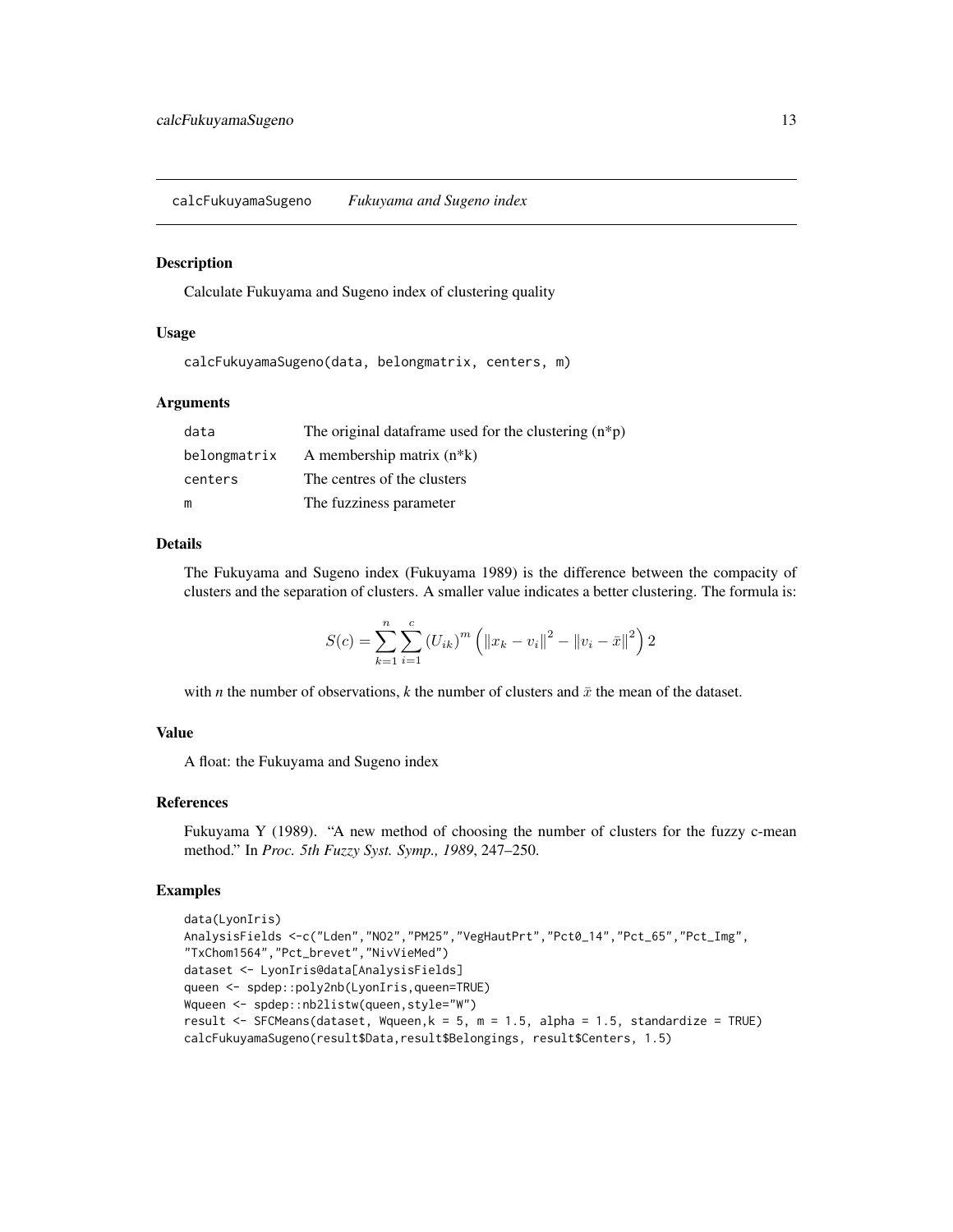calcFukuyamaSugeno    *Fukuyama and Sugeno index*

### Description

Calculate Fukuyama and Sugeno index of clustering quality

### Usage

```
calcFukuyamaSugeno(data, belongmatrix, centers, m)
```

### Arguments

| | |
|---|---|
| data | The original dataframe used for the clustering (n*p) |
| belongmatrix | A membership matrix (n*k) |
| centers | The centres of the clusters |
| m | The fuzziness parameter |

### Details

The Fukuyama and Sugeno index (Fukuyama 1989) is the difference between the compacity of clusters and the separation of clusters. A smaller value indicates a better clustering. The formula is:

$$S(c) = \sum_{k=1}^{n} \sum_{i=1}^{c} (U_{ik})^m \left( \|x_k - v_i\|^2 - \|v_i - \bar{x}\|^2 \right) 2$$

with *n* the number of observations, *k* the number of clusters and $\bar{x}$ the mean of the dataset.

### Value

A float: the Fukuyama and Sugeno index

### References

Fukuyama Y (1989). "A new method of choosing the number of clusters for the fuzzy c-mean method." In *Proc. 5th Fuzzy Syst. Symp., 1989*, 247–250.

### Examples

```
data(LyonIris)
AnalysisFields <-c("Lden","NO2","PM25","VegHautPrt","Pct0_14","Pct_65","Pct_Img",
"TxChom1564","Pct_brevet","NivVieMed")
dataset <- LyonIris@data[AnalysisFields]
queen <- spdep::poly2nb(LyonIris,queen=TRUE)
Wqueen <- spdep::nb2listw(queen,style="W")
result <- SFCMeans(dataset, Wqueen,k = 5, m = 1.5, alpha = 1.5, standardize = TRUE)
calcFukuyamaSugeno(result$Data,result$Belongings, result$Centers, 1.5)
```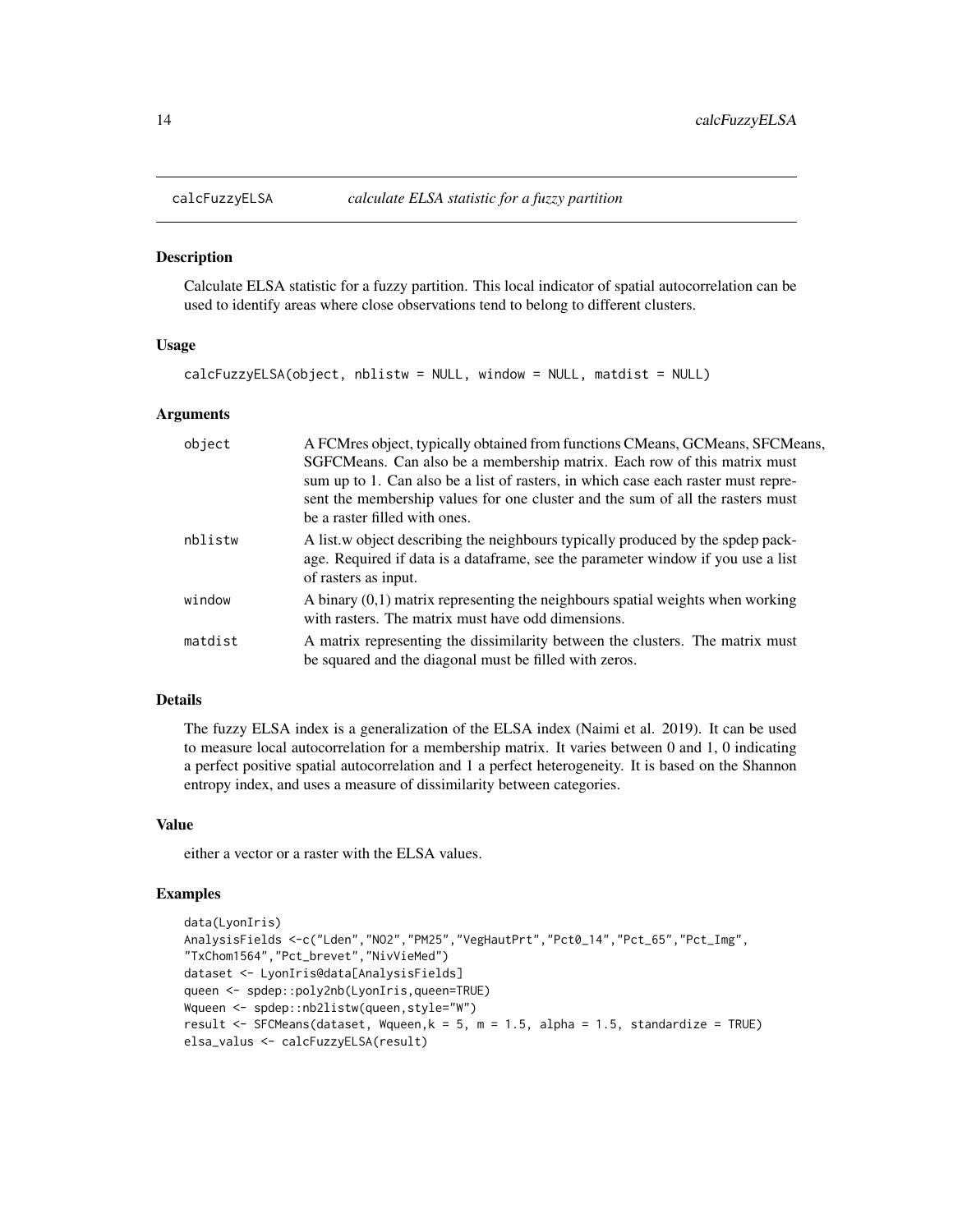## calcFuzzyELSA *calculate ELSA statistic for a fuzzy partition*

### Description

Calculate ELSA statistic for a fuzzy partition. This local indicator of spatial autocorrelation can be used to identify areas where close observations tend to belong to different clusters.

### Usage

```
calcFuzzyELSA(object, nblistw = NULL, window = NULL, matdist = NULL)
```

### Arguments

| | |
|---|---|
| object | A FCMres object, typically obtained from functions CMeans, GCMeans, SFCMeans, SGFCMeans. Can also be a membership matrix. Each row of this matrix must sum up to 1. Can also be a list of rasters, in which case each raster must represent the membership values for one cluster and the sum of all the rasters must be a raster filled with ones. |
| nblistw | A list.w object describing the neighbours typically produced by the spdep package. Required if data is a dataframe, see the parameter window if you use a list of rasters as input. |
| window | A binary (0,1) matrix representing the neighbours spatial weights when working with rasters. The matrix must have odd dimensions. |
| matdist | A matrix representing the dissimilarity between the clusters. The matrix must be squared and the diagonal must be filled with zeros. |

### Details

The fuzzy ELSA index is a generalization of the ELSA index (Naimi et al. 2019). It can be used to measure local autocorrelation for a membership matrix. It varies between 0 and 1, 0 indicating a perfect positive spatial autocorrelation and 1 a perfect heterogeneity. It is based on the Shannon entropy index, and uses a measure of dissimilarity between categories.

### Value

either a vector or a raster with the ELSA values.

### Examples

```
data(LyonIris)
AnalysisFields <-c("Lden","NO2","PM25","VegHautPrt","Pct0_14","Pct_65","Pct_Img",
"TxChom1564","Pct_brevet","NivVieMed")
dataset <- LyonIris@data[AnalysisFields]
queen <- spdep::poly2nb(LyonIris,queen=TRUE)
Wqueen <- spdep::nb2listw(queen,style="W")
result <- SFCMeans(dataset, Wqueen,k = 5, m = 1.5, alpha = 1.5, standardize = TRUE)
elsa_valus <- calcFuzzyELSA(result)
```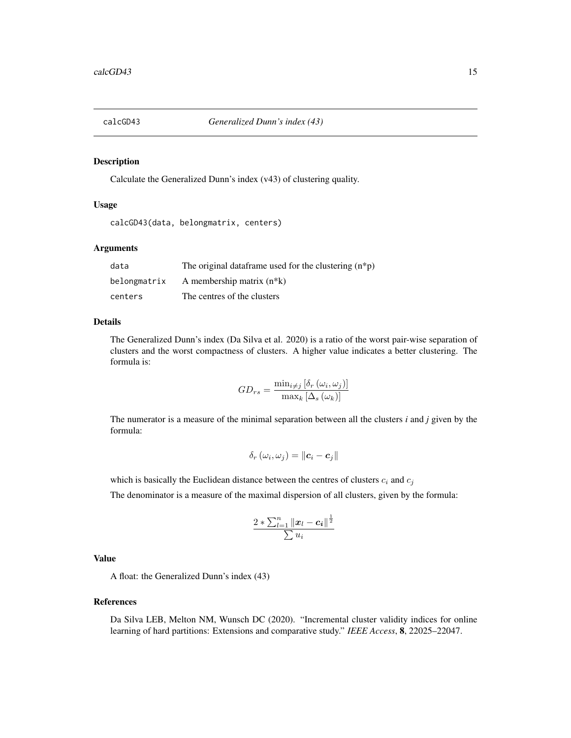## calcGD43 *Generalized Dunn's index (43)*

### Description

Calculate the Generalized Dunn's index (v43) of clustering quality.

### Usage

```
calcGD43(data, belongmatrix, centers)
```

### Arguments

| | |
|---|---|
| data | The original dataframe used for the clustering (n*p) |
| belongmatrix | A membership matrix (n*k) |
| centers | The centres of the clusters |

### Details

The Generalized Dunn's index (Da Silva et al. 2020) is a ratio of the worst pair-wise separation of clusters and the worst compactness of clusters. A higher value indicates a better clustering. The formula is:

$$GD_{rs} = \frac{\min_{i \neq j} \left[ \delta_r \left( \omega_i, \omega_j \right) \right]}{\max_k \left[ \Delta_s \left( \omega_k \right) \right]}$$

The numerator is a measure of the minimal separation between all the clusters *i* and *j* given by the formula:

$$\delta_r \left( \omega_i, \omega_j \right) = \left\| \boldsymbol{c}_i - \boldsymbol{c}_j \right\|$$

which is basically the Euclidean distance between the centres of clusters $c_i$ and $c_j$

The denominator is a measure of the maximal dispersion of all clusters, given by the formula:

$$\frac{2 * \sum_{l=1}^{n} \left\| \boldsymbol{x}_l - \boldsymbol{c_i} \right\|^{\frac{1}{2}}}{\sum u_i}$$

### Value

A float: the Generalized Dunn's index (43)

### References

Da Silva LEB, Melton NM, Wunsch DC (2020). "Incremental cluster validity indices for online learning of hard partitions: Extensions and comparative study." *IEEE Access*, **8**, 22025–22047.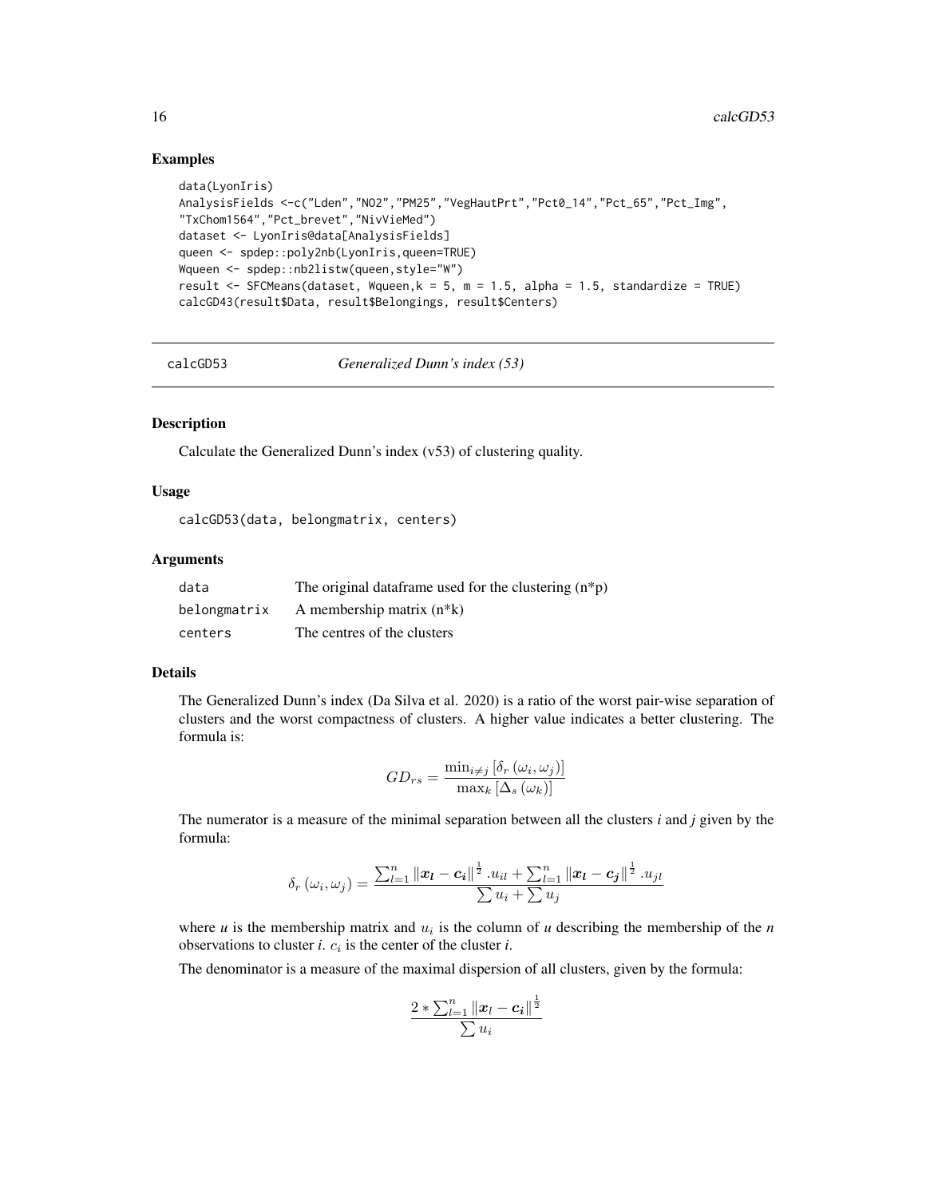### Examples

```
data(LyonIris)
AnalysisFields <-c("Lden","NO2","PM25","VegHautPrt","Pct0_14","Pct_65","Pct_Img",
"TxChom1564","Pct_brevet","NivVieMed")
dataset <- LyonIris@data[AnalysisFields]
queen <- spdep::poly2nb(LyonIris,queen=TRUE)
Wqueen <- spdep::nb2listw(queen,style="W")
result <- SFCMeans(dataset, Wqueen,k = 5, m = 1.5, alpha = 1.5, standardize = TRUE)
calcGD43(result$Data, result$Belongings, result$Centers)
```

---

## calcGD53 — *Generalized Dunn's index (53)*

### Description

Calculate the Generalized Dunn's index (v53) of clustering quality.

### Usage

```
calcGD53(data, belongmatrix, centers)
```

### Arguments

| | |
|---|---|
| data | The original dataframe used for the clustering (n*p) |
| belongmatrix | A membership matrix (n*k) |
| centers | The centres of the clusters |

### Details

The Generalized Dunn's index (Da Silva et al. 2020) is a ratio of the worst pair-wise separation of clusters and the worst compactness of clusters. A higher value indicates a better clustering. The formula is:

$$GD_{rs} = \frac{\min_{i \neq j}\left[\delta_r\left(\omega_i, \omega_j\right)\right]}{\max_k\left[\Delta_s\left(\omega_k\right)\right]}$$

The numerator is a measure of the minimal separation between all the clusters *i* and *j* given by the formula:

$$\delta_r\left(\omega_i, \omega_j\right) = \frac{\sum_{l=1}^{n}\left\|\boldsymbol{x_l} - \boldsymbol{c_i}\right\|^{\frac{1}{2}}.u_{il} + \sum_{l=1}^{n}\left\|\boldsymbol{x_l} - \boldsymbol{c_j}\right\|^{\frac{1}{2}}.u_{jl}}{\sum u_i + \sum u_j}$$

where *u* is the membership matrix and $u_i$ is the column of *u* describing the membership of the *n* observations to cluster *i*. $c_i$ is the center of the cluster *i*.

The denominator is a measure of the maximal dispersion of all clusters, given by the formula:

$$\frac{2 * \sum_{l=1}^{n}\left\|\boldsymbol{x}_l - \boldsymbol{c_i}\right\|^{\frac{1}{2}}}{\sum u_i}$$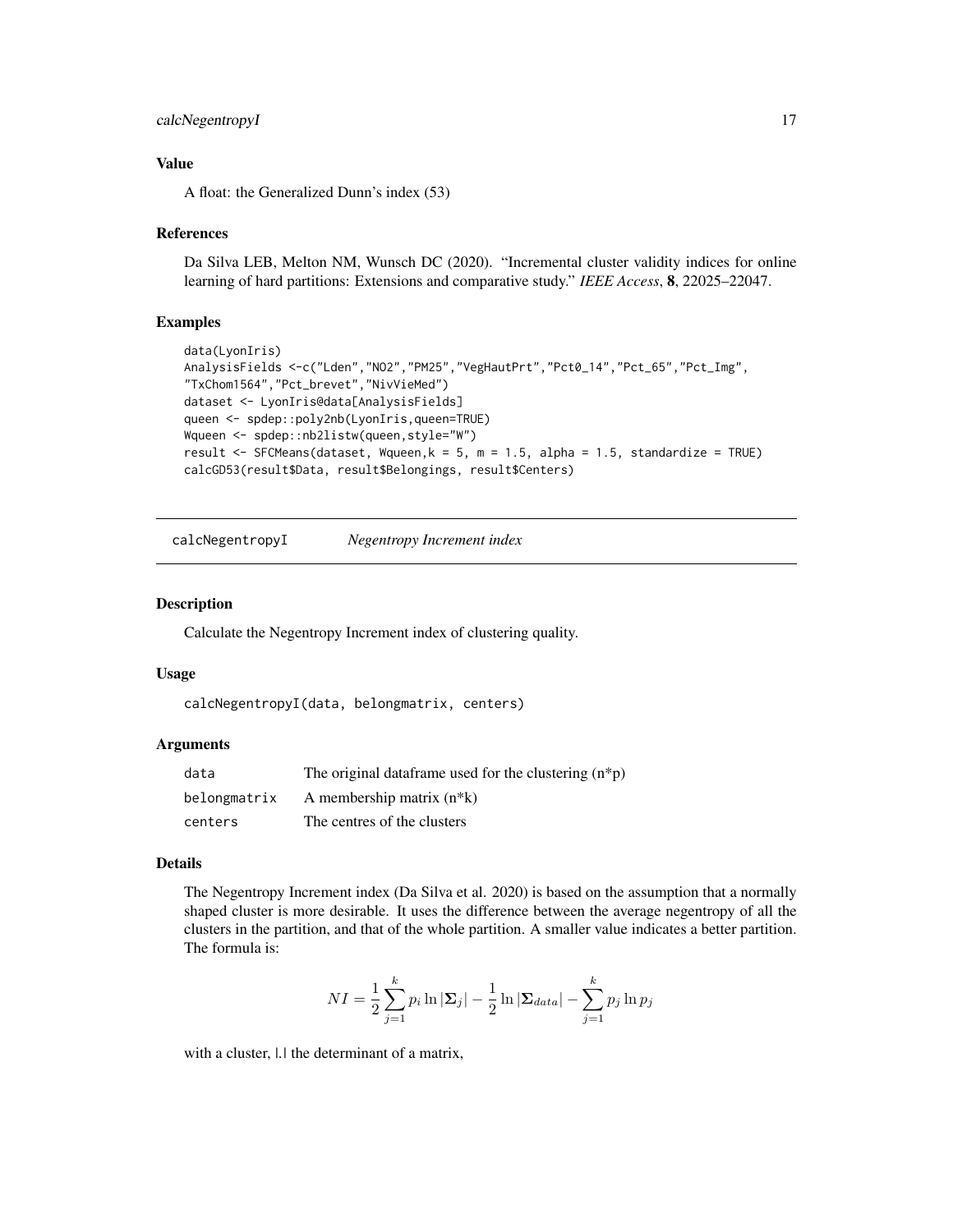### Value

A float: the Generalized Dunn's index (53)

### References

Da Silva LEB, Melton NM, Wunsch DC (2020). "Incremental cluster validity indices for online learning of hard partitions: Extensions and comparative study." *IEEE Access*, **8**, 22025–22047.

### Examples

```
data(LyonIris)
AnalysisFields <-c("Lden","NO2","PM25","VegHautPrt","Pct0_14","Pct_65","Pct_Img",
"TxChom1564","Pct_brevet","NivVieMed")
dataset <- LyonIris@data[AnalysisFields]
queen <- spdep::poly2nb(LyonIris,queen=TRUE)
Wqueen <- spdep::nb2listw(queen,style="W")
result <- SFCMeans(dataset, Wqueen,k = 5, m = 1.5, alpha = 1.5, standardize = TRUE)
calcGD53(result$Data, result$Belongings, result$Centers)
```

---

## calcNegentropyI *Negentropy Increment index*

### Description

Calculate the Negentropy Increment index of clustering quality.

### Usage

```
calcNegentropyI(data, belongmatrix, centers)
```

### Arguments

| | |
|---|---|
| data | The original dataframe used for the clustering (n*p) |
| belongmatrix | A membership matrix (n*k) |
| centers | The centres of the clusters |

### Details

The Negentropy Increment index (Da Silva et al. 2020) is based on the assumption that a normally shaped cluster is more desirable. It uses the difference between the average negentropy of all the clusters in the partition, and that of the whole partition. A smaller value indicates a better partition. The formula is:

$$NI = \frac{1}{2}\sum_{j=1}^{k} p_i \ln |\mathbf{\Sigma}_j| - \frac{1}{2}\ln |\mathbf{\Sigma}_{data}| - \sum_{j=1}^{k} p_j \ln p_j$$

with a cluster, |.| the determinant of a matrix,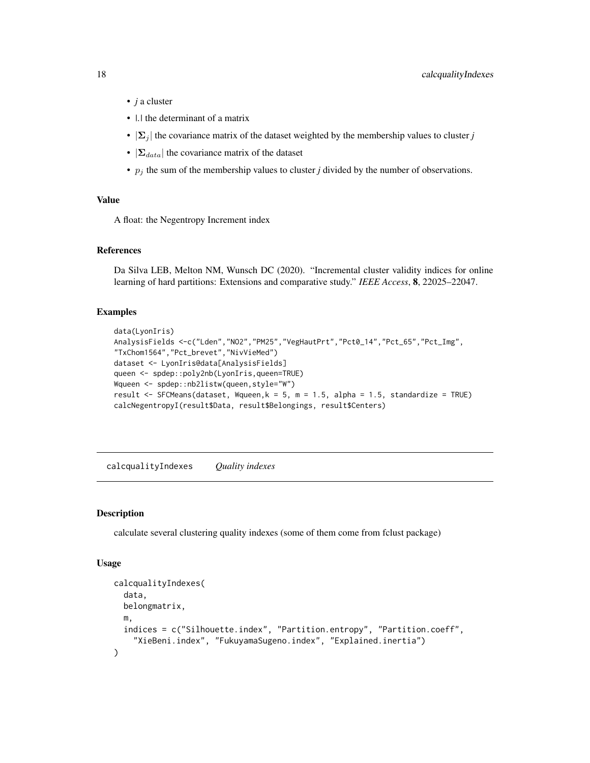- *j* a cluster
- |.| the determinant of a matrix
- $|\boldsymbol{\Sigma}_j|$ the covariance matrix of the dataset weighted by the membership values to cluster *j*
- $|\boldsymbol{\Sigma}_{data}|$ the covariance matrix of the dataset
- $p_j$ the sum of the membership values to cluster *j* divided by the number of observations.

### Value

A float: the Negentropy Increment index

### References

Da Silva LEB, Melton NM, Wunsch DC (2020). "Incremental cluster validity indices for online learning of hard partitions: Extensions and comparative study." *IEEE Access*, **8**, 22025–22047.

### Examples

```
data(LyonIris)
AnalysisFields <-c("Lden","NO2","PM25","VegHautPrt","Pct0_14","Pct_65","Pct_Img",
"TxChom1564","Pct_brevet","NivVieMed")
dataset <- LyonIris@data[AnalysisFields]
queen <- spdep::poly2nb(LyonIris,queen=TRUE)
Wqueen <- spdep::nb2listw(queen,style="W")
result <- SFCMeans(dataset, Wqueen,k = 5, m = 1.5, alpha = 1.5, standardize = TRUE)
calcNegentropyI(result$Data, result$Belongings, result$Centers)
```

---

## calcqualityIndexes *Quality indexes*

### Description

calculate several clustering quality indexes (some of them come from fclust package)

### Usage

```
calcqualityIndexes(
  data,
  belongmatrix,
  m,
  indices = c("Silhouette.index", "Partition.entropy", "Partition.coeff",
    "XieBeni.index", "FukuyamaSugeno.index", "Explained.inertia")
)
```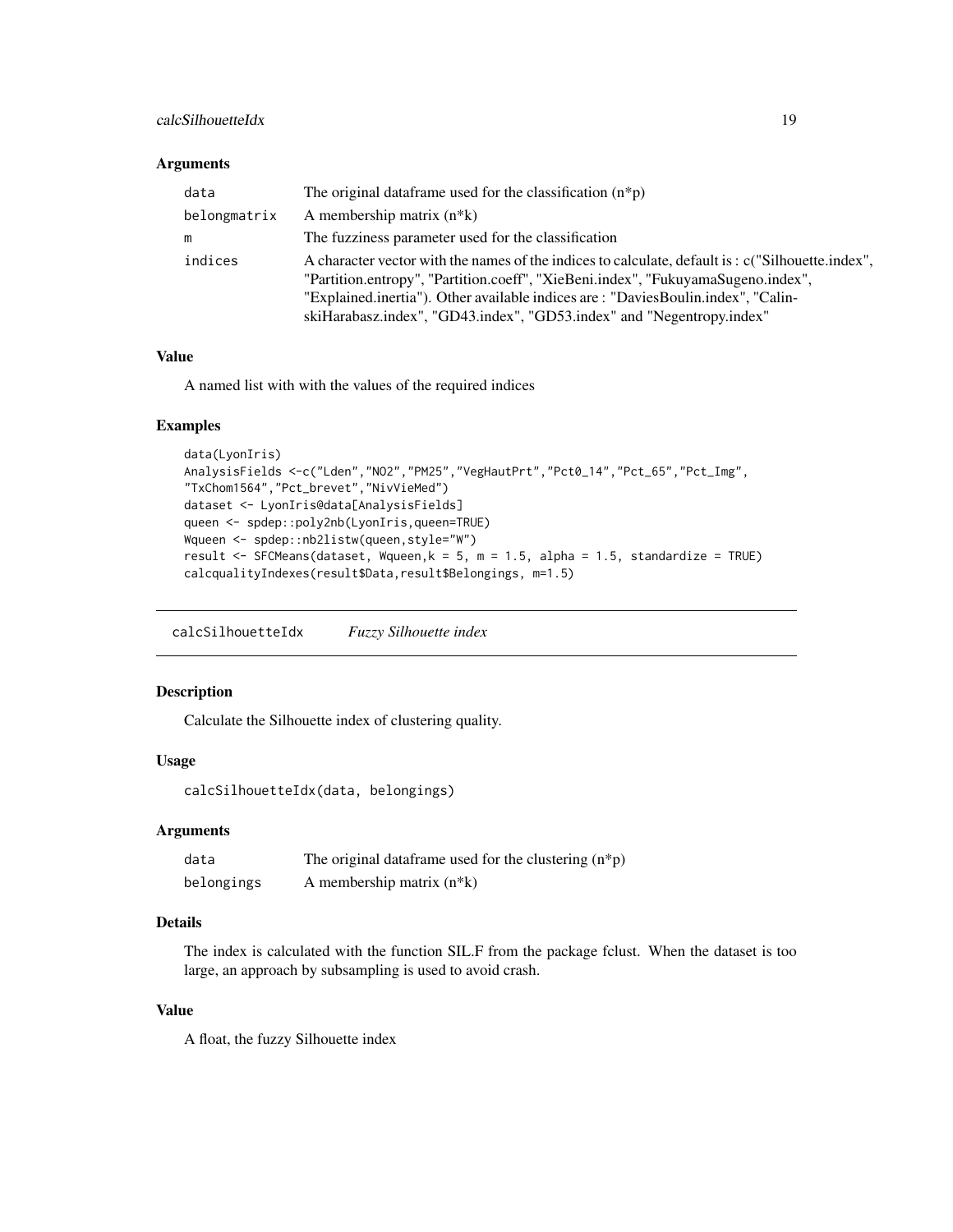### Arguments

| | |
|---|---|
| data | The original dataframe used for the classification (n*p) |
| belongmatrix | A membership matrix (n*k) |
| m | The fuzziness parameter used for the classification |
| indices | A character vector with the names of the indices to calculate, default is : c("Silhouette.index", "Partition.entropy", "Partition.coeff", "XieBeni.index", "FukuyamaSugeno.index", "Explained.inertia"). Other available indices are : "DaviesBoulin.index", "CalinskiHarabasz.index", "GD43.index", "GD53.index" and "Negentropy.index" |

### Value

A named list with with the values of the required indices

### Examples

```
data(LyonIris)
AnalysisFields <-c("Lden","NO2","PM25","VegHautPrt","Pct0_14","Pct_65","Pct_Img",
"TxChom1564","Pct_brevet","NivVieMed")
dataset <- LyonIris@data[AnalysisFields]
queen <- spdep::poly2nb(LyonIris,queen=TRUE)
Wqueen <- spdep::nb2listw(queen,style="W")
result <- SFCMeans(dataset, Wqueen,k = 5, m = 1.5, alpha = 1.5, standardize = TRUE)
calcqualityIndexes(result$Data,result$Belongings, m=1.5)
```

---

## calcSilhouetteIdx *Fuzzy Silhouette index*

---

### Description

Calculate the Silhouette index of clustering quality.

### Usage

```
calcSilhouetteIdx(data, belongings)
```

### Arguments

| | |
|---|---|
| data | The original dataframe used for the clustering (n*p) |
| belongings | A membership matrix (n*k) |

### Details

The index is calculated with the function SIL.F from the package fclust. When the dataset is too large, an approach by subsampling is used to avoid crash.

### Value

A float, the fuzzy Silhouette index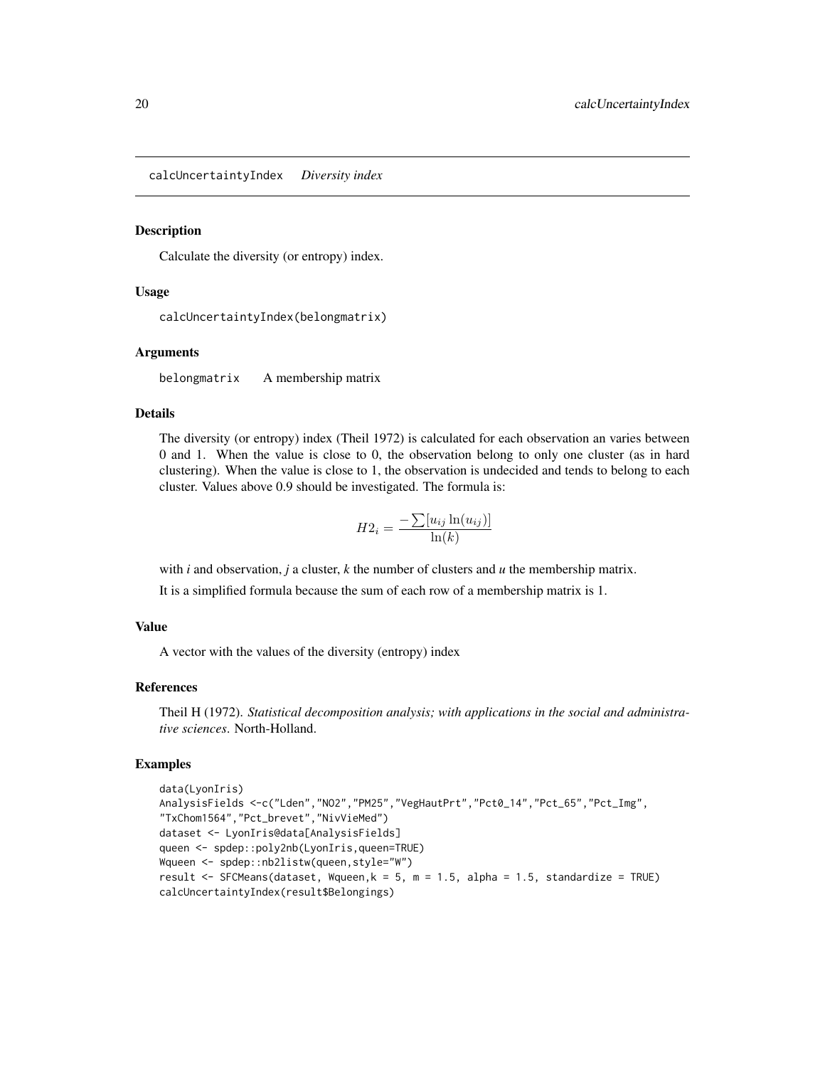# calcUncertaintyIndex *Diversity index*

## Description

Calculate the diversity (or entropy) index.

## Usage

```
calcUncertaintyIndex(belongmatrix)
```

## Arguments

belongmatrix    A membership matrix

## Details

The diversity (or entropy) index (Theil 1972) is calculated for each observation an varies between 0 and 1. When the value is close to 0, the observation belong to only one cluster (as in hard clustering). When the value is close to 1, the observation is undecided and tends to belong to each cluster. Values above 0.9 should be investigated. The formula is:

$$H2_i = \frac{-\sum[u_{ij}\ln(u_{ij})]}{\ln(k)}$$

with *i* and observation, *j* a cluster, *k* the number of clusters and *u* the membership matrix.

It is a simplified formula because the sum of each row of a membership matrix is 1.

## Value

A vector with the values of the diversity (entropy) index

## References

Theil H (1972). *Statistical decomposition analysis; with applications in the social and administrative sciences*. North-Holland.

## Examples

```
data(LyonIris)
AnalysisFields <-c("Lden","NO2","PM25","VegHautPrt","Pct0_14","Pct_65","Pct_Img",
"TxChom1564","Pct_brevet","NivVieMed")
dataset <- LyonIris@data[AnalysisFields]
queen <- spdep::poly2nb(LyonIris,queen=TRUE)
Wqueen <- spdep::nb2listw(queen,style="W")
result <- SFCMeans(dataset, Wqueen,k = 5, m = 1.5, alpha = 1.5, standardize = TRUE)
calcUncertaintyIndex(result$Belongings)
```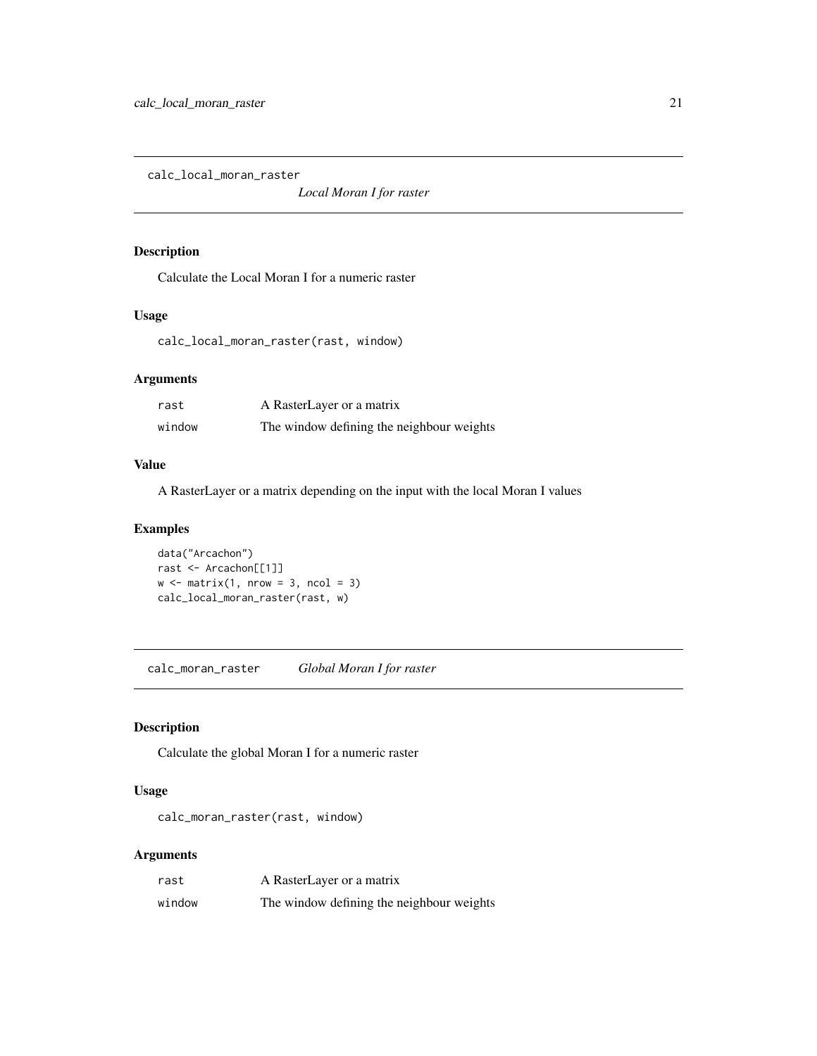## calc_local_moran_raster

*Local Moran I for raster*

### Description

Calculate the Local Moran I for a numeric raster

### Usage

```
calc_local_moran_raster(rast, window)
```

### Arguments

| | |
|---|---|
| rast | A RasterLayer or a matrix |
| window | The window defining the neighbour weights |

### Value

A RasterLayer or a matrix depending on the input with the local Moran I values

### Examples

```
data("Arcachon")
rast <- Arcachon[[1]]
w <- matrix(1, nrow = 3, ncol = 3)
calc_local_moran_raster(rast, w)
```

## calc_moran_raster

*Global Moran I for raster*

### Description

Calculate the global Moran I for a numeric raster

### Usage

```
calc_moran_raster(rast, window)
```

### Arguments

| | |
|---|---|
| rast | A RasterLayer or a matrix |
| window | The window defining the neighbour weights |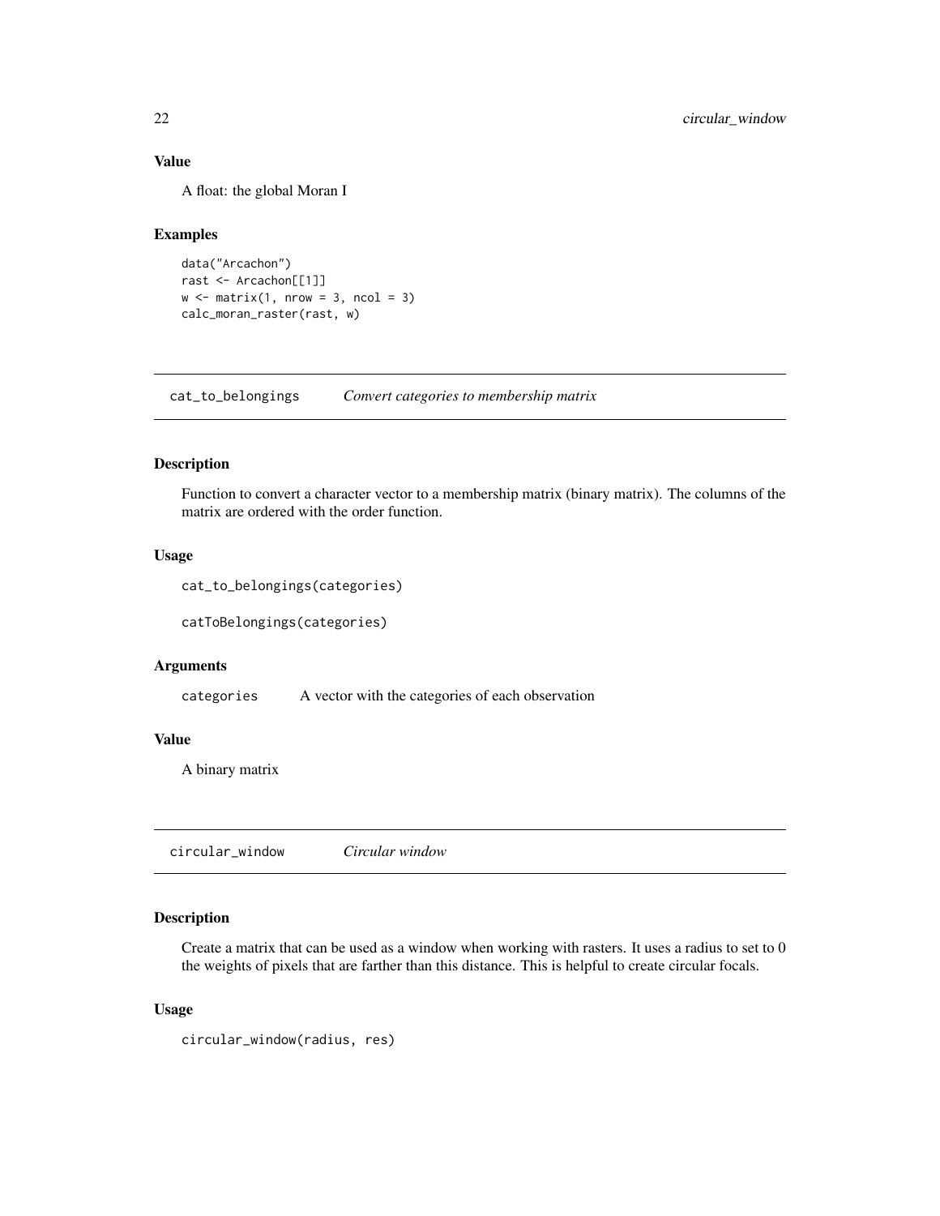### Value

A float: the global Moran I

### Examples

```
data("Arcachon")
rast <- Arcachon[[1]]
w <- matrix(1, nrow = 3, ncol = 3)
calc_moran_raster(rast, w)
```

---

## cat_to_belongings — *Convert categories to membership matrix*

### Description

Function to convert a character vector to a membership matrix (binary matrix). The columns of the matrix are ordered with the order function.

### Usage

```
cat_to_belongings(categories)

catToBelongings(categories)
```

### Arguments

| | |
|---|---|
| `categories` | A vector with the categories of each observation |

### Value

A binary matrix

---

## circular_window — *Circular window*

### Description

Create a matrix that can be used as a window when working with rasters. It uses a radius to set to 0 the weights of pixels that are farther than this distance. This is helpful to create circular focals.

### Usage

```
circular_window(radius, res)
```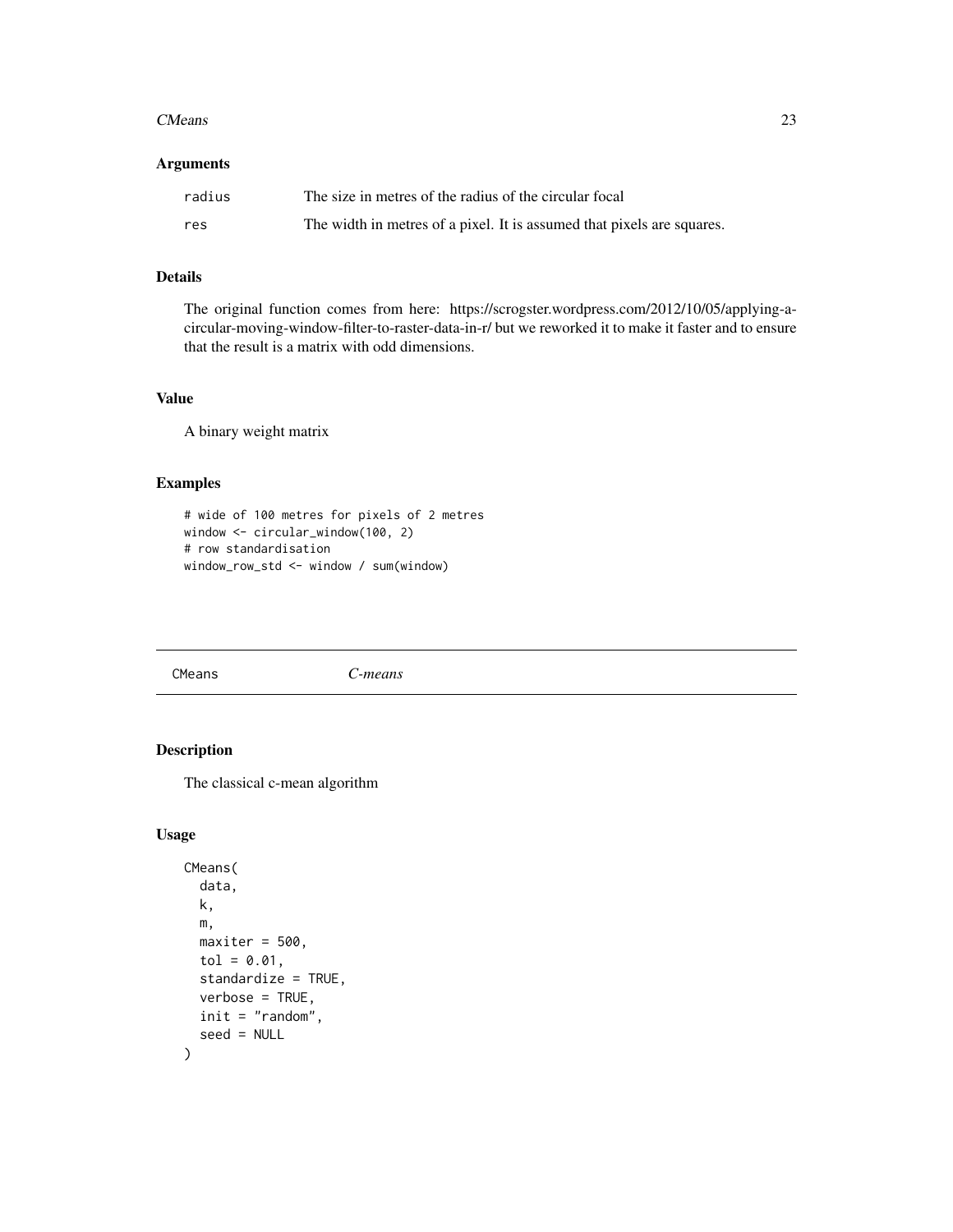## Arguments

| | |
|---|---|
| radius | The size in metres of the radius of the circular focal |
| res | The width in metres of a pixel. It is assumed that pixels are squares. |

## Details

The original function comes from here: https://scrogster.wordpress.com/2012/10/05/applying-a-circular-moving-window-filter-to-raster-data-in-r/ but we reworked it to make it faster and to ensure that the result is a matrix with odd dimensions.

## Value

A binary weight matrix

## Examples

```
# wide of 100 metres for pixels of 2 metres
window <- circular_window(100, 2)
# row standardisation
window_row_std <- window / sum(window)
```

---

# CMeans *C-means*

## Description

The classical c-mean algorithm

## Usage

```
CMeans(
  data,
  k,
  m,
  maxiter = 500,
  tol = 0.01,
  standardize = TRUE,
  verbose = TRUE,
  init = "random",
  seed = NULL
)
```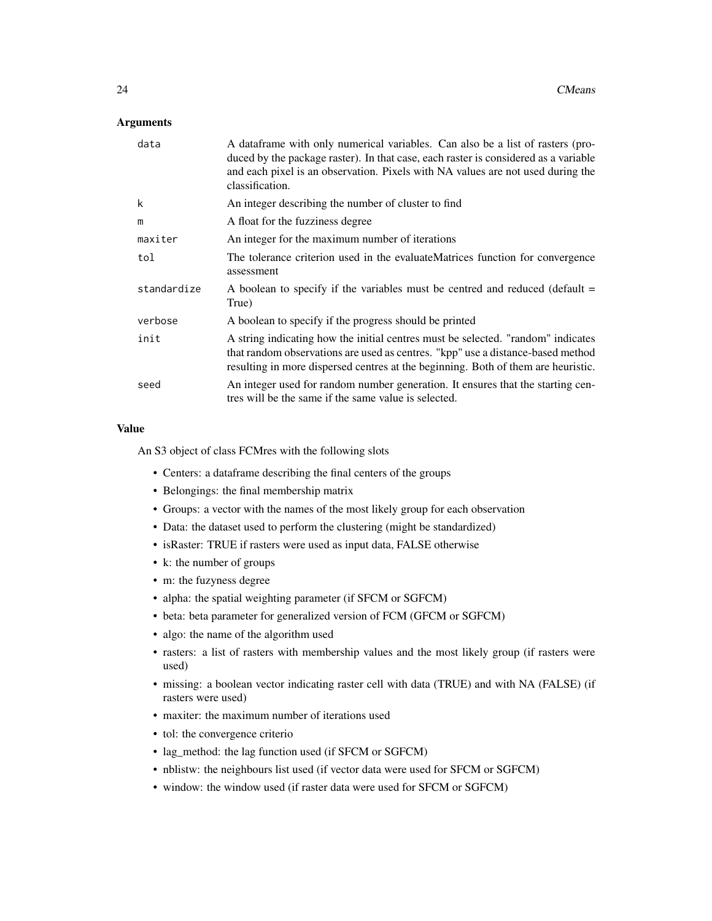### Arguments

| | |
|---|---|
| data | A dataframe with only numerical variables. Can also be a list of rasters (produced by the package raster). In that case, each raster is considered as a variable and each pixel is an observation. Pixels with NA values are not used during the classification. |
| k | An integer describing the number of cluster to find |
| m | A float for the fuzziness degree |
| maxiter | An integer for the maximum number of iterations |
| tol | The tolerance criterion used in the evaluateMatrices function for convergence assessment |
| standardize | A boolean to specify if the variables must be centred and reduced (default = True) |
| verbose | A boolean to specify if the progress should be printed |
| init | A string indicating how the initial centres must be selected. "random" indicates that random observations are used as centres. "kpp" use a distance-based method resulting in more dispersed centres at the beginning. Both of them are heuristic. |
| seed | An integer used for random number generation. It ensures that the starting centres will be the same if the same value is selected. |

### Value

An S3 object of class FCMres with the following slots

- Centers: a dataframe describing the final centers of the groups
- Belongings: the final membership matrix
- Groups: a vector with the names of the most likely group for each observation
- Data: the dataset used to perform the clustering (might be standardized)
- isRaster: TRUE if rasters were used as input data, FALSE otherwise
- k: the number of groups
- m: the fuzyness degree
- alpha: the spatial weighting parameter (if SFCM or SGFCM)
- beta: beta parameter for generalized version of FCM (GFCM or SGFCM)
- algo: the name of the algorithm used
- rasters: a list of rasters with membership values and the most likely group (if rasters were used)
- missing: a boolean vector indicating raster cell with data (TRUE) and with NA (FALSE) (if rasters were used)
- maxiter: the maximum number of iterations used
- tol: the convergence criterio
- lag_method: the lag function used (if SFCM or SGFCM)
- nblistw: the neighbours list used (if vector data were used for SFCM or SGFCM)
- window: the window used (if raster data were used for SFCM or SGFCM)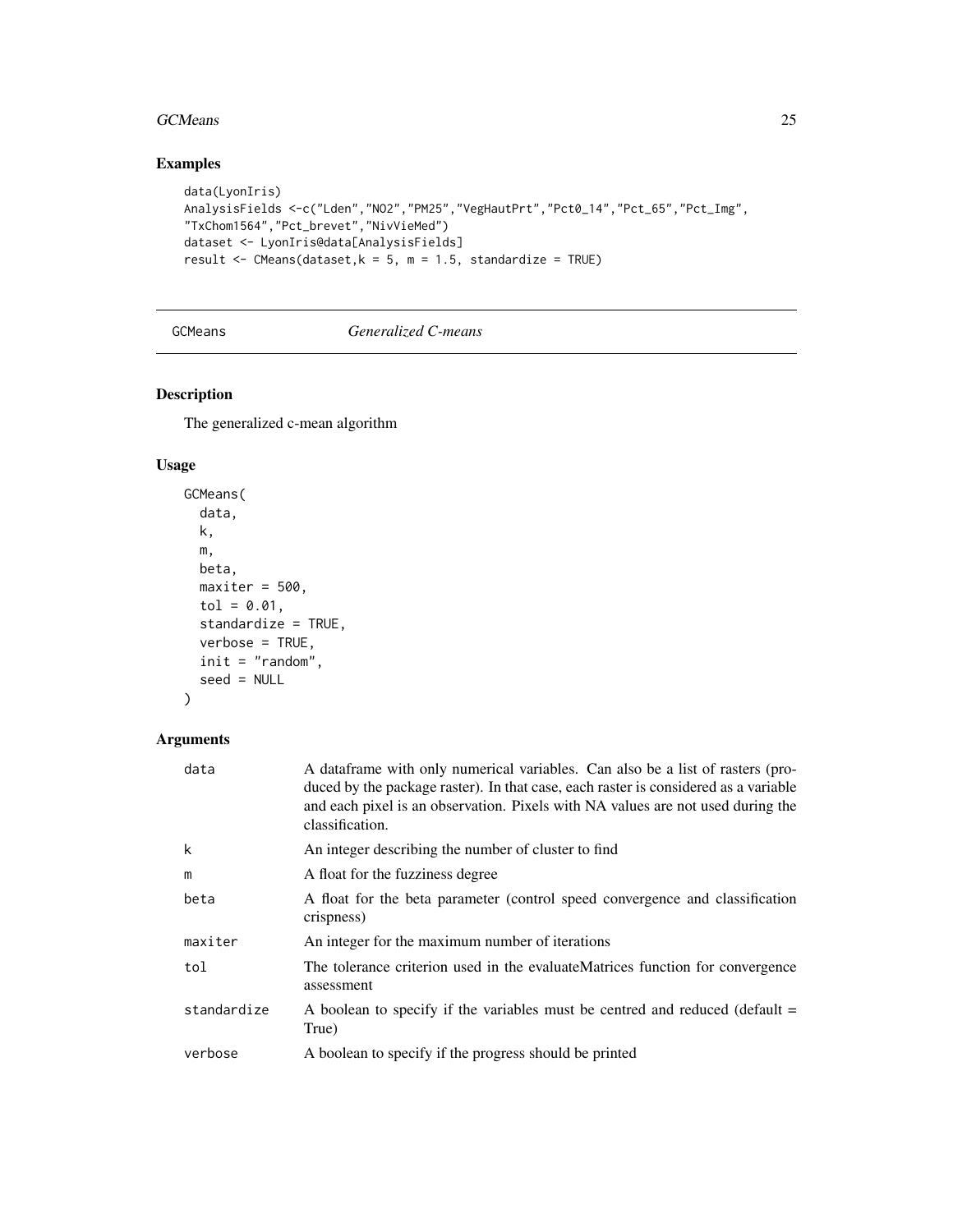## Examples

```
data(LyonIris)
AnalysisFields <-c("Lden","NO2","PM25","VegHautPrt","Pct0_14","Pct_65","Pct_Img",
"TxChom1564","Pct_brevet","NivVieMed")
dataset <- LyonIris@data[AnalysisFields]
result <- CMeans(dataset,k = 5, m = 1.5, standardize = TRUE)
```

---

# GCMeans *Generalized C-means*

## Description

The generalized c-mean algorithm

## Usage

```
GCMeans(
  data,
  k,
  m,
  beta,
  maxiter = 500,
  tol = 0.01,
  standardize = TRUE,
  verbose = TRUE,
  init = "random",
  seed = NULL
)
```

## Arguments

| | |
|---|---|
| data | A dataframe with only numerical variables. Can also be a list of rasters (produced by the package raster). In that case, each raster is considered as a variable and each pixel is an observation. Pixels with NA values are not used during the classification. |
| k | An integer describing the number of cluster to find |
| m | A float for the fuzziness degree |
| beta | A float for the beta parameter (control speed convergence and classification crispness) |
| maxiter | An integer for the maximum number of iterations |
| tol | The tolerance criterion used in the evaluateMatrices function for convergence assessment |
| standardize | A boolean to specify if the variables must be centred and reduced (default = True) |
| verbose | A boolean to specify if the progress should be printed |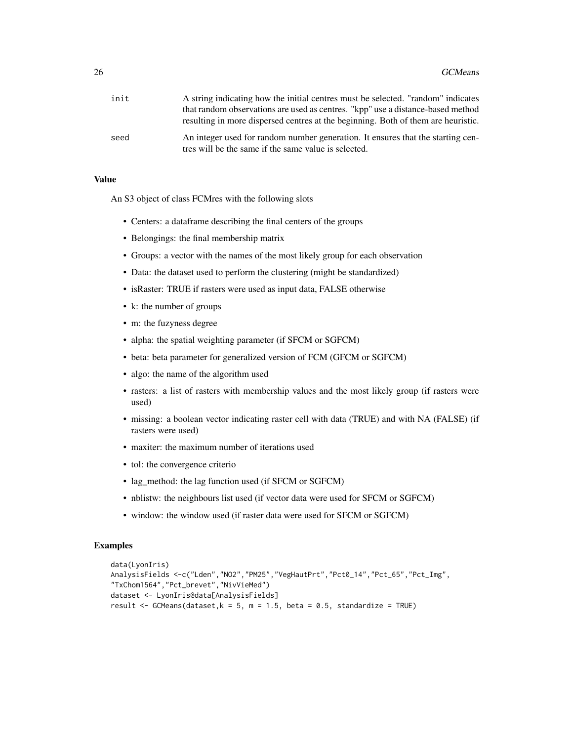| | |
|---|---|
| init | A string indicating how the initial centres must be selected. "random" indicates that random observations are used as centres. "kpp" use a distance-based method resulting in more dispersed centres at the beginning. Both of them are heuristic. |
| seed | An integer used for random number generation. It ensures that the starting centres will be the same if the same value is selected. |

### Value

An S3 object of class FCMres with the following slots

- Centers: a dataframe describing the final centers of the groups
- Belongings: the final membership matrix
- Groups: a vector with the names of the most likely group for each observation
- Data: the dataset used to perform the clustering (might be standardized)
- isRaster: TRUE if rasters were used as input data, FALSE otherwise
- k: the number of groups
- m: the fuzyness degree
- alpha: the spatial weighting parameter (if SFCM or SGFCM)
- beta: beta parameter for generalized version of FCM (GFCM or SGFCM)
- algo: the name of the algorithm used
- rasters: a list of rasters with membership values and the most likely group (if rasters were used)
- missing: a boolean vector indicating raster cell with data (TRUE) and with NA (FALSE) (if rasters were used)
- maxiter: the maximum number of iterations used
- tol: the convergence criterio
- lag_method: the lag function used (if SFCM or SGFCM)
- nblistw: the neighbours list used (if vector data were used for SFCM or SGFCM)
- window: the window used (if raster data were used for SFCM or SGFCM)

### Examples

```
data(LyonIris)
AnalysisFields <-c("Lden","NO2","PM25","VegHautPrt","Pct0_14","Pct_65","Pct_Img",
"TxChom1564","Pct_brevet","NivVieMed")
dataset <- LyonIris@data[AnalysisFields]
result <- GCMeans(dataset,k = 5, m = 1.5, beta = 0.5, standardize = TRUE)
```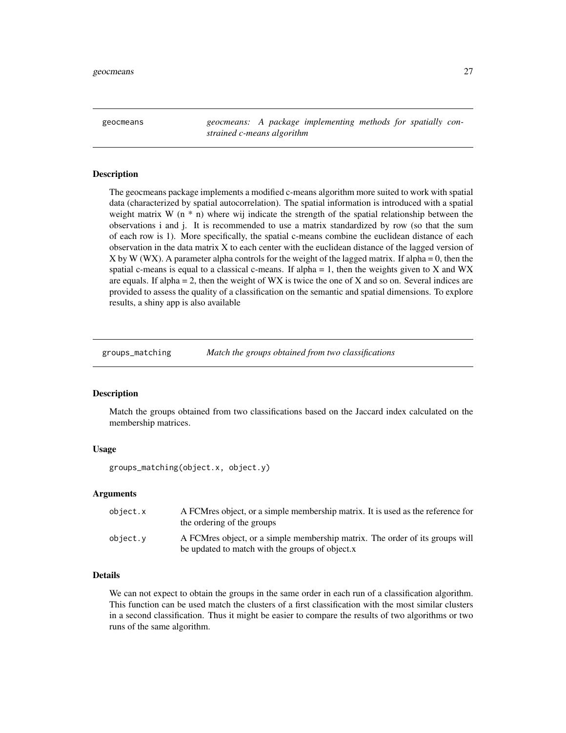## geocmeans

*geocmeans: A package implementing methods for spatially constrained c-means algorithm*

### Description

The geocmeans package implements a modified c-means algorithm more suited to work with spatial data (characterized by spatial autocorrelation). The spatial information is introduced with a spatial weight matrix W (n * n) where wij indicate the strength of the spatial relationship between the observations i and j. It is recommended to use a matrix standardized by row (so that the sum of each row is 1). More specifically, the spatial c-means combine the euclidean distance of each observation in the data matrix X to each center with the euclidean distance of the lagged version of X by W (WX). A parameter alpha controls for the weight of the lagged matrix. If alpha = 0, then the spatial c-means is equal to a classical c-means. If alpha = 1, then the weights given to X and WX are equals. If alpha = 2, then the weight of WX is twice the one of X and so on. Several indices are provided to assess the quality of a classification on the semantic and spatial dimensions. To explore results, a shiny app is also available

## groups_matching

*Match the groups obtained from two classifications*

### Description

Match the groups obtained from two classifications based on the Jaccard index calculated on the membership matrices.

### Usage

```
groups_matching(object.x, object.y)
```

### Arguments

| | |
|---|---|
| object.x | A FCMres object, or a simple membership matrix. It is used as the reference for the ordering of the groups |
| object.y | A FCMres object, or a simple membership matrix. The order of its groups will be updated to match with the groups of object.x |

### Details

We can not expect to obtain the groups in the same order in each run of a classification algorithm. This function can be used match the clusters of a first classification with the most similar clusters in a second classification. Thus it might be easier to compare the results of two algorithms or two runs of the same algorithm.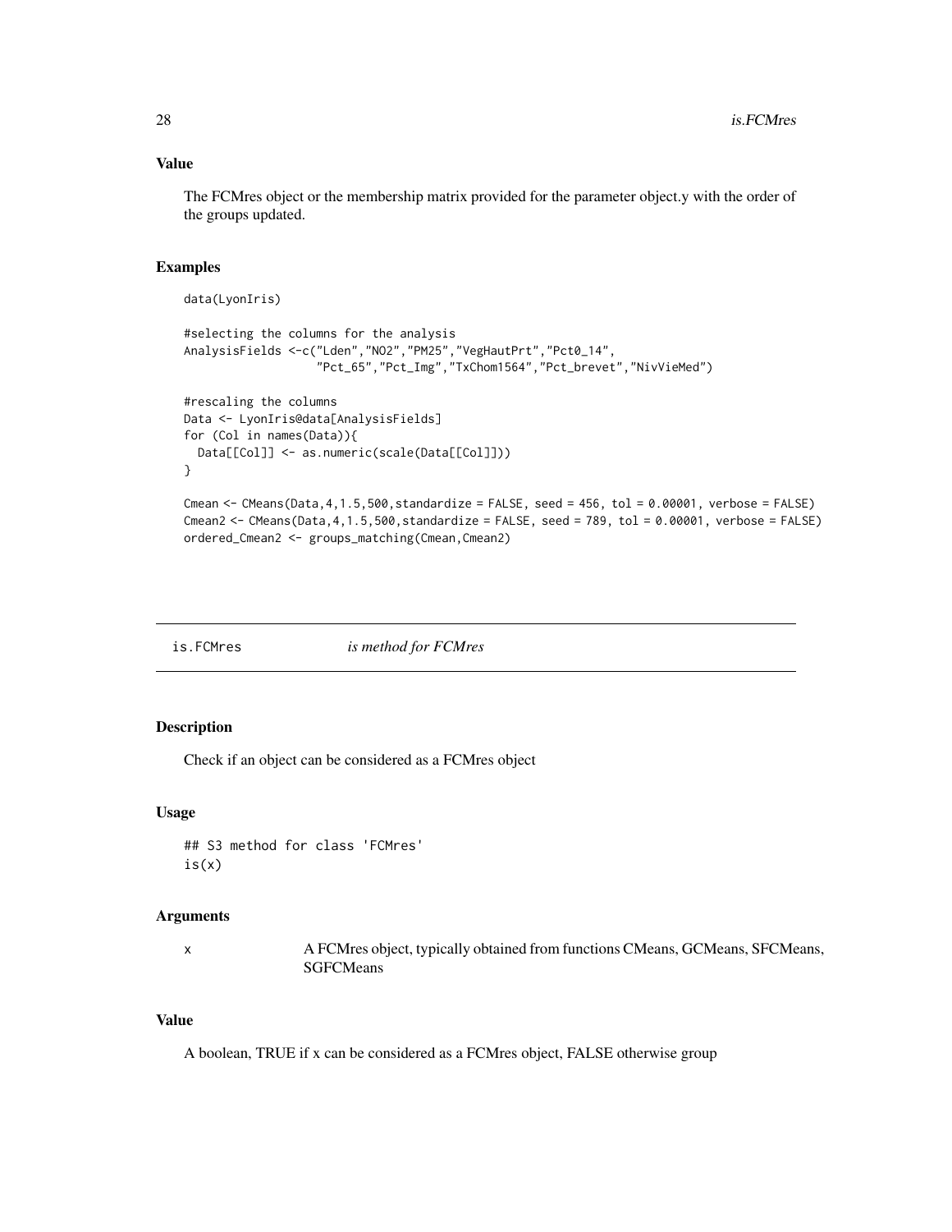### Value

The FCMres object or the membership matrix provided for the parameter object.y with the order of the groups updated.

### Examples

```
data(LyonIris)

#selecting the columns for the analysis
AnalysisFields <-c("Lden","NO2","PM25","VegHautPrt","Pct0_14",
                   "Pct_65","Pct_Img","TxChom1564","Pct_brevet","NivVieMed")

#rescaling the columns
Data <- LyonIris@data[AnalysisFields]
for (Col in names(Data)){
  Data[[Col]] <- as.numeric(scale(Data[[Col]]))
}

Cmean <- CMeans(Data,4,1.5,500,standardize = FALSE, seed = 456, tol = 0.00001, verbose = FALSE)
Cmean2 <- CMeans(Data,4,1.5,500,standardize = FALSE, seed = 789, tol = 0.00001, verbose = FALSE)
ordered_Cmean2 <- groups_matching(Cmean,Cmean2)
```

## is.FCMres — *is method for FCMres*

### Description

Check if an object can be considered as a FCMres object

### Usage

```
## S3 method for class 'FCMres'
is(x)
```

### Arguments

| | |
|---|---|
| x | A FCMres object, typically obtained from functions CMeans, GCMeans, SFCMeans, SGFCMeans |

### Value

A boolean, TRUE if x can be considered as a FCMres object, FALSE otherwise group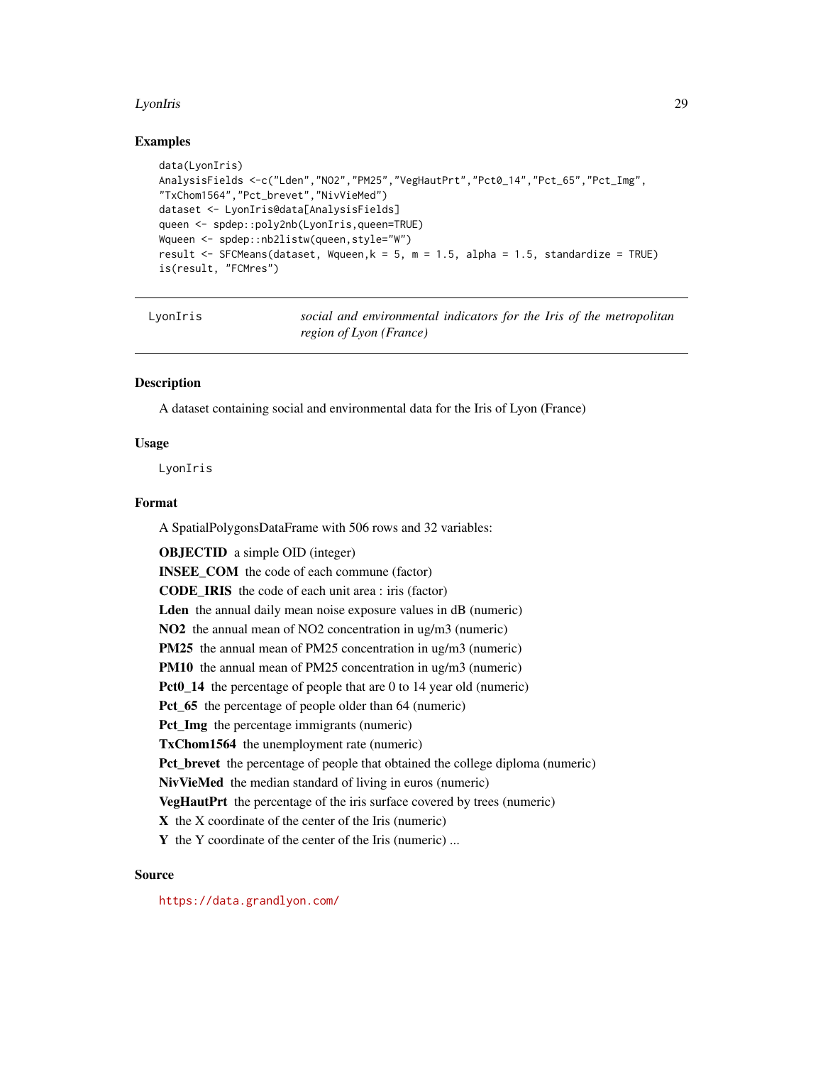## Examples

```
data(LyonIris)
AnalysisFields <-c("Lden","NO2","PM25","VegHautPrt","Pct0_14","Pct_65","Pct_Img",
"TxChom1564","Pct_brevet","NivVieMed")
dataset <- LyonIris@data[AnalysisFields]
queen <- spdep::poly2nb(LyonIris,queen=TRUE)
Wqueen <- spdep::nb2listw(queen,style="W")
result <- SFCMeans(dataset, Wqueen,k = 5, m = 1.5, alpha = 1.5, standardize = TRUE)
is(result, "FCMres")
```

---

`LyonIris` *social and environmental indicators for the Iris of the metropolitan region of Lyon (France)*

---

## Description

A dataset containing social and environmental data for the Iris of Lyon (France)

## Usage

```
LyonIris
```

## Format

A SpatialPolygonsDataFrame with 506 rows and 32 variables:

**OBJECTID** a simple OID (integer)

**INSEE_COM** the code of each commune (factor)

**CODE_IRIS** the code of each unit area : iris (factor)

**Lden** the annual daily mean noise exposure values in dB (numeric)

**NO2** the annual mean of NO2 concentration in ug/m3 (numeric)

**PM25** the annual mean of PM25 concentration in ug/m3 (numeric)

**PM10** the annual mean of PM25 concentration in ug/m3 (numeric)

**Pct0_14** the percentage of people that are 0 to 14 year old (numeric)

**Pct_65** the percentage of people older than 64 (numeric)

**Pct_Img** the percentage immigrants (numeric)

**TxChom1564** the unemployment rate (numeric)

**Pct_brevet** the percentage of people that obtained the college diploma (numeric)

**NivVieMed** the median standard of living in euros (numeric)

**VegHautPrt** the percentage of the iris surface covered by trees (numeric)

**X** the X coordinate of the center of the Iris (numeric)

**Y** the Y coordinate of the center of the Iris (numeric) ...

## Source

https://data.grandlyon.com/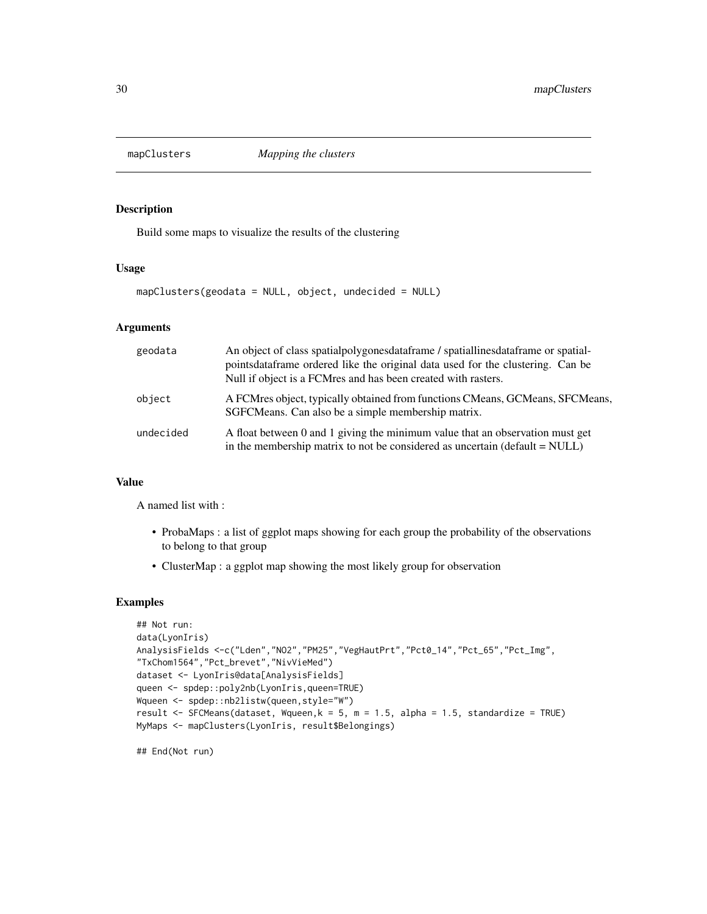# mapClusters *Mapping the clusters*

## Description

Build some maps to visualize the results of the clustering

## Usage

```
mapClusters(geodata = NULL, object, undecided = NULL)
```

## Arguments

| | |
|---|---|
| geodata | An object of class spatialpolygonesdataframe / spatiallinesdataframe or spatialpointsdataframe ordered like the original data used for the clustering. Can be Null if object is a FCMres and has been created with rasters. |
| object | A FCMres object, typically obtained from functions CMeans, GCMeans, SFCMeans, SGFCMeans. Can also be a simple membership matrix. |
| undecided | A float between 0 and 1 giving the minimum value that an observation must get in the membership matrix to not be considered as uncertain (default = NULL) |

## Value

A named list with :

- ProbaMaps : a list of ggplot maps showing for each group the probability of the observations to belong to that group
- ClusterMap : a ggplot map showing the most likely group for observation

## Examples

```
## Not run:
data(LyonIris)
AnalysisFields <-c("Lden","NO2","PM25","VegHautPrt","Pct0_14","Pct_65","Pct_Img",
"TxChom1564","Pct_brevet","NivVieMed")
dataset <- LyonIris@data[AnalysisFields]
queen <- spdep::poly2nb(LyonIris,queen=TRUE)
Wqueen <- spdep::nb2listw(queen,style="W")
result <- SFCMeans(dataset, Wqueen,k = 5, m = 1.5, alpha = 1.5, standardize = TRUE)
MyMaps <- mapClusters(LyonIris, result$Belongings)

## End(Not run)
```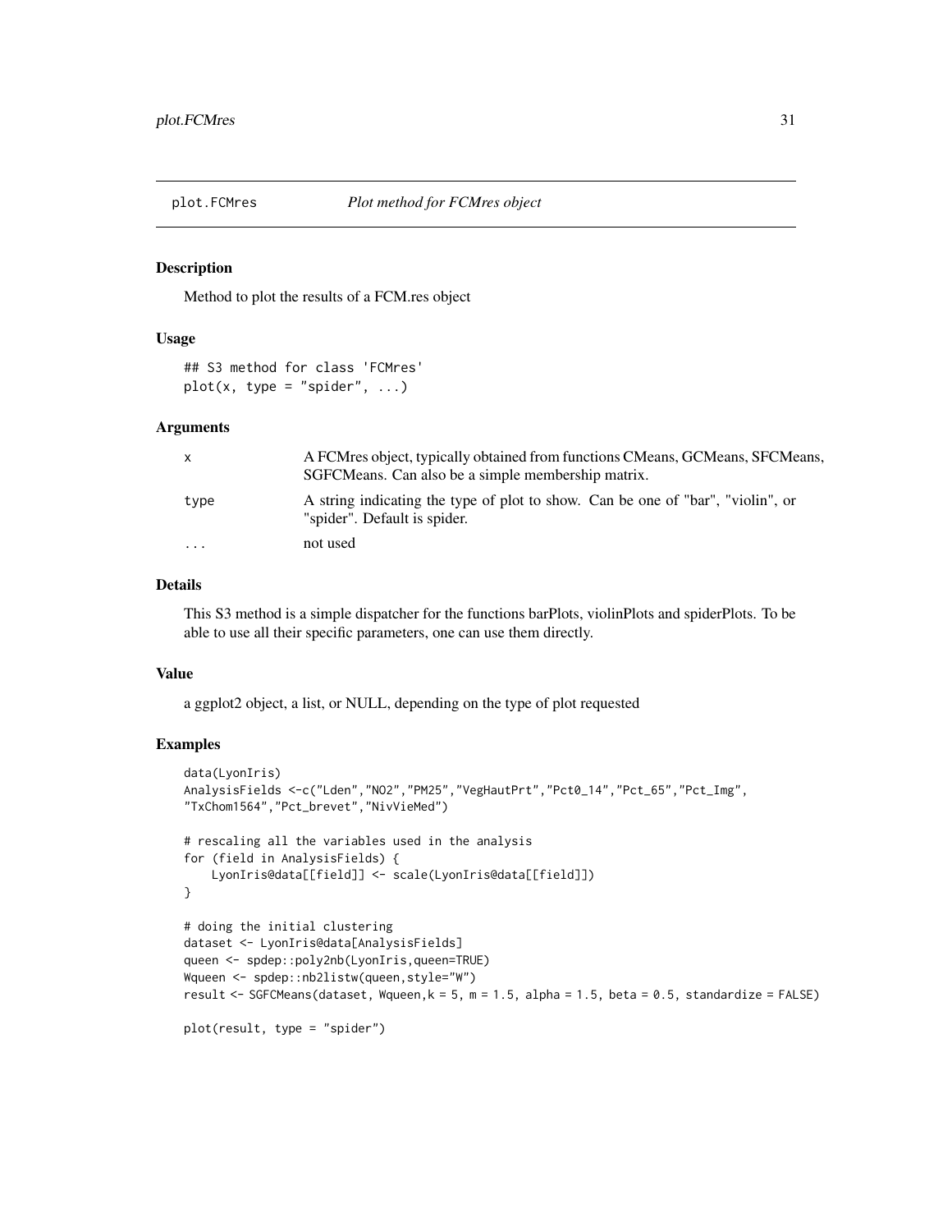## plot.FCMres    *Plot method for FCMres object*

### Description

Method to plot the results of a FCM.res object

### Usage

```
## S3 method for class 'FCMres'
plot(x, type = "spider", ...)
```

### Arguments

| | |
|---|---|
| x | A FCMres object, typically obtained from functions CMeans, GCMeans, SFCMeans, SGFCMeans. Can also be a simple membership matrix. |
| type | A string indicating the type of plot to show. Can be one of "bar", "violin", or "spider". Default is spider. |
| ... | not used |

### Details

This S3 method is a simple dispatcher for the functions barPlots, violinPlots and spiderPlots. To be able to use all their specific parameters, one can use them directly.

### Value

a ggplot2 object, a list, or NULL, depending on the type of plot requested

### Examples

```
data(LyonIris)
AnalysisFields <-c("Lden","NO2","PM25","VegHautPrt","Pct0_14","Pct_65","Pct_Img",
"TxChom1564","Pct_brevet","NivVieMed")

# rescaling all the variables used in the analysis
for (field in AnalysisFields) {
    LyonIris@data[[field]] <- scale(LyonIris@data[[field]])
}

# doing the initial clustering
dataset <- LyonIris@data[AnalysisFields]
queen <- spdep::poly2nb(LyonIris,queen=TRUE)
Wqueen <- spdep::nb2listw(queen,style="W")
result <- SGFCMeans(dataset, Wqueen,k = 5, m = 1.5, alpha = 1.5, beta = 0.5, standardize = FALSE)

plot(result, type = "spider")
```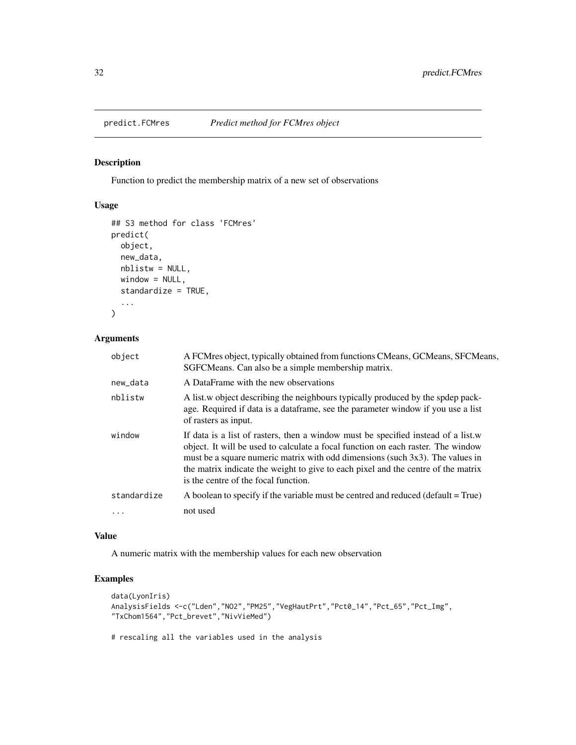# predict.FCMres *Predict method for FCMres object*

## Description

Function to predict the membership matrix of a new set of observations

## Usage

```
## S3 method for class 'FCMres'
predict(
  object,
  new_data,
  nblistw = NULL,
  window = NULL,
  standardize = TRUE,
  ...
)
```

## Arguments

| | |
|---|---|
| object | A FCMres object, typically obtained from functions CMeans, GCMeans, SFCMeans, SGFCMeans. Can also be a simple membership matrix. |
| new_data | A DataFrame with the new observations |
| nblistw | A list.w object describing the neighbours typically produced by the spdep package. Required if data is a dataframe, see the parameter window if you use a list of rasters as input. |
| window | If data is a list of rasters, then a window must be specified instead of a list.w object. It will be used to calculate a focal function on each raster. The window must be a square numeric matrix with odd dimensions (such 3x3). The values in the matrix indicate the weight to give to each pixel and the centre of the matrix is the centre of the focal function. |
| standardize | A boolean to specify if the variable must be centred and reduced (default = True) |
| ... | not used |

## Value

A numeric matrix with the membership values for each new observation

## Examples

```
data(LyonIris)
AnalysisFields <-c("Lden","NO2","PM25","VegHautPrt","Pct0_14","Pct_65","Pct_Img",
"TxChom1564","Pct_brevet","NivVieMed")

# rescaling all the variables used in the analysis
```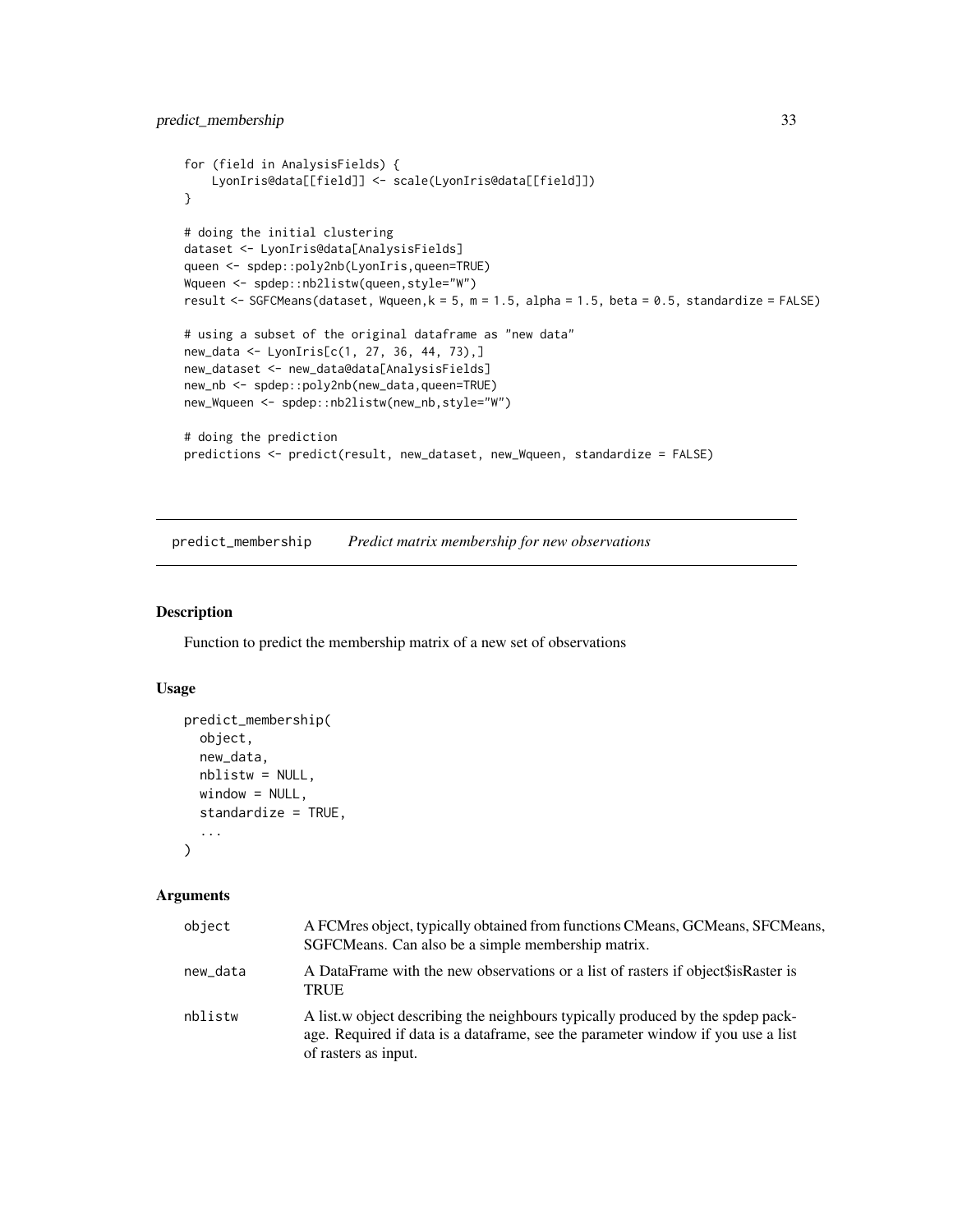```
for (field in AnalysisFields) {
    LyonIris@data[[field]] <- scale(LyonIris@data[[field]])
}

# doing the initial clustering
dataset <- LyonIris@data[AnalysisFields]
queen <- spdep::poly2nb(LyonIris,queen=TRUE)
Wqueen <- spdep::nb2listw(queen,style="W")
result <- SGFCMeans(dataset, Wqueen,k = 5, m = 1.5, alpha = 1.5, beta = 0.5, standardize = FALSE)

# using a subset of the original dataframe as "new data"
new_data <- LyonIris[c(1, 27, 36, 44, 73),]
new_dataset <- new_data@data[AnalysisFields]
new_nb <- spdep::poly2nb(new_data,queen=TRUE)
new_Wqueen <- spdep::nb2listw(new_nb,style="W")

# doing the prediction
predictions <- predict(result, new_dataset, new_Wqueen, standardize = FALSE)
```

---

## predict_membership — *Predict matrix membership for new observations*

### Description

Function to predict the membership matrix of a new set of observations

### Usage

```
predict_membership(
  object,
  new_data,
  nblistw = NULL,
  window = NULL,
  standardize = TRUE,
  ...
)
```

### Arguments

| | |
|---|---|
| object | A FCMres object, typically obtained from functions CMeans, GCMeans, SFCMeans, SGFCMeans. Can also be a simple membership matrix. |
| new_data | A DataFrame with the new observations or a list of rasters if object$isRaster is TRUE |
| nblistw | A list.w object describing the neighbours typically produced by the spdep package. Required if data is a dataframe, see the parameter window if you use a list of rasters as input. |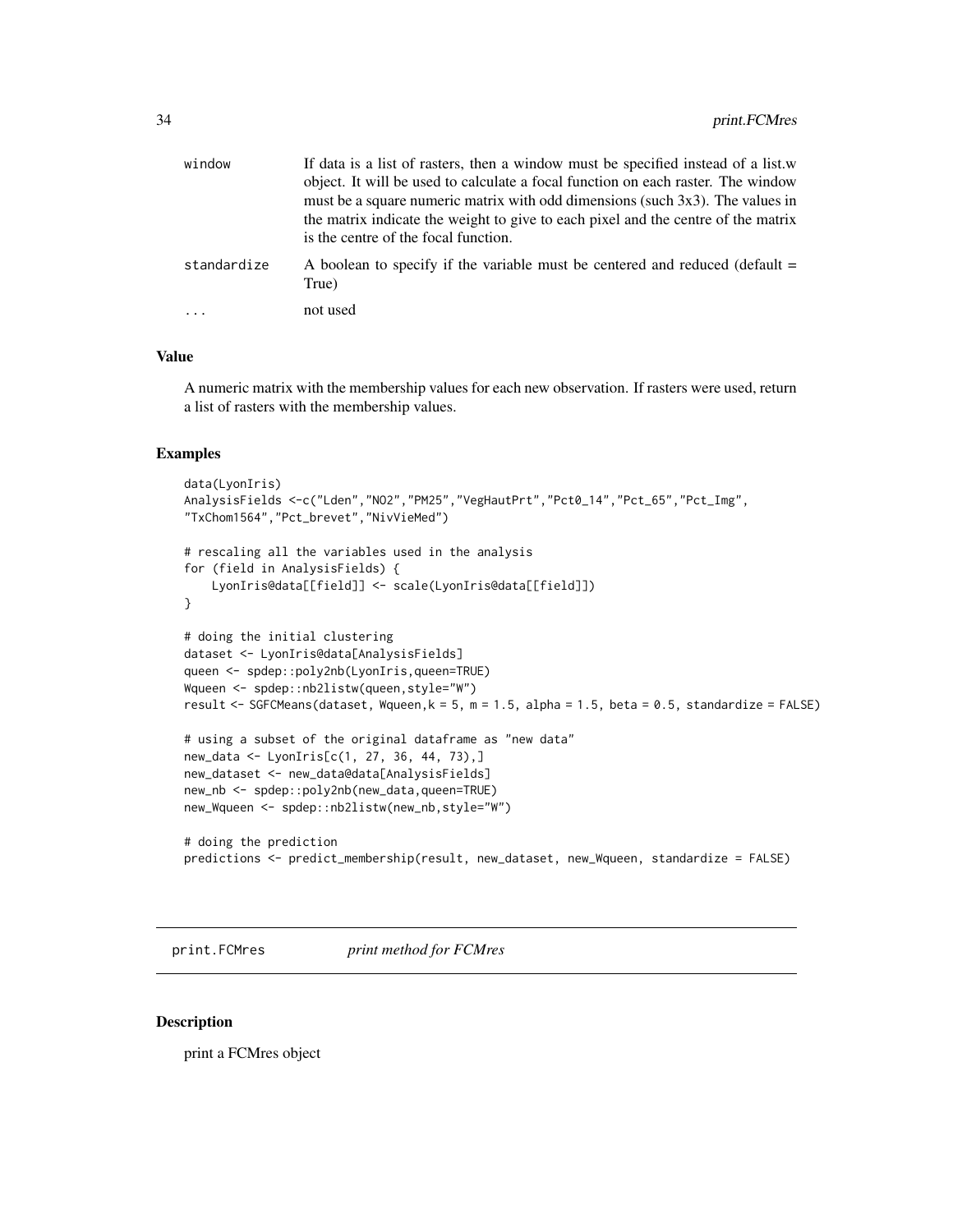| | |
|---|---|
| window | If data is a list of rasters, then a window must be specified instead of a list.w object. It will be used to calculate a focal function on each raster. The window must be a square numeric matrix with odd dimensions (such 3x3). The values in the matrix indicate the weight to give to each pixel and the centre of the matrix is the centre of the focal function. |
| standardize | A boolean to specify if the variable must be centered and reduced (default = True) |
| ... | not used |

## Value

A numeric matrix with the membership values for each new observation. If rasters were used, return a list of rasters with the membership values.

## Examples

```
data(LyonIris)
AnalysisFields <-c("Lden","NO2","PM25","VegHautPrt","Pct0_14","Pct_65","Pct_Img",
"TxChom1564","Pct_brevet","NivVieMed")

# rescaling all the variables used in the analysis
for (field in AnalysisFields) {
    LyonIris@data[[field]] <- scale(LyonIris@data[[field]])
}

# doing the initial clustering
dataset <- LyonIris@data[AnalysisFields]
queen <- spdep::poly2nb(LyonIris,queen=TRUE)
Wqueen <- spdep::nb2listw(queen,style="W")
result <- SGFCMeans(dataset, Wqueen,k = 5, m = 1.5, alpha = 1.5, beta = 0.5, standardize = FALSE)

# using a subset of the original dataframe as "new data"
new_data <- LyonIris[c(1, 27, 36, 44, 73),]
new_dataset <- new_data@data[AnalysisFields]
new_nb <- spdep::poly2nb(new_data,queen=TRUE)
new_Wqueen <- spdep::nb2listw(new_nb,style="W")

# doing the prediction
predictions <- predict_membership(result, new_dataset, new_Wqueen, standardize = FALSE)
```

# print.FCMres *print method for FCMres*

## Description

print a FCMres object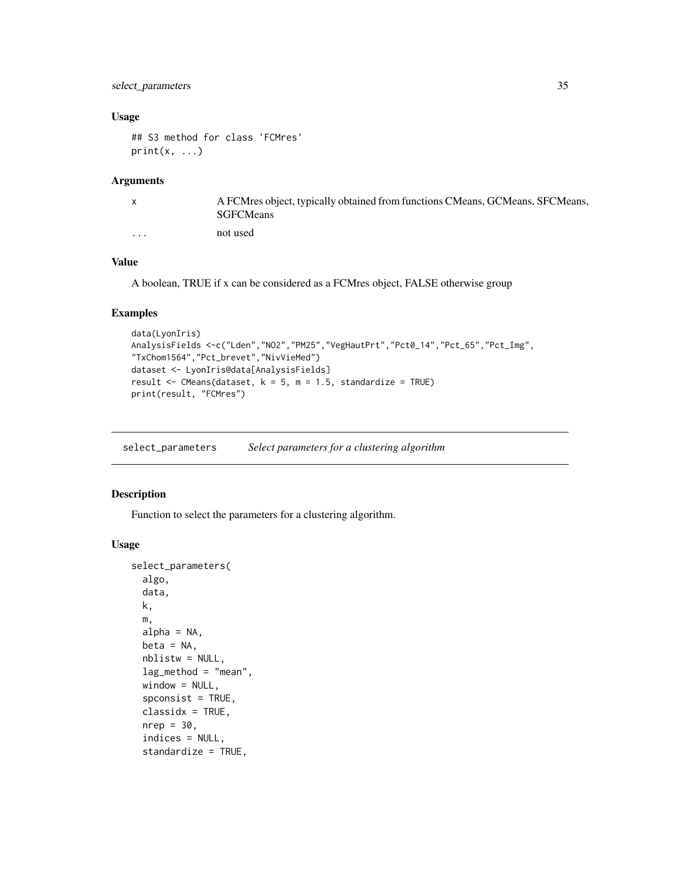### Usage

```
## S3 method for class 'FCMres'
print(x, ...)
```

### Arguments

| | |
|---|---|
| x | A FCMres object, typically obtained from functions CMeans, GCMeans, SFCMeans, SGFCMeans |
| ... | not used |

### Value

A boolean, TRUE if x can be considered as a FCMres object, FALSE otherwise group

### Examples

```
data(LyonIris)
AnalysisFields <-c("Lden","NO2","PM25","VegHautPrt","Pct0_14","Pct_65","Pct_Img",
"TxChom1564","Pct_brevet","NivVieMed")
dataset <- LyonIris@data[AnalysisFields]
result <- CMeans(dataset, k = 5, m = 1.5, standardize = TRUE)
print(result, "FCMres")
```

---

## select_parameters *Select parameters for a clustering algorithm*

---

### Description

Function to select the parameters for a clustering algorithm.

### Usage

```
select_parameters(
  algo,
  data,
  k,
  m,
  alpha = NA,
  beta = NA,
  nblistw = NULL,
  lag_method = "mean",
  window = NULL,
  spconsist = TRUE,
  classidx = TRUE,
  nrep = 30,
  indices = NULL,
  standardize = TRUE,
```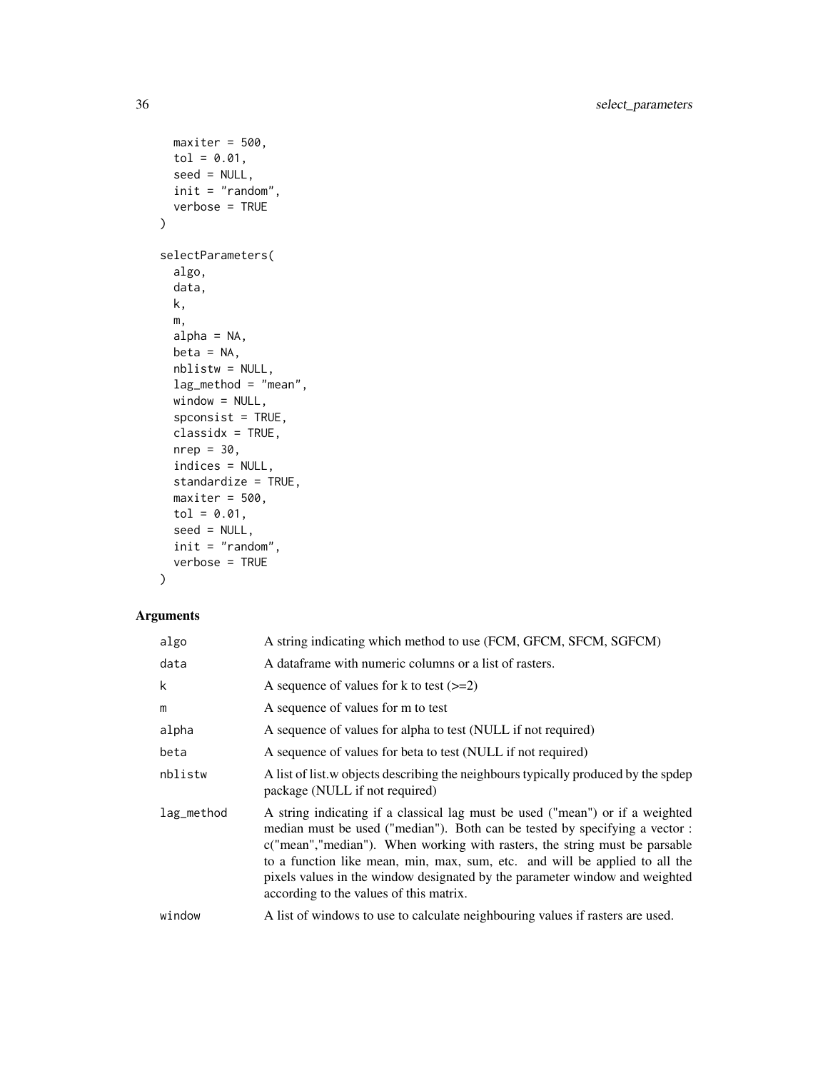```
  maxiter = 500,
  tol = 0.01,
  seed = NULL,
  init = "random",
  verbose = TRUE
)

selectParameters(
  algo,
  data,
  k,
  m,
  alpha = NA,
  beta = NA,
  nblistw = NULL,
  lag_method = "mean",
  window = NULL,
  spconsist = TRUE,
  classidx = TRUE,
  nrep = 30,
  indices = NULL,
  standardize = TRUE,
  maxiter = 500,
  tol = 0.01,
  seed = NULL,
  init = "random",
  verbose = TRUE
)
```

## Arguments

| | |
|---|---|
| algo | A string indicating which method to use (FCM, GFCM, SFCM, SGFCM) |
| data | A dataframe with numeric columns or a list of rasters. |
| k | A sequence of values for k to test (>=2) |
| m | A sequence of values for m to test |
| alpha | A sequence of values for alpha to test (NULL if not required) |
| beta | A sequence of values for beta to test (NULL if not required) |
| nblistw | A list of list.w objects describing the neighbours typically produced by the spdep package (NULL if not required) |
| lag_method | A string indicating if a classical lag must be used ("mean") or if a weighted median must be used ("median"). Both can be tested by specifying a vector : c("mean","median"). When working with rasters, the string must be parsable to a function like mean, min, max, sum, etc. and will be applied to all the pixels values in the window designated by the parameter window and weighted according to the values of this matrix. |
| window | A list of windows to use to calculate neighbouring values if rasters are used. |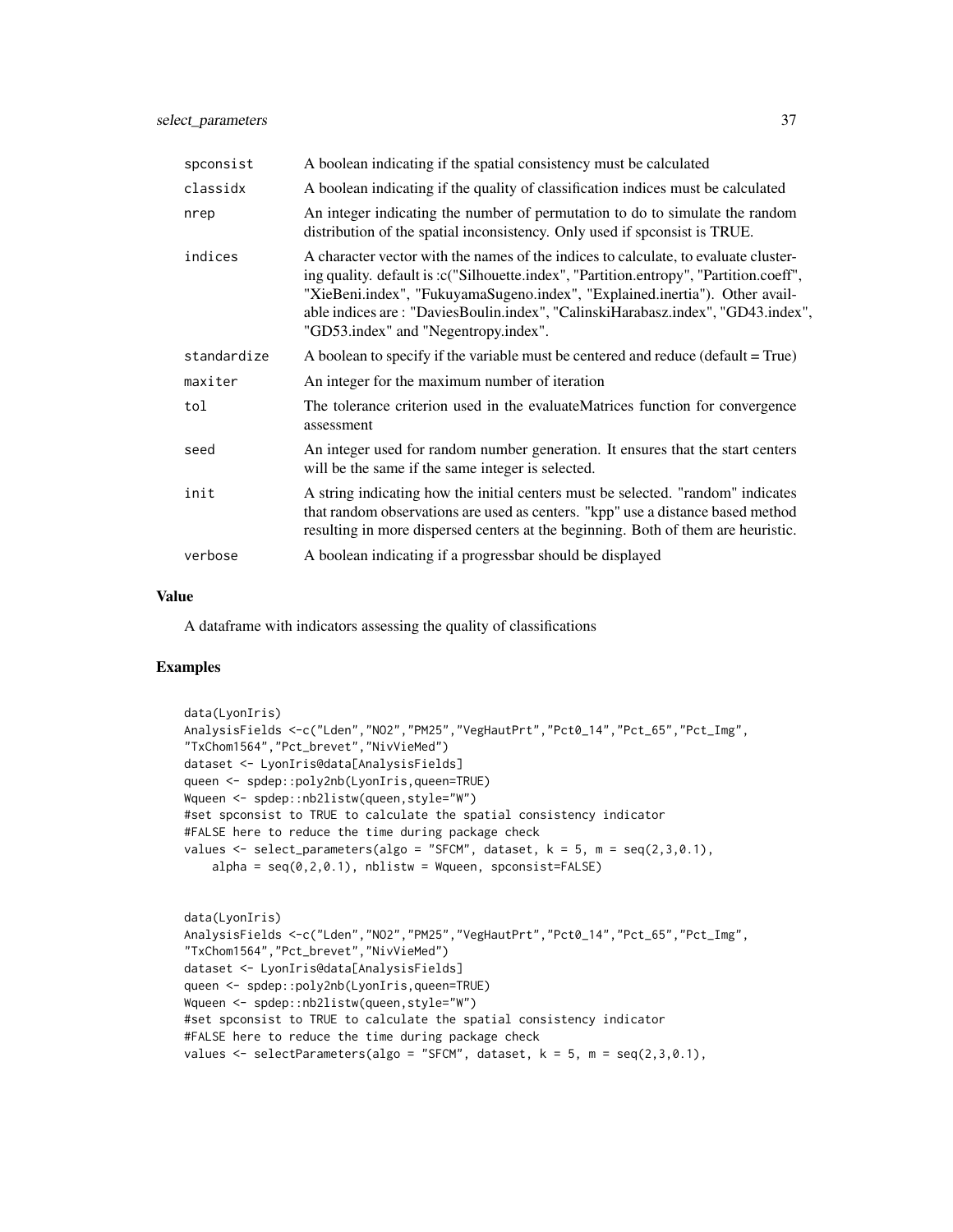| | |
|---|---|
| spconsist | A boolean indicating if the spatial consistency must be calculated |
| classidx | A boolean indicating if the quality of classification indices must be calculated |
| nrep | An integer indicating the number of permutation to do to simulate the random distribution of the spatial inconsistency. Only used if spconsist is TRUE. |
| indices | A character vector with the names of the indices to calculate, to evaluate clustering quality. default is :c("Silhouette.index", "Partition.entropy", "Partition.coeff", "XieBeni.index", "FukuyamaSugeno.index", "Explained.inertia"). Other available indices are : "DaviesBoulin.index", "CalinskiHarabasz.index", "GD43.index", "GD53.index" and "Negentropy.index". |
| standardize | A boolean to specify if the variable must be centered and reduce (default = True) |
| maxiter | An integer for the maximum number of iteration |
| tol | The tolerance criterion used in the evaluateMatrices function for convergence assessment |
| seed | An integer used for random number generation. It ensures that the start centers will be the same if the same integer is selected. |
| init | A string indicating how the initial centers must be selected. "random" indicates that random observations are used as centers. "kpp" use a distance based method resulting in more dispersed centers at the beginning. Both of them are heuristic. |
| verbose | A boolean indicating if a progressbar should be displayed |

## Value

A dataframe with indicators assessing the quality of classifications

## Examples

```
data(LyonIris)
AnalysisFields <-c("Lden","NO2","PM25","VegHautPrt","Pct0_14","Pct_65","Pct_Img",
"TxChom1564","Pct_brevet","NivVieMed")
dataset <- LyonIris@data[AnalysisFields]
queen <- spdep::poly2nb(LyonIris,queen=TRUE)
Wqueen <- spdep::nb2listw(queen,style="W")
#set spconsist to TRUE to calculate the spatial consistency indicator
#FALSE here to reduce the time during package check
values <- select_parameters(algo = "SFCM", dataset, k = 5, m = seq(2,3,0.1),
    alpha = seq(0,2,0.1), nblistw = Wqueen, spconsist=FALSE)


data(LyonIris)
AnalysisFields <-c("Lden","NO2","PM25","VegHautPrt","Pct0_14","Pct_65","Pct_Img",
"TxChom1564","Pct_brevet","NivVieMed")
dataset <- LyonIris@data[AnalysisFields]
queen <- spdep::poly2nb(LyonIris,queen=TRUE)
Wqueen <- spdep::nb2listw(queen,style="W")
#set spconsist to TRUE to calculate the spatial consistency indicator
#FALSE here to reduce the time during package check
values <- selectParameters(algo = "SFCM", dataset, k = 5, m = seq(2,3,0.1),
```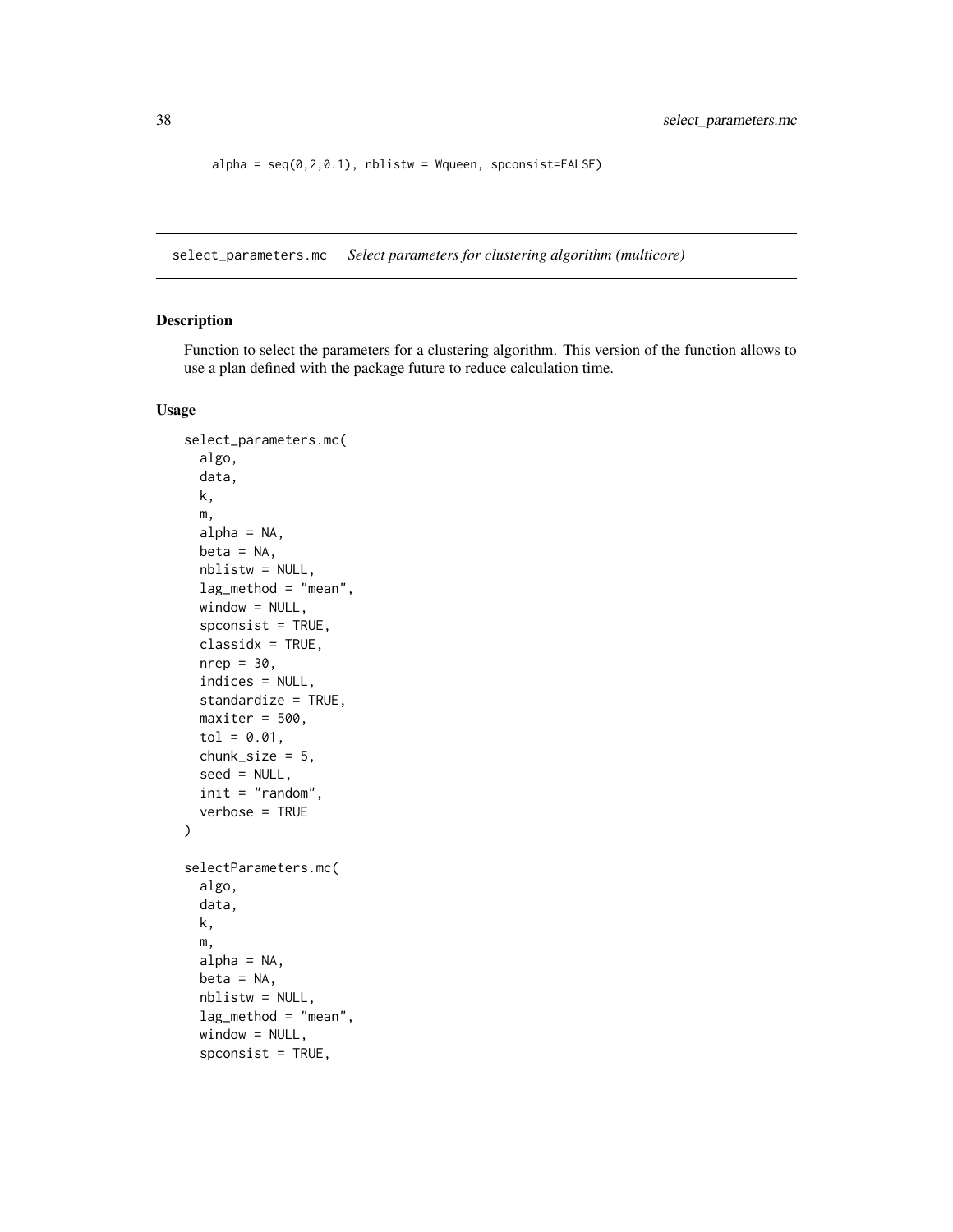```
    alpha = seq(0,2,0.1), nblistw = Wqueen, spconsist=FALSE)
```

## select_parameters.mc *Select parameters for clustering algorithm (multicore)*

### Description

Function to select the parameters for a clustering algorithm. This version of the function allows to use a plan defined with the package future to reduce calculation time.

### Usage

```
select_parameters.mc(
  algo,
  data,
  k,
  m,
  alpha = NA,
  beta = NA,
  nblistw = NULL,
  lag_method = "mean",
  window = NULL,
  spconsist = TRUE,
  classidx = TRUE,
  nrep = 30,
  indices = NULL,
  standardize = TRUE,
  maxiter = 500,
  tol = 0.01,
  chunk_size = 5,
  seed = NULL,
  init = "random",
  verbose = TRUE
)

selectParameters.mc(
  algo,
  data,
  k,
  m,
  alpha = NA,
  beta = NA,
  nblistw = NULL,
  lag_method = "mean",
  window = NULL,
  spconsist = TRUE,
```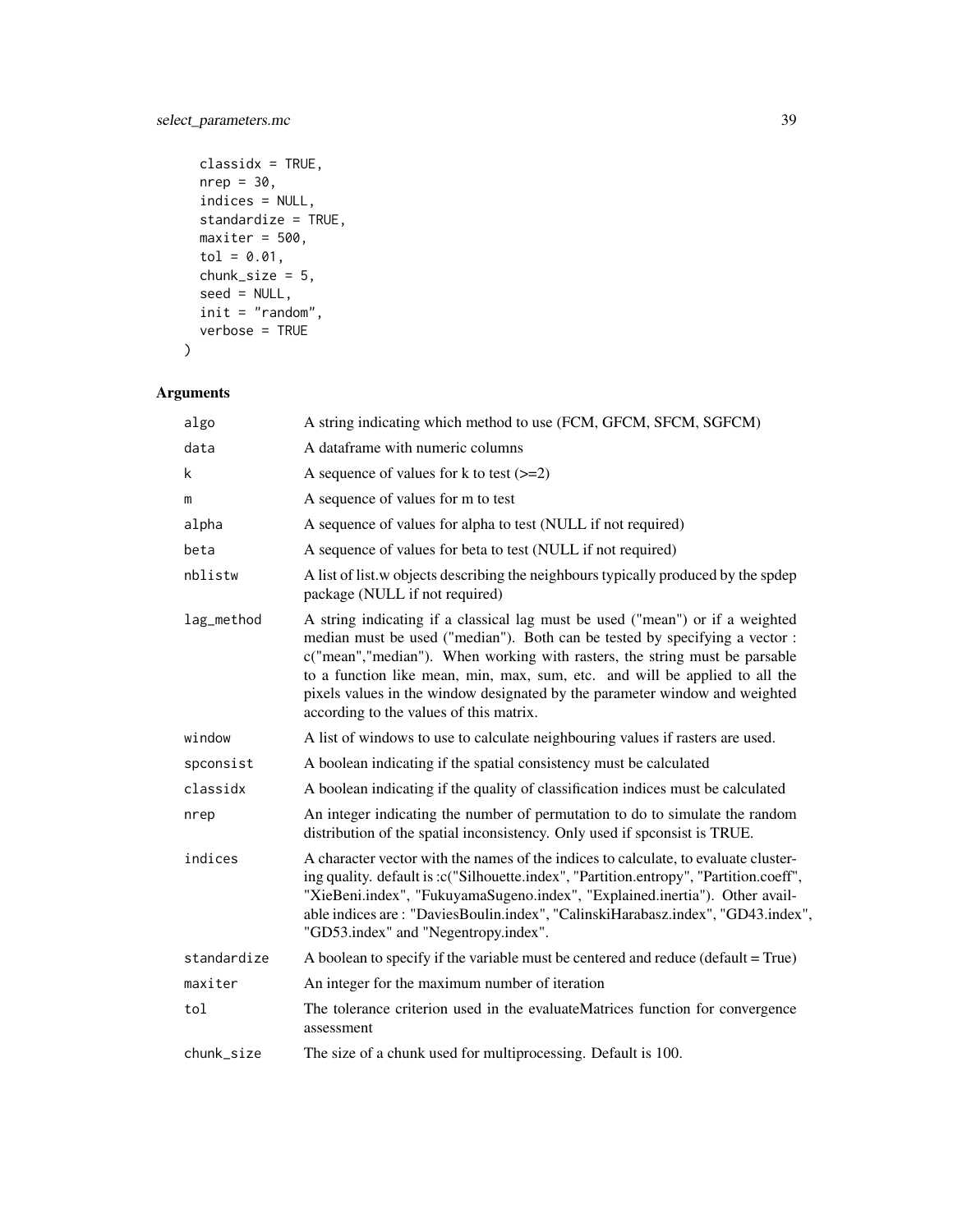```
  classidx = TRUE,
  nrep = 30,
  indices = NULL,
  standardize = TRUE,
  maxiter = 500,
  tol = 0.01,
  chunk_size = 5,
  seed = NULL,
  init = "random",
  verbose = TRUE
)
```

## Arguments

| | |
|---|---|
| algo | A string indicating which method to use (FCM, GFCM, SFCM, SGFCM) |
| data | A dataframe with numeric columns |
| k | A sequence of values for k to test (>=2) |
| m | A sequence of values for m to test |
| alpha | A sequence of values for alpha to test (NULL if not required) |
| beta | A sequence of values for beta to test (NULL if not required) |
| nblistw | A list of list.w objects describing the neighbours typically produced by the spdep package (NULL if not required) |
| lag_method | A string indicating if a classical lag must be used ("mean") or if a weighted median must be used ("median"). Both can be tested by specifying a vector : c("mean","median"). When working with rasters, the string must be parsable to a function like mean, min, max, sum, etc. and will be applied to all the pixels values in the window designated by the parameter window and weighted according to the values of this matrix. |
| window | A list of windows to use to calculate neighbouring values if rasters are used. |
| spconsist | A boolean indicating if the spatial consistency must be calculated |
| classidx | A boolean indicating if the quality of classification indices must be calculated |
| nrep | An integer indicating the number of permutation to do to simulate the random distribution of the spatial inconsistency. Only used if spconsist is TRUE. |
| indices | A character vector with the names of the indices to calculate, to evaluate clustering quality. default is :c("Silhouette.index", "Partition.entropy", "Partition.coeff", "XieBeni.index", "FukuyamaSugeno.index", "Explained.inertia"). Other available indices are : "DaviesBoulin.index", "CalinskiHarabasz.index", "GD43.index", "GD53.index" and "Negentropy.index". |
| standardize | A boolean to specify if the variable must be centered and reduce (default = True) |
| maxiter | An integer for the maximum number of iteration |
| tol | The tolerance criterion used in the evaluateMatrices function for convergence assessment |
| chunk_size | The size of a chunk used for multiprocessing. Default is 100. |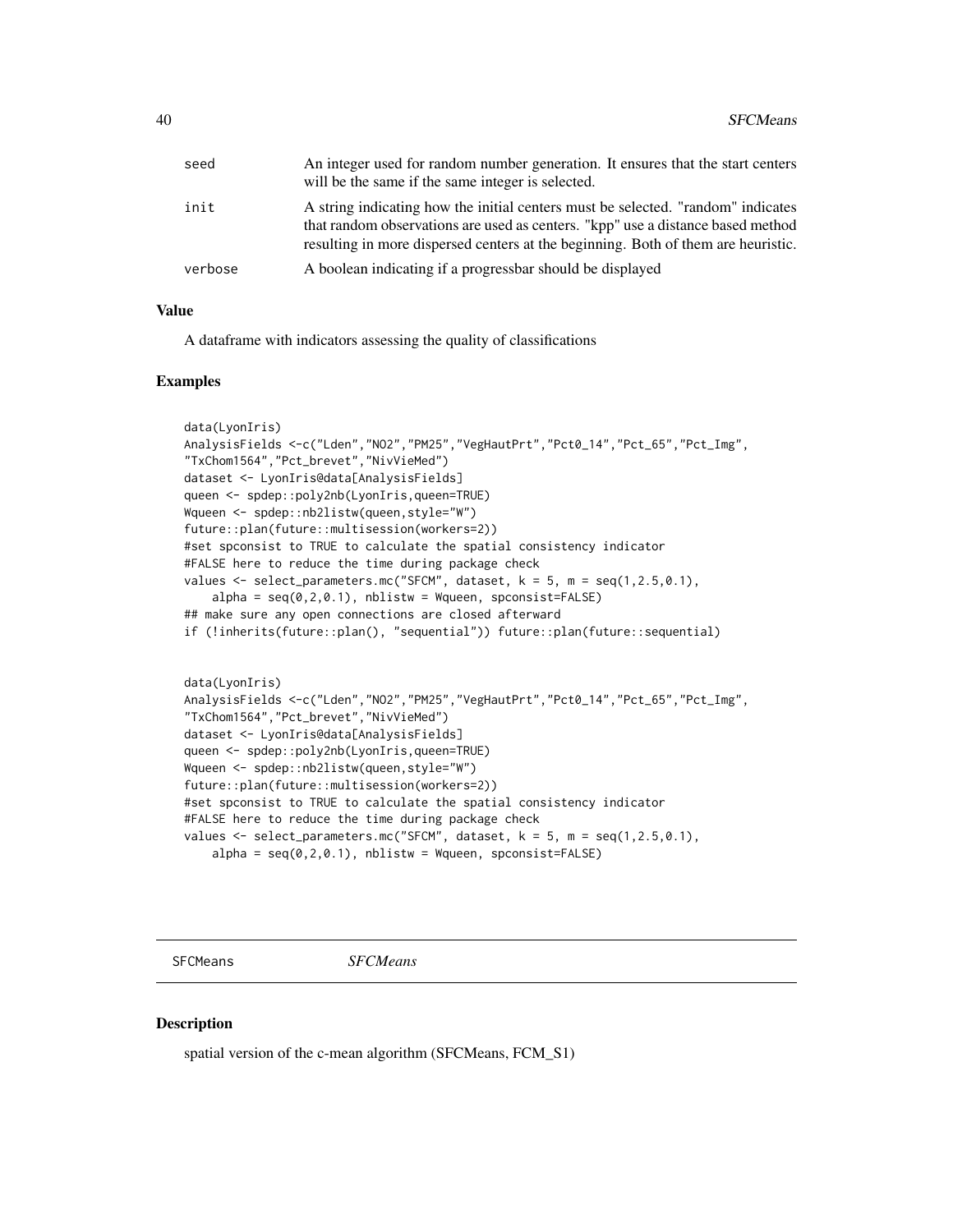| | |
|---|---|
| seed | An integer used for random number generation. It ensures that the start centers will be the same if the same integer is selected. |
| init | A string indicating how the initial centers must be selected. "random" indicates that random observations are used as centers. "kpp" use a distance based method resulting in more dispersed centers at the beginning. Both of them are heuristic. |
| verbose | A boolean indicating if a progressbar should be displayed |

### Value

A dataframe with indicators assessing the quality of classifications

### Examples

```
data(LyonIris)
AnalysisFields <-c("Lden","NO2","PM25","VegHautPrt","Pct0_14","Pct_65","Pct_Img",
"TxChom1564","Pct_brevet","NivVieMed")
dataset <- LyonIris@data[AnalysisFields]
queen <- spdep::poly2nb(LyonIris,queen=TRUE)
Wqueen <- spdep::nb2listw(queen,style="W")
future::plan(future::multisession(workers=2))
#set spconsist to TRUE to calculate the spatial consistency indicator
#FALSE here to reduce the time during package check
values <- select_parameters.mc("SFCM", dataset, k = 5, m = seq(1,2.5,0.1),
    alpha = seq(0,2,0.1), nblistw = Wqueen, spconsist=FALSE)
## make sure any open connections are closed afterward
if (!inherits(future::plan(), "sequential")) future::plan(future::sequential)


data(LyonIris)
AnalysisFields <-c("Lden","NO2","PM25","VegHautPrt","Pct0_14","Pct_65","Pct_Img",
"TxChom1564","Pct_brevet","NivVieMed")
dataset <- LyonIris@data[AnalysisFields]
queen <- spdep::poly2nb(LyonIris,queen=TRUE)
Wqueen <- spdep::nb2listw(queen,style="W")
future::plan(future::multisession(workers=2))
#set spconsist to TRUE to calculate the spatial consistency indicator
#FALSE here to reduce the time during package check
values <- select_parameters.mc("SFCM", dataset, k = 5, m = seq(1,2.5,0.1),
    alpha = seq(0,2,0.1), nblistw = Wqueen, spconsist=FALSE)
```

---

## SFCMeans *SFCMeans*

### Description

spatial version of the c-mean algorithm (SFCMeans, FCM_S1)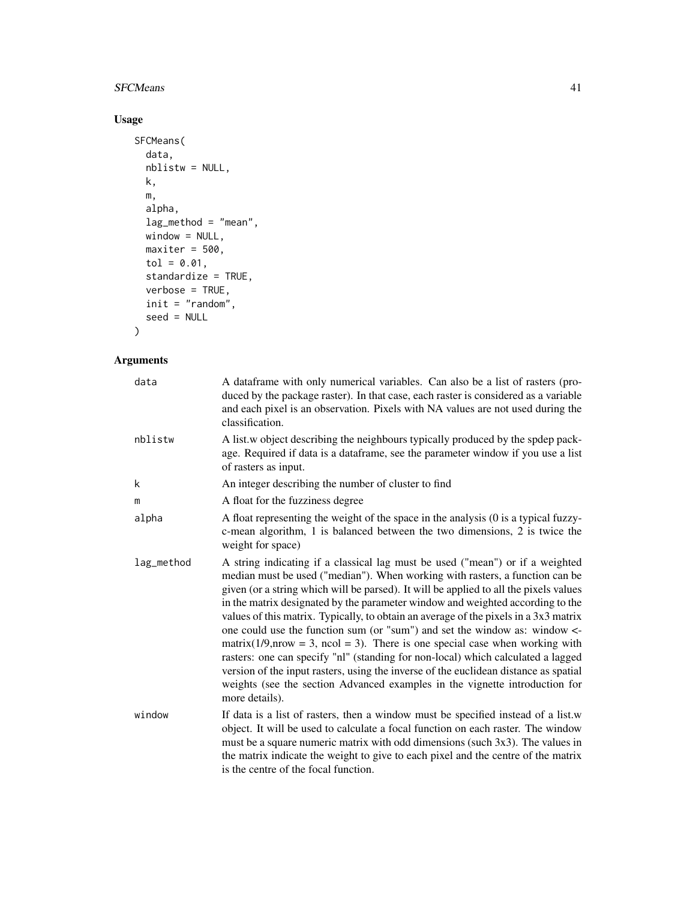## Usage

```
SFCMeans(
  data,
  nblistw = NULL,
  k,
  m,
  alpha,
  lag_method = "mean",
  window = NULL,
  maxiter = 500,
  tol = 0.01,
  standardize = TRUE,
  verbose = TRUE,
  init = "random",
  seed = NULL
)
```

## Arguments

| | |
|---|---|
| `data` | A dataframe with only numerical variables. Can also be a list of rasters (produced by the package raster). In that case, each raster is considered as a variable and each pixel is an observation. Pixels with NA values are not used during the classification. |
| `nblistw` | A list.w object describing the neighbours typically produced by the spdep package. Required if data is a dataframe, see the parameter window if you use a list of rasters as input. |
| `k` | An integer describing the number of cluster to find |
| `m` | A float for the fuzziness degree |
| `alpha` | A float representing the weight of the space in the analysis (0 is a typical fuzzy-c-mean algorithm, 1 is balanced between the two dimensions, 2 is twice the weight for space) |
| `lag_method` | A string indicating if a classical lag must be used ("mean") or if a weighted median must be used ("median"). When working with rasters, a function can be given (or a string which will be parsed). It will be applied to all the pixels values in the matrix designated by the parameter window and weighted according to the values of this matrix. Typically, to obtain an average of the pixels in a 3x3 matrix one could use the function sum (or "sum") and set the window as: window <- matrix(1/9,nrow = 3, ncol = 3). There is one special case when working with rasters: one can specify "nl" (standing for non-local) which calculated a lagged version of the input rasters, using the inverse of the euclidean distance as spatial weights (see the section Advanced examples in the vignette introduction for more details). |
| `window` | If data is a list of rasters, then a window must be specified instead of a list.w object. It will be used to calculate a focal function on each raster. The window must be a square numeric matrix with odd dimensions (such 3x3). The values in the matrix indicate the weight to give to each pixel and the centre of the matrix is the centre of the focal function. |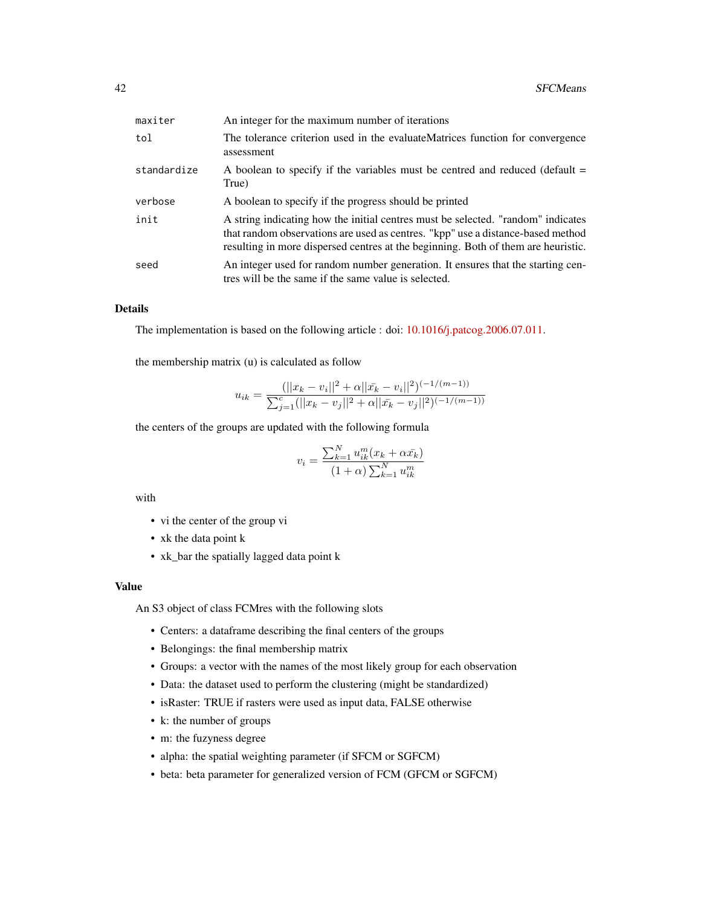| | |
|---|---|
| maxiter | An integer for the maximum number of iterations |
| tol | The tolerance criterion used in the evaluateMatrices function for convergence assessment |
| standardize | A boolean to specify if the variables must be centred and reduced (default = True) |
| verbose | A boolean to specify if the progress should be printed |
| init | A string indicating how the initial centres must be selected. "random" indicates that random observations are used as centres. "kpp" use a distance-based method resulting in more dispersed centres at the beginning. Both of them are heuristic. |
| seed | An integer used for random number generation. It ensures that the starting centres will be the same if the same value is selected. |

### Details

The implementation is based on the following article : doi: 10.1016/j.patcog.2006.07.011.

the membership matrix (u) is calculated as follow

$$u_{ik} = \frac{(||x_k - v_i||^2 + \alpha||\bar{x_k} - v_i||^2)^{(-1/(m-1))}}{\sum_{j=1}^{c}(||x_k - v_j||^2 + \alpha||\bar{x_k} - v_j||^2)^{(-1/(m-1))}}$$

the centers of the groups are updated with the following formula

$$v_i = \frac{\sum_{k=1}^{N} u_{ik}^m (x_k + \alpha\bar{x_k})}{(1+\alpha)\sum_{k=1}^{N} u_{ik}^m}$$

with

- vi the center of the group vi
- xk the data point k
- xk_bar the spatially lagged data point k

### Value

An S3 object of class FCMres with the following slots

- Centers: a dataframe describing the final centers of the groups
- Belongings: the final membership matrix
- Groups: a vector with the names of the most likely group for each observation
- Data: the dataset used to perform the clustering (might be standardized)
- isRaster: TRUE if rasters were used as input data, FALSE otherwise
- k: the number of groups
- m: the fuzyness degree
- alpha: the spatial weighting parameter (if SFCM or SGFCM)
- beta: beta parameter for generalized version of FCM (GFCM or SGFCM)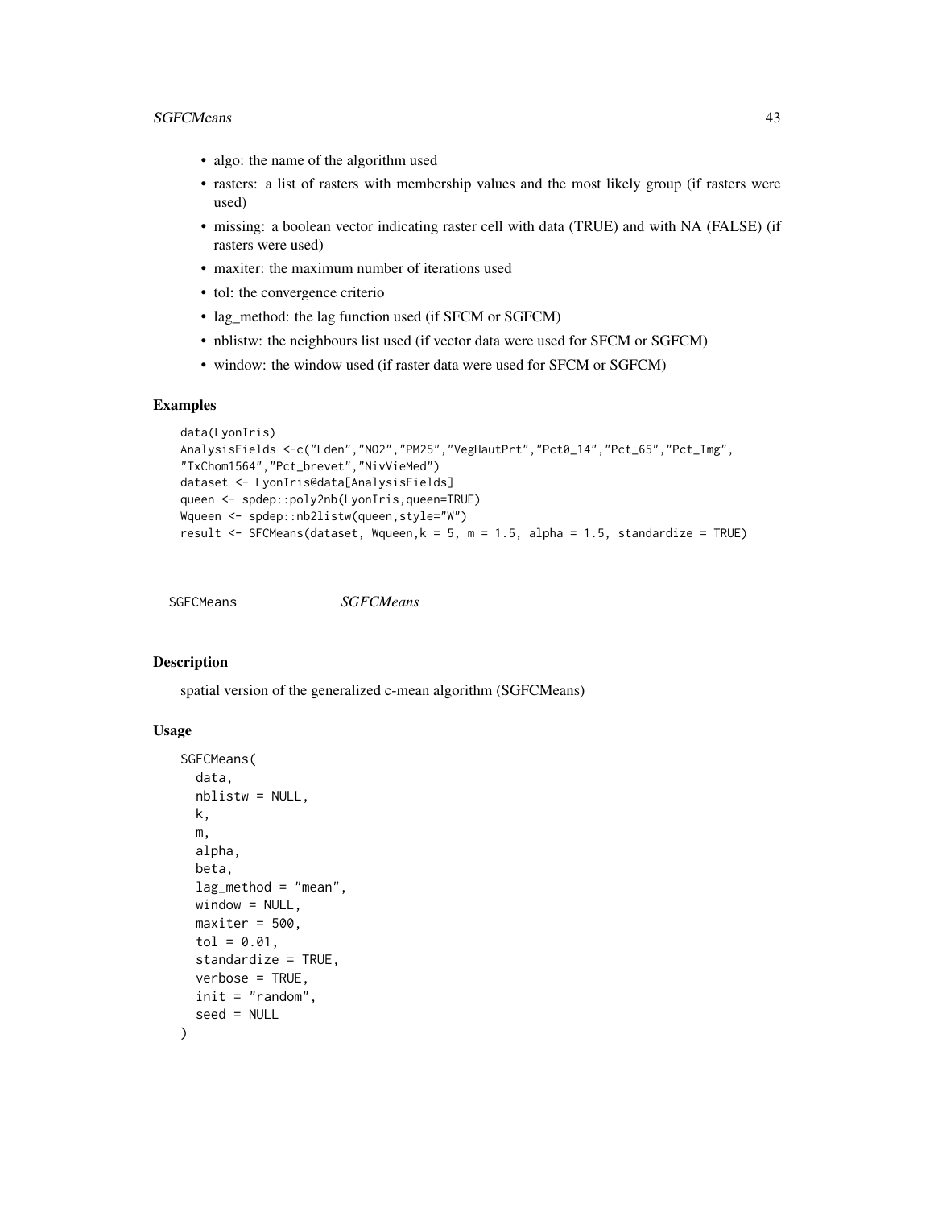- algo: the name of the algorithm used
- rasters: a list of rasters with membership values and the most likely group (if rasters were used)
- missing: a boolean vector indicating raster cell with data (TRUE) and with NA (FALSE) (if rasters were used)
- maxiter: the maximum number of iterations used
- tol: the convergence criterio
- lag_method: the lag function used (if SFCM or SGFCM)
- nblistw: the neighbours list used (if vector data were used for SFCM or SGFCM)
- window: the window used (if raster data were used for SFCM or SGFCM)

### Examples

```
data(LyonIris)
AnalysisFields <-c("Lden","NO2","PM25","VegHautPrt","Pct0_14","Pct_65","Pct_Img",
"TxChom1564","Pct_brevet","NivVieMed")
dataset <- LyonIris@data[AnalysisFields]
queen <- spdep::poly2nb(LyonIris,queen=TRUE)
Wqueen <- spdep::nb2listw(queen,style="W")
result <- SFCMeans(dataset, Wqueen,k = 5, m = 1.5, alpha = 1.5, standardize = TRUE)
```

---

## SGFCMeans *SGFCMeans*

---

### Description

spatial version of the generalized c-mean algorithm (SGFCMeans)

### Usage

```
SGFCMeans(
  data,
  nblistw = NULL,
  k,
  m,
  alpha,
  beta,
  lag_method = "mean",
  window = NULL,
  maxiter = 500,
  tol = 0.01,
  standardize = TRUE,
  verbose = TRUE,
  init = "random",
  seed = NULL
)
```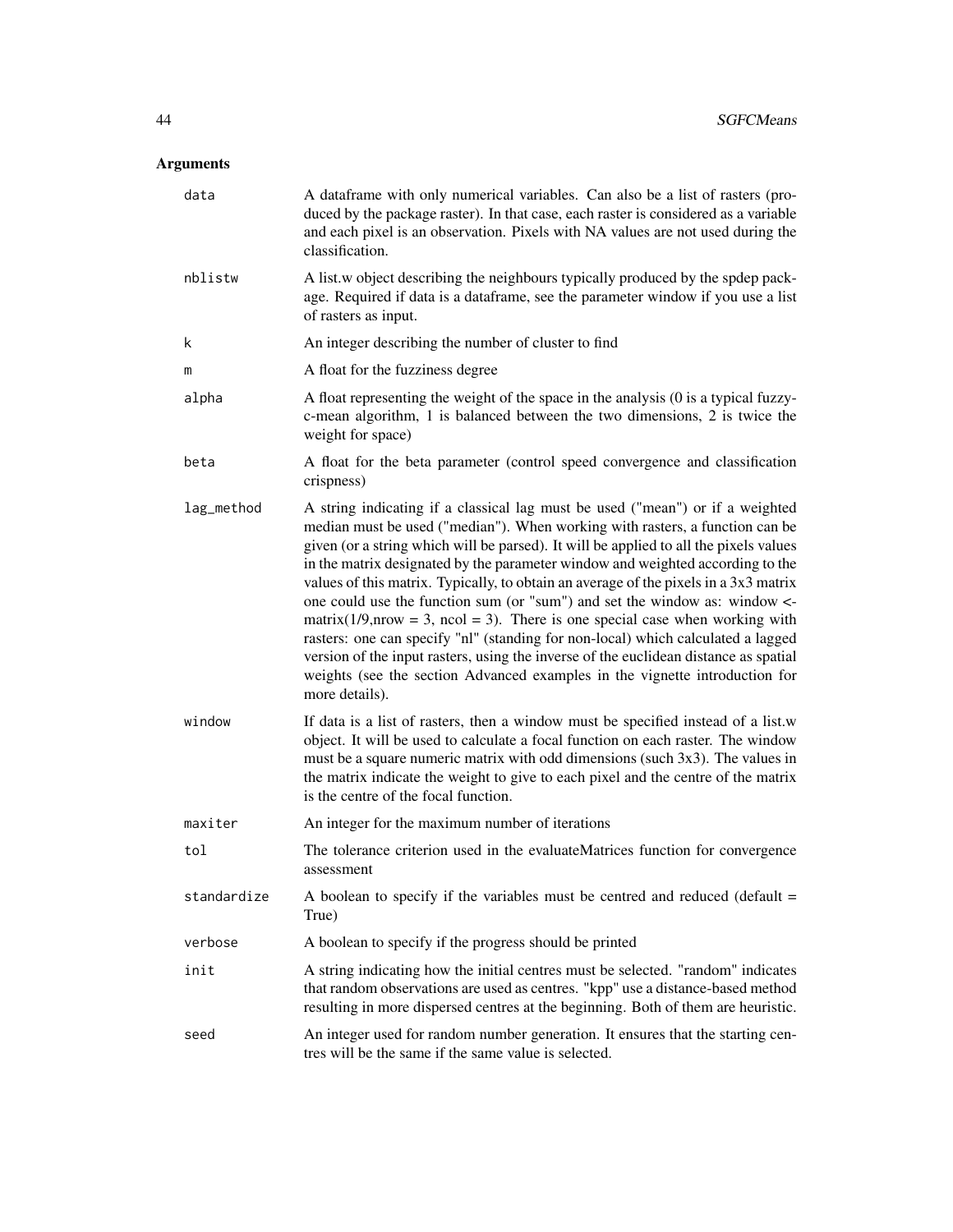## Arguments

| | |
|---|---|
| `data` | A dataframe with only numerical variables. Can also be a list of rasters (produced by the package raster). In that case, each raster is considered as a variable and each pixel is an observation. Pixels with NA values are not used during the classification. |
| `nblistw` | A list.w object describing the neighbours typically produced by the spdep package. Required if data is a dataframe, see the parameter window if you use a list of rasters as input. |
| `k` | An integer describing the number of cluster to find |
| `m` | A float for the fuzziness degree |
| `alpha` | A float representing the weight of the space in the analysis (0 is a typical fuzzy-c-mean algorithm, 1 is balanced between the two dimensions, 2 is twice the weight for space) |
| `beta` | A float for the beta parameter (control speed convergence and classification crispness) |
| `lag_method` | A string indicating if a classical lag must be used ("mean") or if a weighted median must be used ("median"). When working with rasters, a function can be given (or a string which will be parsed). It will be applied to all the pixels values in the matrix designated by the parameter window and weighted according to the values of this matrix. Typically, to obtain an average of the pixels in a 3x3 matrix one could use the function sum (or "sum") and set the window as: window <- matrix(1/9,nrow = 3, ncol = 3). There is one special case when working with rasters: one can specify "nl" (standing for non-local) which calculated a lagged version of the input rasters, using the inverse of the euclidean distance as spatial weights (see the section Advanced examples in the vignette introduction for more details). |
| `window` | If data is a list of rasters, then a window must be specified instead of a list.w object. It will be used to calculate a focal function on each raster. The window must be a square numeric matrix with odd dimensions (such 3x3). The values in the matrix indicate the weight to give to each pixel and the centre of the matrix is the centre of the focal function. |
| `maxiter` | An integer for the maximum number of iterations |
| `tol` | The tolerance criterion used in the evaluateMatrices function for convergence assessment |
| `standardize` | A boolean to specify if the variables must be centred and reduced (default = True) |
| `verbose` | A boolean to specify if the progress should be printed |
| `init` | A string indicating how the initial centres must be selected. "random" indicates that random observations are used as centres. "kpp" use a distance-based method resulting in more dispersed centres at the beginning. Both of them are heuristic. |
| `seed` | An integer used for random number generation. It ensures that the starting centres will be the same if the same value is selected. |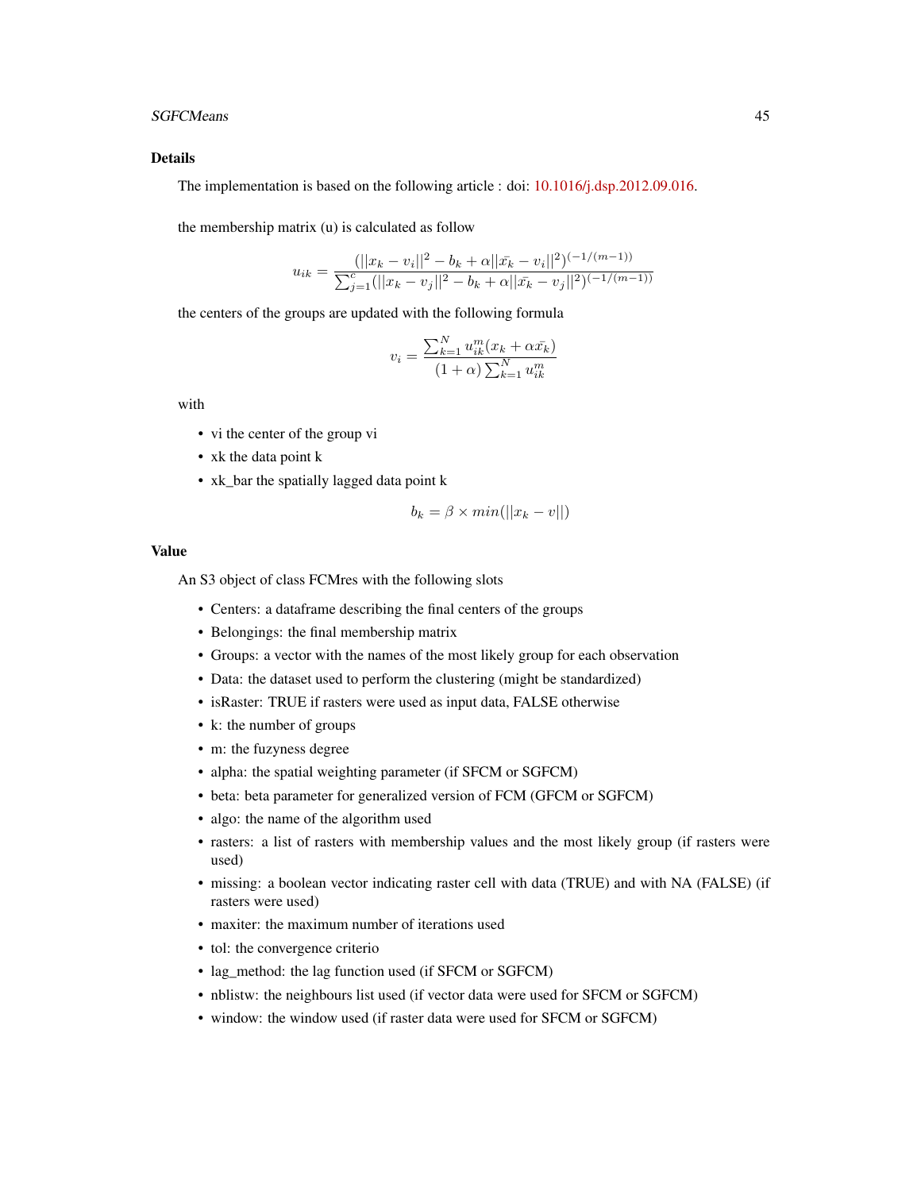## Details

The implementation is based on the following article : doi: 10.1016/j.dsp.2012.09.016.

the membership matrix (u) is calculated as follow

$$u_{ik} = \frac{(||x_k - v_i||^2 - b_k + \alpha||\bar{x_k} - v_i||^2)^{(-1/(m-1))}}{\sum_{j=1}^{c}(||x_k - v_j||^2 - b_k + \alpha||\bar{x_k} - v_j||^2)^{(-1/(m-1))}}$$

the centers of the groups are updated with the following formula

$$v_i = \frac{\sum_{k=1}^{N} u_{ik}^m (x_k + \alpha \bar{x_k})}{(1+\alpha)\sum_{k=1}^{N} u_{ik}^m}$$

with

- vi the center of the group vi
- xk the data point k
- xk_bar the spatially lagged data point k

$$b_k = \beta \times min(||x_k - v||)$$

## Value

An S3 object of class FCMres with the following slots

- Centers: a dataframe describing the final centers of the groups
- Belongings: the final membership matrix
- Groups: a vector with the names of the most likely group for each observation
- Data: the dataset used to perform the clustering (might be standardized)
- isRaster: TRUE if rasters were used as input data, FALSE otherwise
- k: the number of groups
- m: the fuzyness degree
- alpha: the spatial weighting parameter (if SFCM or SGFCM)
- beta: beta parameter for generalized version of FCM (GFCM or SGFCM)
- algo: the name of the algorithm used
- rasters: a list of rasters with membership values and the most likely group (if rasters were used)
- missing: a boolean vector indicating raster cell with data (TRUE) and with NA (FALSE) (if rasters were used)
- maxiter: the maximum number of iterations used
- tol: the convergence criterio
- lag_method: the lag function used (if SFCM or SGFCM)
- nblistw: the neighbours list used (if vector data were used for SFCM or SGFCM)
- window: the window used (if raster data were used for SFCM or SGFCM)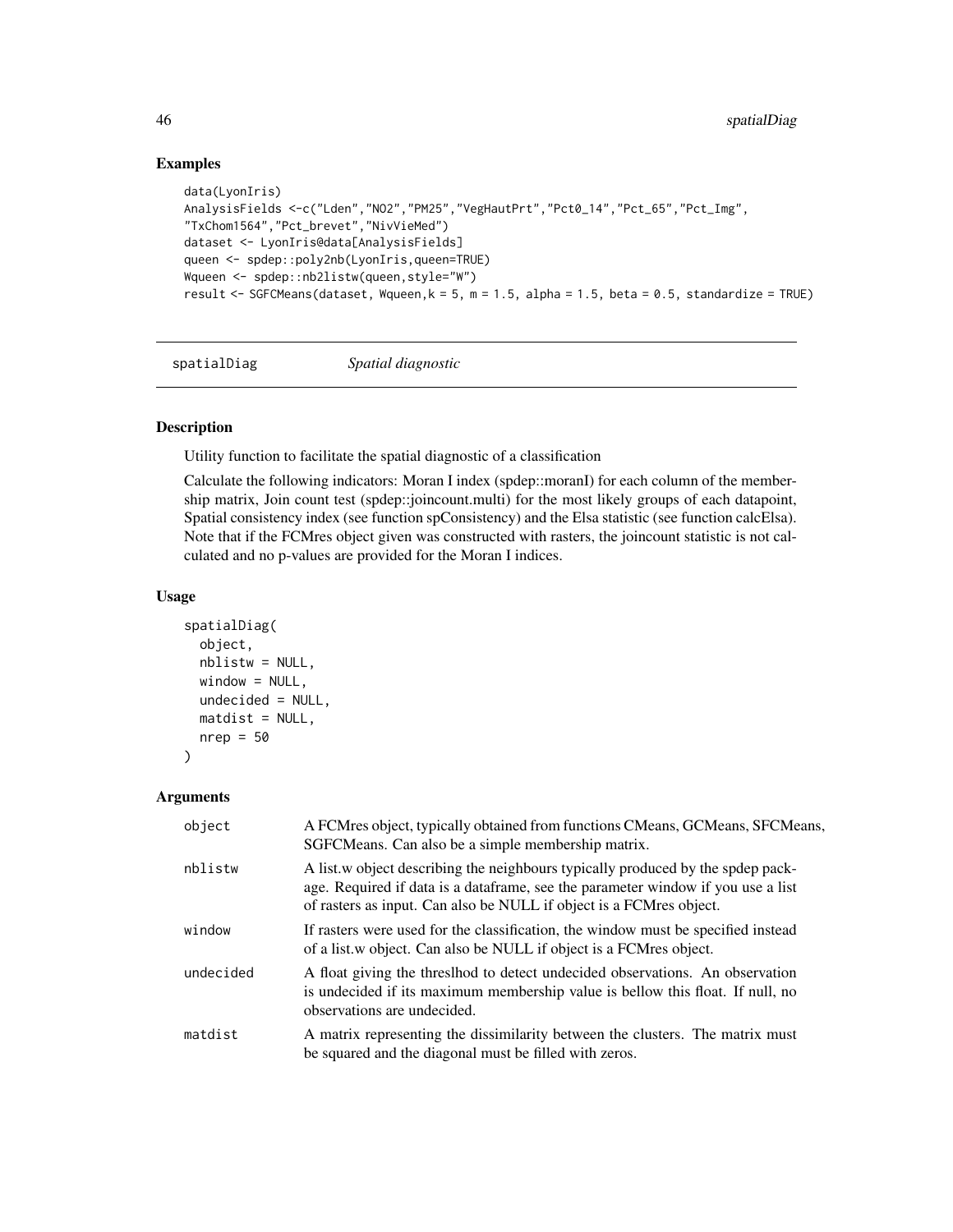### Examples

```
data(LyonIris)
AnalysisFields <-c("Lden","NO2","PM25","VegHautPrt","Pct0_14","Pct_65","Pct_Img",
"TxChom1564","Pct_brevet","NivVieMed")
dataset <- LyonIris@data[AnalysisFields]
queen <- spdep::poly2nb(LyonIris,queen=TRUE)
Wqueen <- spdep::nb2listw(queen,style="W")
result <- SGFCMeans(dataset, Wqueen,k = 5, m = 1.5, alpha = 1.5, beta = 0.5, standardize = TRUE)
```

---

## spatialDiag *Spatial diagnostic*

### Description

Utility function to facilitate the spatial diagnostic of a classification

Calculate the following indicators: Moran I index (spdep::moranI) for each column of the membership matrix, Join count test (spdep::joincount.multi) for the most likely groups of each datapoint, Spatial consistency index (see function spConsistency) and the Elsa statistic (see function calcElsa). Note that if the FCMres object given was constructed with rasters, the joincount statistic is not calculated and no p-values are provided for the Moran I indices.

### Usage

```
spatialDiag(
  object,
  nblistw = NULL,
  window = NULL,
  undecided = NULL,
  matdist = NULL,
  nrep = 50
)
```

### Arguments

| | |
|---|---|
| object | A FCMres object, typically obtained from functions CMeans, GCMeans, SFCMeans, SGFCMeans. Can also be a simple membership matrix. |
| nblistw | A list.w object describing the neighbours typically produced by the spdep package. Required if data is a dataframe, see the parameter window if you use a list of rasters as input. Can also be NULL if object is a FCMres object. |
| window | If rasters were used for the classification, the window must be specified instead of a list.w object. Can also be NULL if object is a FCMres object. |
| undecided | A float giving the threslhod to detect undecided observations. An observation is undecided if its maximum membership value is bellow this float. If null, no observations are undecided. |
| matdist | A matrix representing the dissimilarity between the clusters. The matrix must be squared and the diagonal must be filled with zeros. |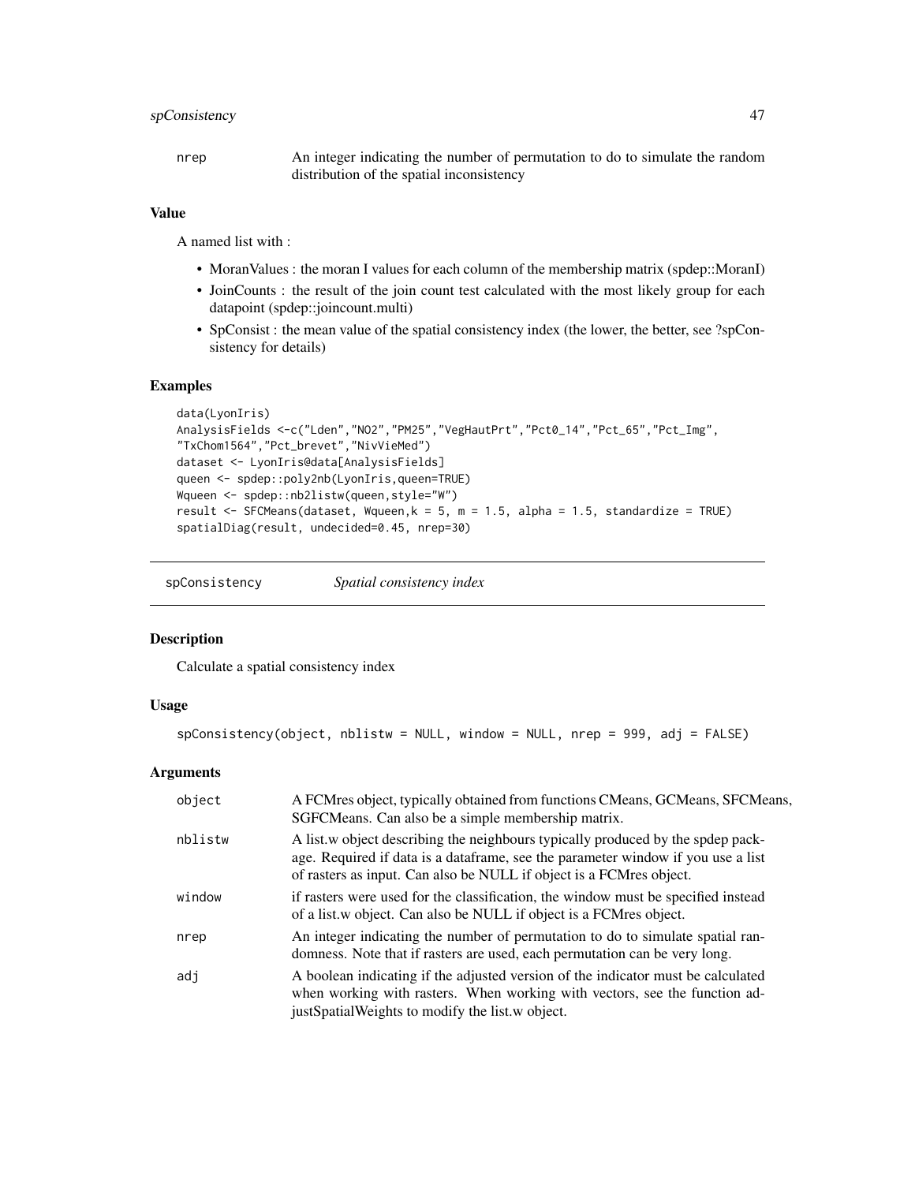| | |
|---|---|
| nrep | An integer indicating the number of permutation to do to simulate the random distribution of the spatial inconsistency |

### Value

A named list with :

- MoranValues : the moran I values for each column of the membership matrix (spdep::MoranI)
- JoinCounts : the result of the join count test calculated with the most likely group for each datapoint (spdep::joincount.multi)
- SpConsist : the mean value of the spatial consistency index (the lower, the better, see ?spConsistency for details)

### Examples

```
data(LyonIris)
AnalysisFields <-c("Lden","NO2","PM25","VegHautPrt","Pct0_14","Pct_65","Pct_Img",
"TxChom1564","Pct_brevet","NivVieMed")
dataset <- LyonIris@data[AnalysisFields]
queen <- spdep::poly2nb(LyonIris,queen=TRUE)
Wqueen <- spdep::nb2listw(queen,style="W")
result <- SFCMeans(dataset, Wqueen,k = 5, m = 1.5, alpha = 1.5, standardize = TRUE)
spatialDiag(result, undecided=0.45, nrep=30)
```

## spConsistency    *Spatial consistency index*

### Description

Calculate a spatial consistency index

### Usage

```
spConsistency(object, nblistw = NULL, window = NULL, nrep = 999, adj = FALSE)
```

### Arguments

| | |
|---|---|
| object | A FCMres object, typically obtained from functions CMeans, GCMeans, SFCMeans, SGFCMeans. Can also be a simple membership matrix. |
| nblistw | A list.w object describing the neighbours typically produced by the spdep package. Required if data is a dataframe, see the parameter window if you use a list of rasters as input. Can also be NULL if object is a FCMres object. |
| window | if rasters were used for the classification, the window must be specified instead of a list.w object. Can also be NULL if object is a FCMres object. |
| nrep | An integer indicating the number of permutation to do to simulate spatial randomness. Note that if rasters are used, each permutation can be very long. |
| adj | A boolean indicating if the adjusted version of the indicator must be calculated when working with rasters. When working with vectors, see the function adjustSpatialWeights to modify the list.w object. |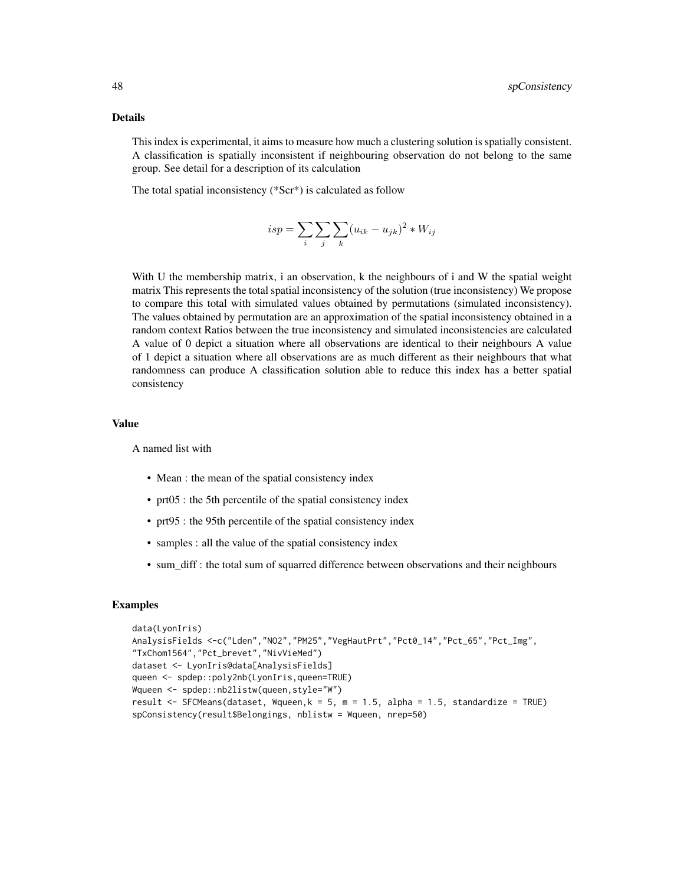## Details

This index is experimental, it aims to measure how much a clustering solution is spatially consistent. A classification is spatially inconsistent if neighbouring observation do not belong to the same group. See detail for a description of its calculation

The total spatial inconsistency (*Scr*) is calculated as follow

$$isp = \sum_{i} \sum_{j} \sum_{k} (u_{ik} - u_{jk})^2 * W_{ij}$$

With U the membership matrix, i an observation, k the neighbours of i and W the spatial weight matrix This represents the total spatial inconsistency of the solution (true inconsistency) We propose to compare this total with simulated values obtained by permutations (simulated inconsistency). The values obtained by permutation are an approximation of the spatial inconsistency obtained in a random context Ratios between the true inconsistency and simulated inconsistencies are calculated A value of 0 depict a situation where all observations are identical to their neighbours A value of 1 depict a situation where all observations are as much different as their neighbours that what randomness can produce A classification solution able to reduce this index has a better spatial consistency

## Value

A named list with

- Mean : the mean of the spatial consistency index
- prt05 : the 5th percentile of the spatial consistency index
- prt95 : the 95th percentile of the spatial consistency index
- samples : all the value of the spatial consistency index
- sum_diff : the total sum of squarred difference between observations and their neighbours

## Examples

```
data(LyonIris)
AnalysisFields <-c("Lden","NO2","PM25","VegHautPrt","Pct0_14","Pct_65","Pct_Img",
"TxChom1564","Pct_brevet","NivVieMed")
dataset <- LyonIris@data[AnalysisFields]
queen <- spdep::poly2nb(LyonIris,queen=TRUE)
Wqueen <- spdep::nb2listw(queen,style="W")
result <- SFCMeans(dataset, Wqueen,k = 5, m = 1.5, alpha = 1.5, standardize = TRUE)
spConsistency(result$Belongings, nblistw = Wqueen, nrep=50)
```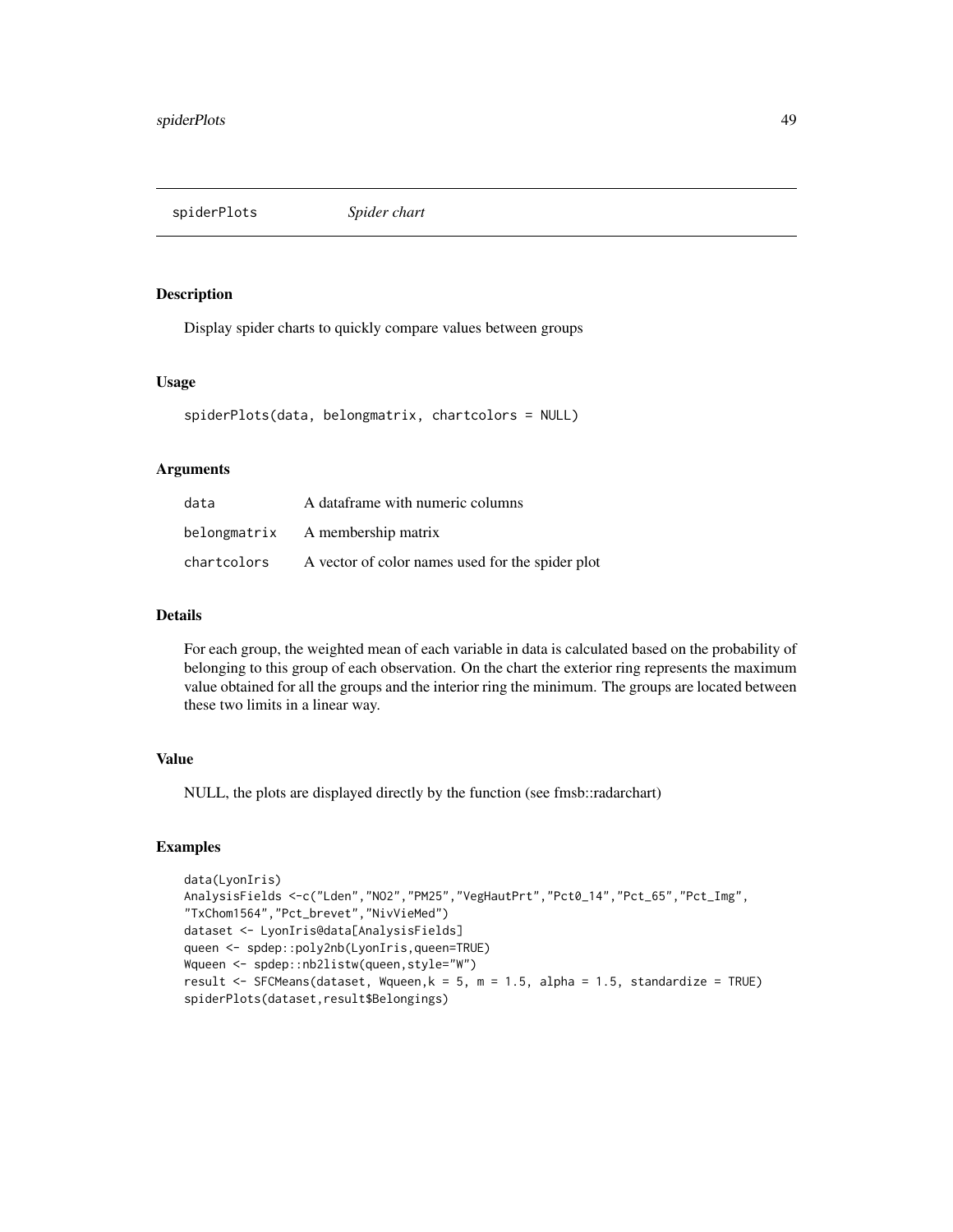# spiderPlots *Spider chart*

## Description

Display spider charts to quickly compare values between groups

## Usage

```
spiderPlots(data, belongmatrix, chartcolors = NULL)
```

## Arguments

| | |
|---|---|
| data | A dataframe with numeric columns |
| belongmatrix | A membership matrix |
| chartcolors | A vector of color names used for the spider plot |

## Details

For each group, the weighted mean of each variable in data is calculated based on the probability of belonging to this group of each observation. On the chart the exterior ring represents the maximum value obtained for all the groups and the interior ring the minimum. The groups are located between these two limits in a linear way.

## Value

NULL, the plots are displayed directly by the function (see fmsb::radarchart)

## Examples

```
data(LyonIris)
AnalysisFields <-c("Lden","NO2","PM25","VegHautPrt","Pct0_14","Pct_65","Pct_Img",
"TxChom1564","Pct_brevet","NivVieMed")
dataset <- LyonIris@data[AnalysisFields]
queen <- spdep::poly2nb(LyonIris,queen=TRUE)
Wqueen <- spdep::nb2listw(queen,style="W")
result <- SFCMeans(dataset, Wqueen,k = 5, m = 1.5, alpha = 1.5, standardize = TRUE)
spiderPlots(dataset,result$Belongings)
```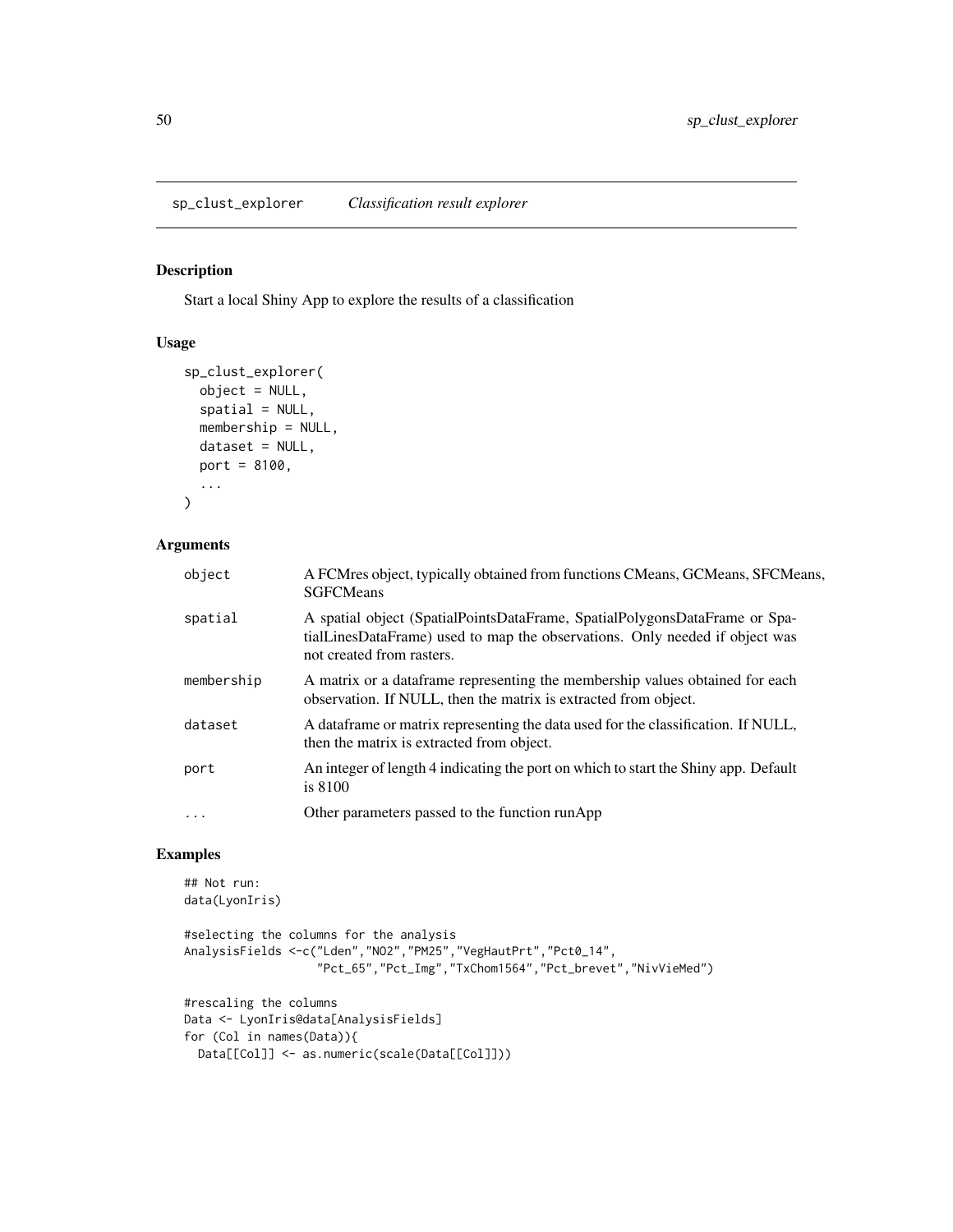## sp_clust_explorer *Classification result explorer*

### Description

Start a local Shiny App to explore the results of a classification

### Usage

```
sp_clust_explorer(
  object = NULL,
  spatial = NULL,
  membership = NULL,
  dataset = NULL,
  port = 8100,
  ...
)
```

### Arguments

| | |
|---|---|
| object | A FCMres object, typically obtained from functions CMeans, GCMeans, SFCMeans, SGFCMeans |
| spatial | A spatial object (SpatialPointsDataFrame, SpatialPolygonsDataFrame or SpatialLinesDataFrame) used to map the observations. Only needed if object was not created from rasters. |
| membership | A matrix or a dataframe representing the membership values obtained for each observation. If NULL, then the matrix is extracted from object. |
| dataset | A dataframe or matrix representing the data used for the classification. If NULL, then the matrix is extracted from object. |
| port | An integer of length 4 indicating the port on which to start the Shiny app. Default is 8100 |
| ... | Other parameters passed to the function runApp |

### Examples

```
## Not run:
data(LyonIris)

#selecting the columns for the analysis
AnalysisFields <-c("Lden","NO2","PM25","VegHautPrt","Pct0_14",
                   "Pct_65","Pct_Img","TxChom1564","Pct_brevet","NivVieMed")

#rescaling the columns
Data <- LyonIris@data[AnalysisFields]
for (Col in names(Data)){
  Data[[Col]] <- as.numeric(scale(Data[[Col]]))
```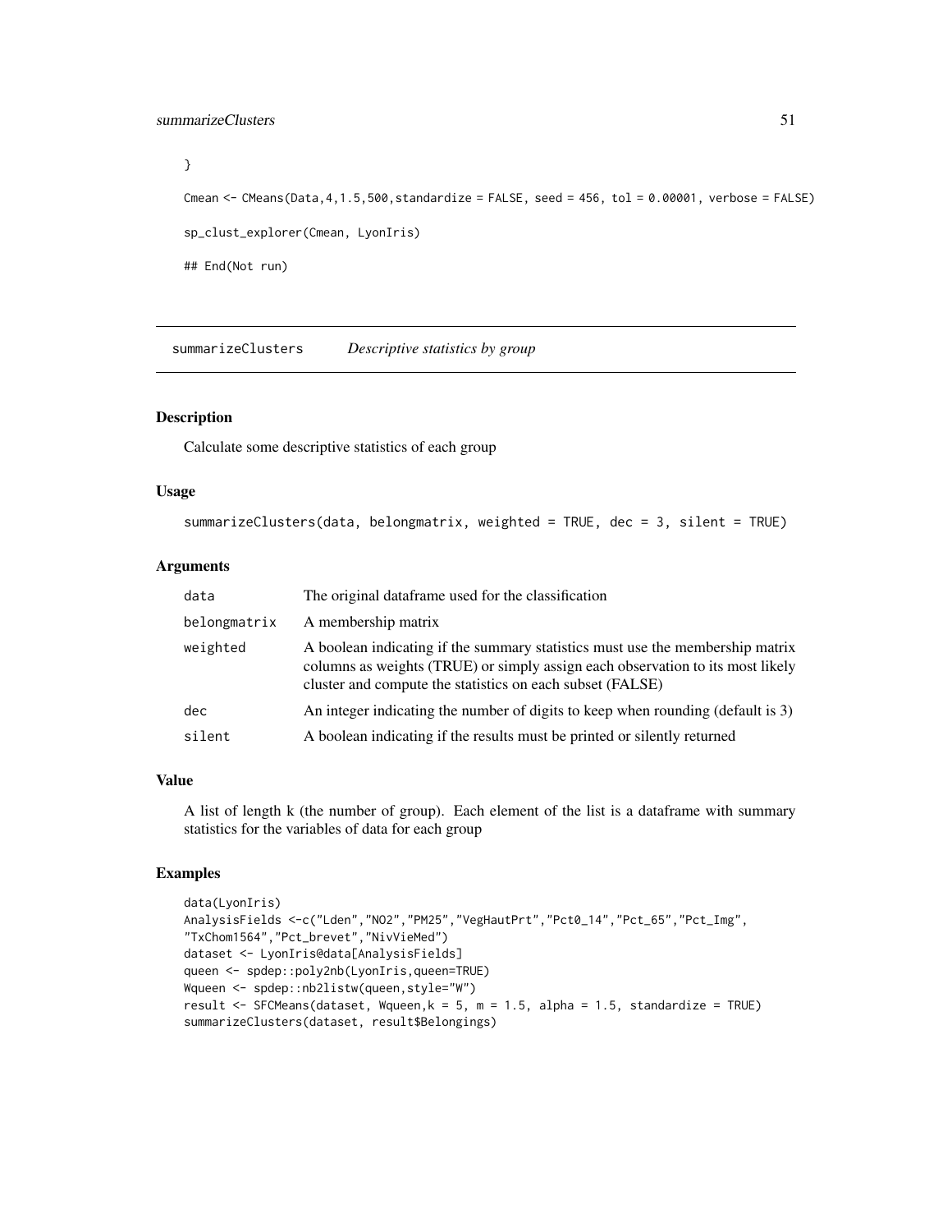```
}

Cmean <- CMeans(Data,4,1.5,500,standardize = FALSE, seed = 456, tol = 0.00001, verbose = FALSE)

sp_clust_explorer(Cmean, LyonIris)

## End(Not run)
```

---

## summarizeClusters — *Descriptive statistics by group*

### Description

Calculate some descriptive statistics of each group

### Usage

```
summarizeClusters(data, belongmatrix, weighted = TRUE, dec = 3, silent = TRUE)
```

### Arguments

| | |
|---|---|
| `data` | The original dataframe used for the classification |
| `belongmatrix` | A membership matrix |
| `weighted` | A boolean indicating if the summary statistics must use the membership matrix columns as weights (TRUE) or simply assign each observation to its most likely cluster and compute the statistics on each subset (FALSE) |
| `dec` | An integer indicating the number of digits to keep when rounding (default is 3) |
| `silent` | A boolean indicating if the results must be printed or silently returned |

### Value

A list of length k (the number of group). Each element of the list is a dataframe with summary statistics for the variables of data for each group

### Examples

```
data(LyonIris)
AnalysisFields <-c("Lden","NO2","PM25","VegHautPrt","Pct0_14","Pct_65","Pct_Img",
"TxChom1564","Pct_brevet","NivVieMed")
dataset <- LyonIris@data[AnalysisFields]
queen <- spdep::poly2nb(LyonIris,queen=TRUE)
Wqueen <- spdep::nb2listw(queen,style="W")
result <- SFCMeans(dataset, Wqueen,k = 5, m = 1.5, alpha = 1.5, standardize = TRUE)
summarizeClusters(dataset, result$Belongings)
```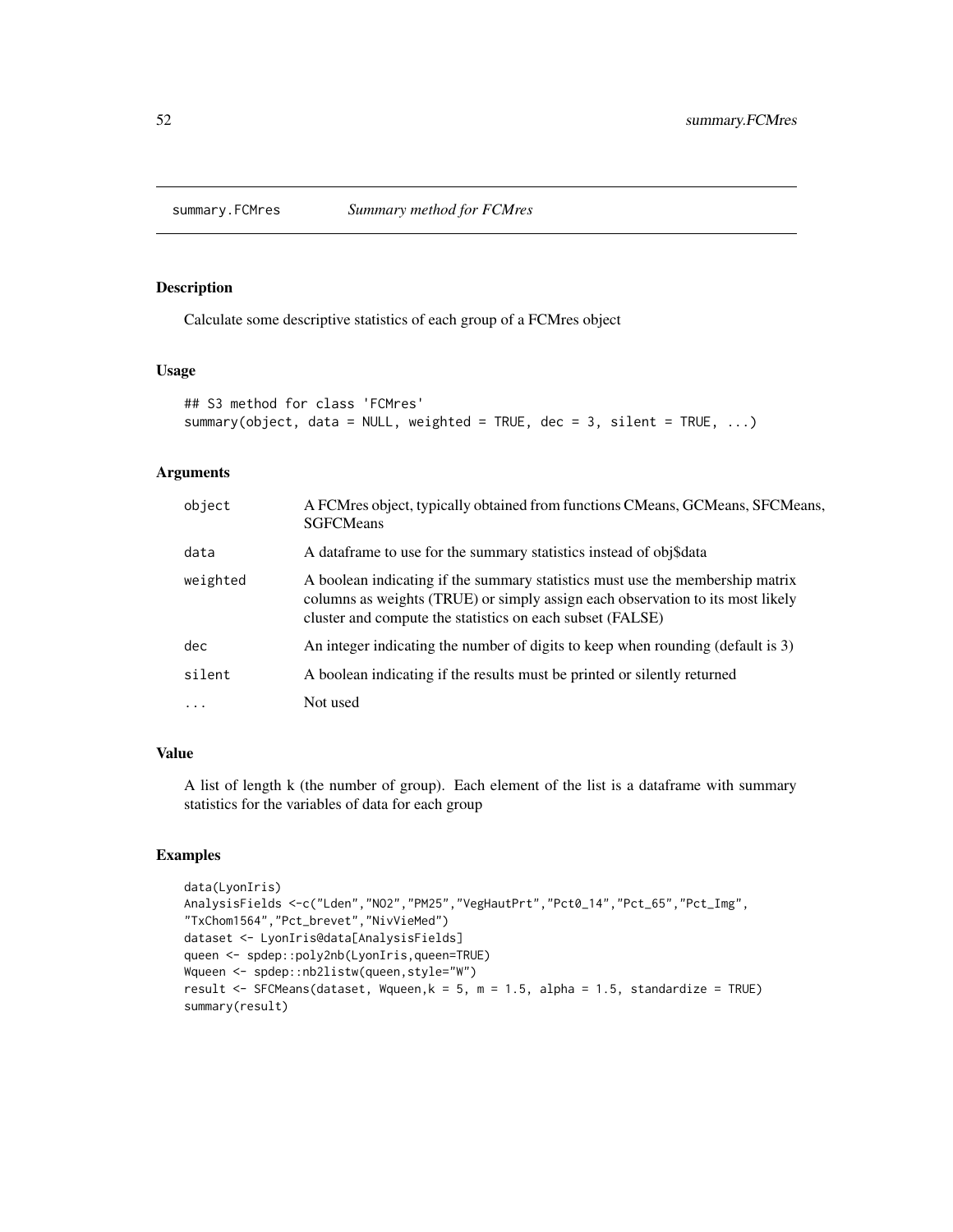## summary.FCMres *Summary method for FCMres*

### Description

Calculate some descriptive statistics of each group of a FCMres object

### Usage

```
## S3 method for class 'FCMres'
summary(object, data = NULL, weighted = TRUE, dec = 3, silent = TRUE, ...)
```

### Arguments

| | |
|---|---|
| object | A FCMres object, typically obtained from functions CMeans, GCMeans, SFCMeans, SGFCMeans |
| data | A dataframe to use for the summary statistics instead of obj$data |
| weighted | A boolean indicating if the summary statistics must use the membership matrix columns as weights (TRUE) or simply assign each observation to its most likely cluster and compute the statistics on each subset (FALSE) |
| dec | An integer indicating the number of digits to keep when rounding (default is 3) |
| silent | A boolean indicating if the results must be printed or silently returned |
| ... | Not used |

### Value

A list of length k (the number of group). Each element of the list is a dataframe with summary statistics for the variables of data for each group

### Examples

```
data(LyonIris)
AnalysisFields <-c("Lden","NO2","PM25","VegHautPrt","Pct0_14","Pct_65","Pct_Img",
"TxChom1564","Pct_brevet","NivVieMed")
dataset <- LyonIris@data[AnalysisFields]
queen <- spdep::poly2nb(LyonIris,queen=TRUE)
Wqueen <- spdep::nb2listw(queen,style="W")
result <- SFCMeans(dataset, Wqueen,k = 5, m = 1.5, alpha = 1.5, standardize = TRUE)
summary(result)
```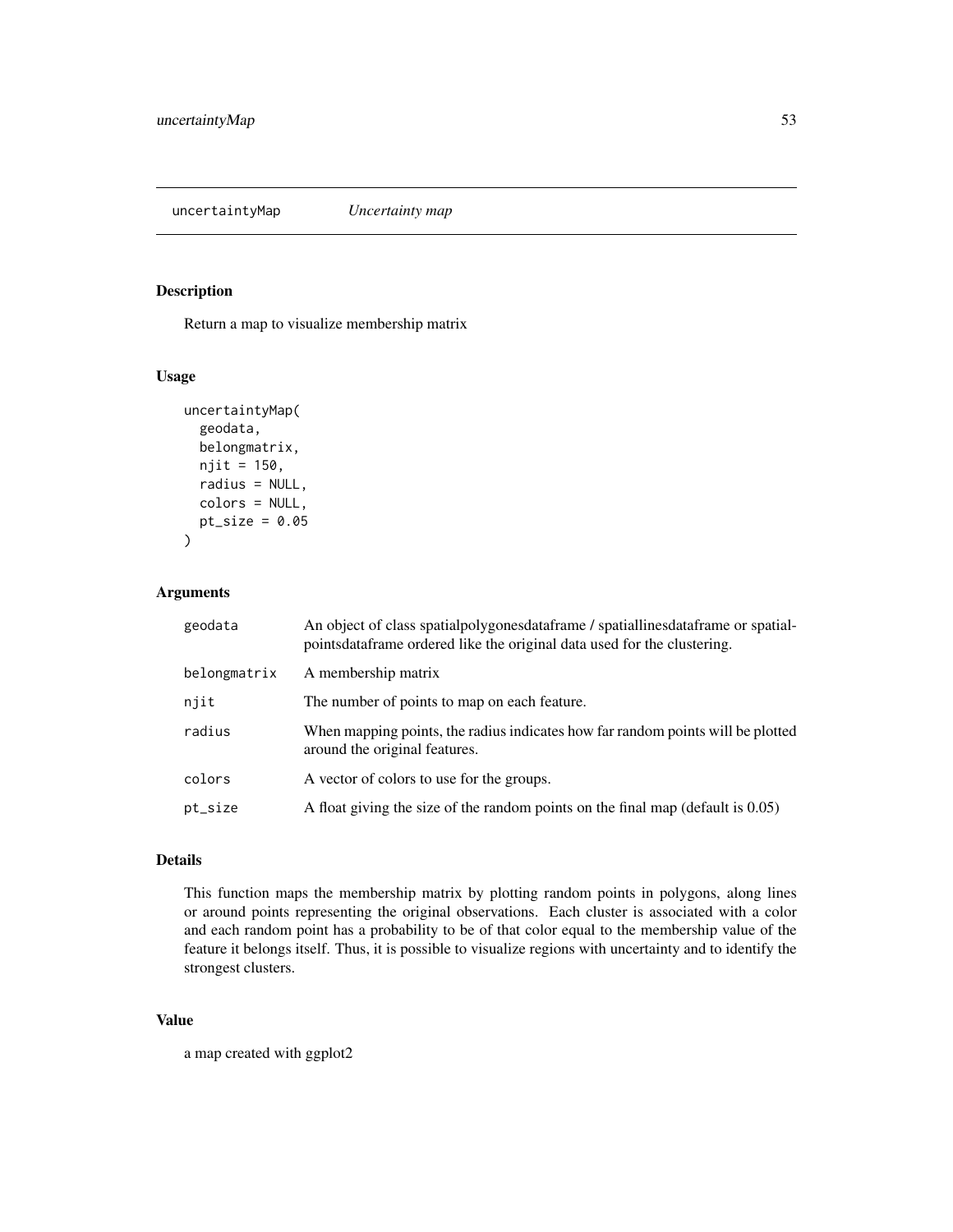## uncertaintyMap *Uncertainty map*

### Description

Return a map to visualize membership matrix

### Usage

```
uncertaintyMap(
  geodata,
  belongmatrix,
  njit = 150,
  radius = NULL,
  colors = NULL,
  pt_size = 0.05
)
```

### Arguments

| Argument | Description |
|---|---|
| geodata | An object of class spatialpolygonesdataframe / spatiallinesdataframe or spatialpointsdataframe ordered like the original data used for the clustering. |
| belongmatrix | A membership matrix |
| njit | The number of points to map on each feature. |
| radius | When mapping points, the radius indicates how far random points will be plotted around the original features. |
| colors | A vector of colors to use for the groups. |
| pt_size | A float giving the size of the random points on the final map (default is 0.05) |

### Details

This function maps the membership matrix by plotting random points in polygons, along lines or around points representing the original observations. Each cluster is associated with a color and each random point has a probability to be of that color equal to the membership value of the feature it belongs itself. Thus, it is possible to visualize regions with uncertainty and to identify the strongest clusters.

### Value

a map created with ggplot2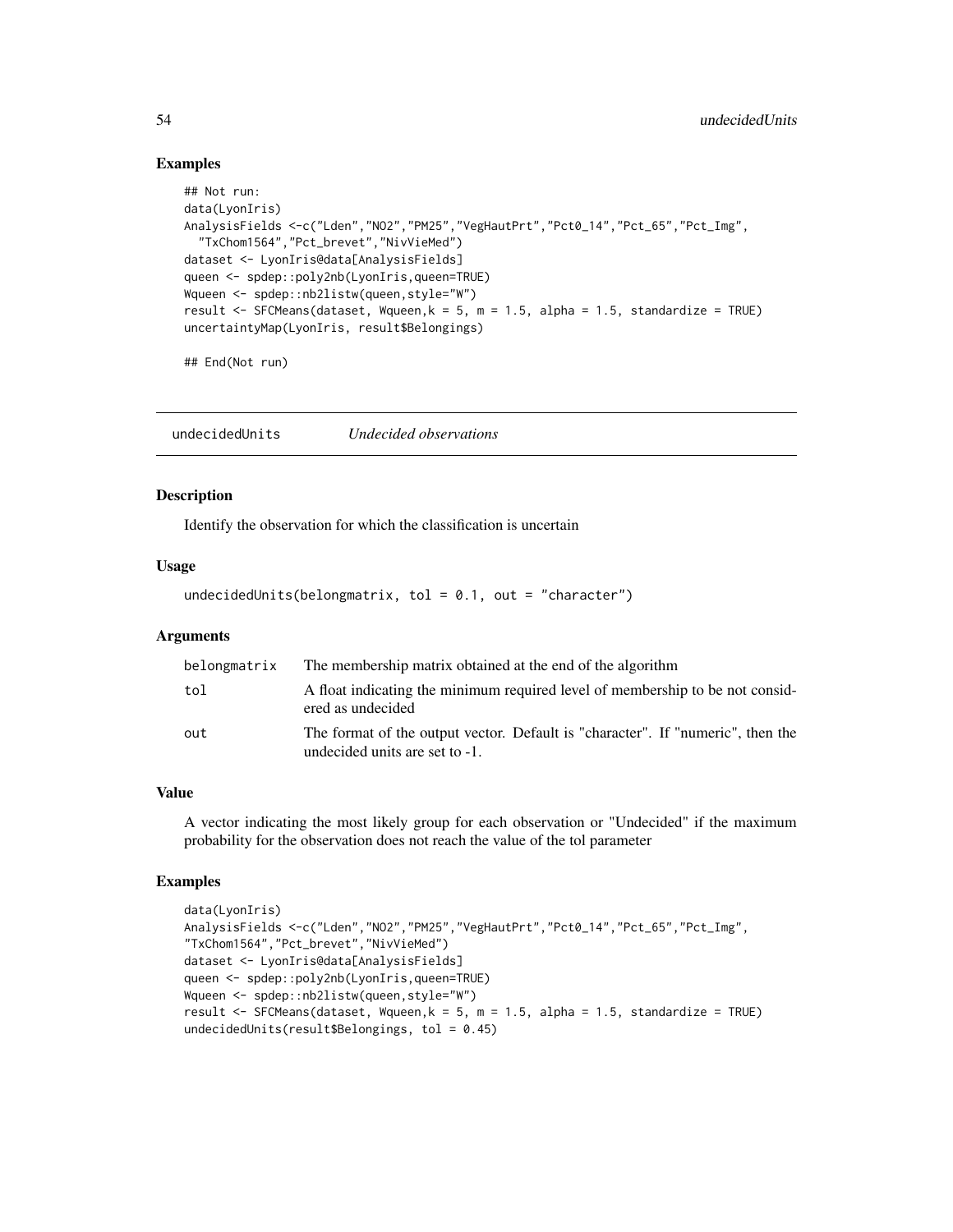### Examples

```
## Not run:
data(LyonIris)
AnalysisFields <-c("Lden","NO2","PM25","VegHautPrt","Pct0_14","Pct_65","Pct_Img",
  "TxChom1564","Pct_brevet","NivVieMed")
dataset <- LyonIris@data[AnalysisFields]
queen <- spdep::poly2nb(LyonIris,queen=TRUE)
Wqueen <- spdep::nb2listw(queen,style="W")
result <- SFCMeans(dataset, Wqueen,k = 5, m = 1.5, alpha = 1.5, standardize = TRUE)
uncertaintyMap(LyonIris, result$Belongings)

## End(Not run)
```

## undecidedUnits *Undecided observations*

### Description

Identify the observation for which the classification is uncertain

### Usage

```
undecidedUnits(belongmatrix, tol = 0.1, out = "character")
```

### Arguments

| | |
|---|---|
| belongmatrix | The membership matrix obtained at the end of the algorithm |
| tol | A float indicating the minimum required level of membership to be not considered as undecided |
| out | The format of the output vector. Default is "character". If "numeric", then the undecided units are set to -1. |

### Value

A vector indicating the most likely group for each observation or "Undecided" if the maximum probability for the observation does not reach the value of the tol parameter

### Examples

```
data(LyonIris)
AnalysisFields <-c("Lden","NO2","PM25","VegHautPrt","Pct0_14","Pct_65","Pct_Img",
"TxChom1564","Pct_brevet","NivVieMed")
dataset <- LyonIris@data[AnalysisFields]
queen <- spdep::poly2nb(LyonIris,queen=TRUE)
Wqueen <- spdep::nb2listw(queen,style="W")
result <- SFCMeans(dataset, Wqueen,k = 5, m = 1.5, alpha = 1.5, standardize = TRUE)
undecidedUnits(result$Belongings, tol = 0.45)
```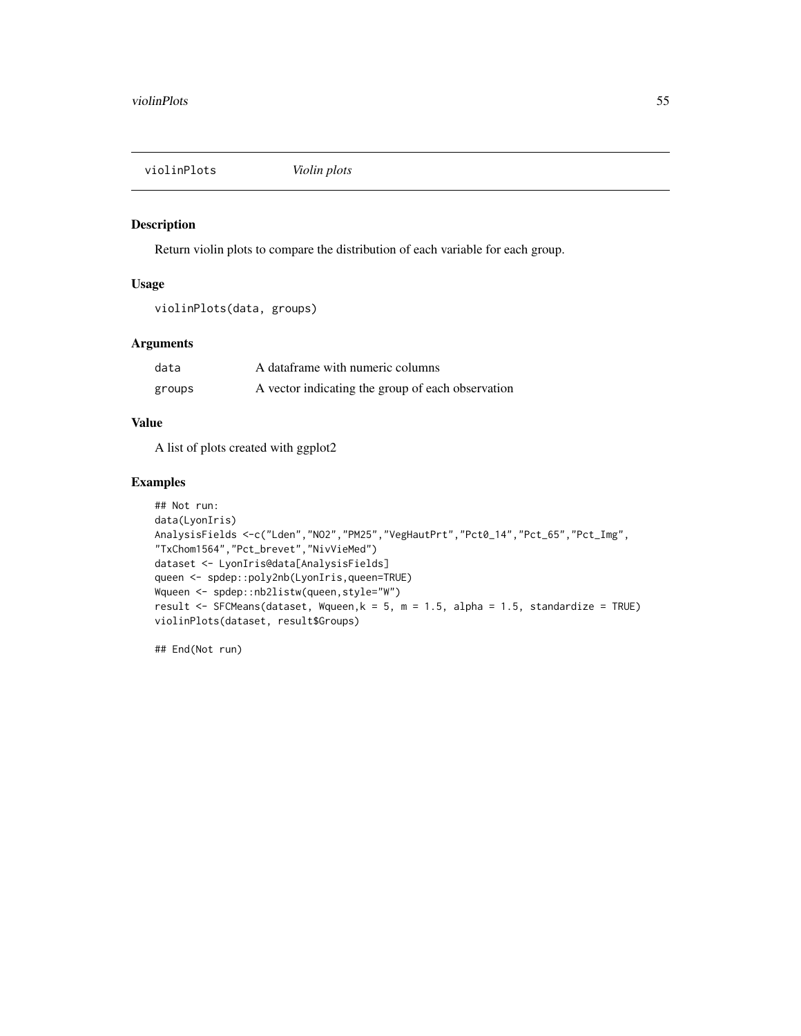# violinPlots *Violin plots*

## Description

Return violin plots to compare the distribution of each variable for each group.

## Usage

```
violinPlots(data, groups)
```

## Arguments

| | |
|---|---|
| data | A dataframe with numeric columns |
| groups | A vector indicating the group of each observation |

## Value

A list of plots created with ggplot2

## Examples

```
## Not run:
data(LyonIris)
AnalysisFields <-c("Lden","NO2","PM25","VegHautPrt","Pct0_14","Pct_65","Pct_Img",
"TxChom1564","Pct_brevet","NivVieMed")
dataset <- LyonIris@data[AnalysisFields]
queen <- spdep::poly2nb(LyonIris,queen=TRUE)
Wqueen <- spdep::nb2listw(queen,style="W")
result <- SFCMeans(dataset, Wqueen,k = 5, m = 1.5, alpha = 1.5, standardize = TRUE)
violinPlots(dataset, result$Groups)

## End(Not run)
```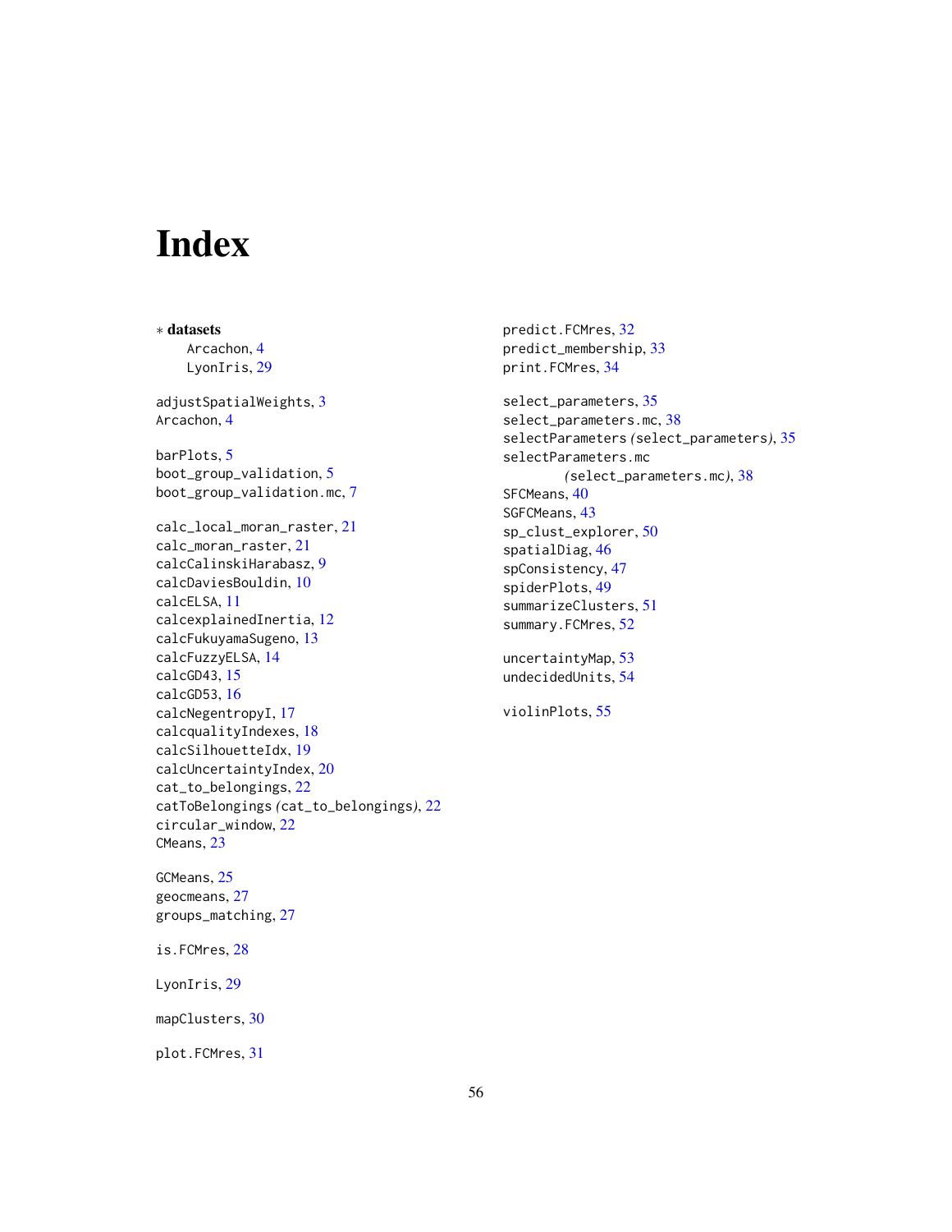# Index

∗ **datasets**
  Arcachon, 4
  LyonIris, 29

adjustSpatialWeights, 3
Arcachon, 4

barPlots, 5
boot_group_validation, 5
boot_group_validation.mc, 7

calc_local_moran_raster, 21
calc_moran_raster, 21
calcCalinskiHarabasz, 9
calcDaviesBouldin, 10
calcELSA, 11
calcexplainedInertia, 12
calcFukuyamaSugeno, 13
calcFuzzyELSA, 14
calcGD43, 15
calcGD53, 16
calcNegentropyI, 17
calcqualityIndexes, 18
calcSilhouetteIdx, 19
calcUncertaintyIndex, 20
cat_to_belongings, 22
catToBelongings *(cat_to_belongings)*, 22
circular_window, 22
CMeans, 23

GCMeans, 25
geocmeans, 27
groups_matching, 27

is.FCMres, 28

LyonIris, 29

mapClusters, 30

plot.FCMres, 31
predict.FCMres, 32
predict_membership, 33
print.FCMres, 34

select_parameters, 35
select_parameters.mc, 38
selectParameters *(select_parameters)*, 35
selectParameters.mc *(select_parameters.mc)*, 38
SFCMeans, 40
SGFCMeans, 43
sp_clust_explorer, 50
spatialDiag, 46
spConsistency, 47
spiderPlots, 49
summarizeClusters, 51
summary.FCMres, 52

uncertaintyMap, 53
undecidedUnits, 54

violinPlots, 55